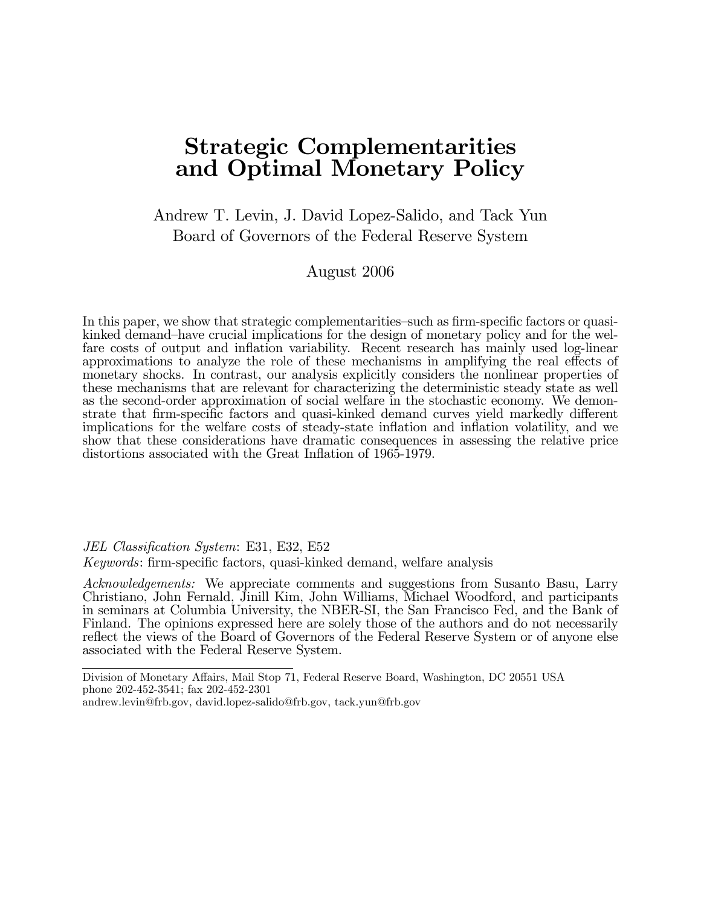# Strategic Complementarities and Optimal Monetary Policy

Andrew T. Levin, J. David Lopez-Salido, and Tack Yun
Board of Governors of the Federal Reserve System

August 2006

In this paper, we show that strategic complementarities–such as firm-specific factors or quasi-kinked demand–have crucial implications for the design of monetary policy and for the welfare costs of output and inflation variability. Recent research has mainly used log-linear approximations to analyze the role of these mechanisms in amplifying the real effects of monetary shocks. In contrast, our analysis explicitly considers the nonlinear properties of these mechanisms that are relevant for characterizing the deterministic steady state as well as the second-order approximation of social welfare in the stochastic economy. We demonstrate that firm-specific factors and quasi-kinked demand curves yield markedly different implications for the welfare costs of steady-state inflation and inflation volatility, and we show that these considerations have dramatic consequences in assessing the relative price distortions associated with the Great Inflation of 1965-1979.

*JEL Classification System*: E31, E32, E52
*Keywords*: firm-specific factors, quasi-kinked demand, welfare analysis

*Acknowledgements:* We appreciate comments and suggestions from Susanto Basu, Larry Christiano, John Fernald, Jinill Kim, John Williams, Michael Woodford, and participants in seminars at Columbia University, the NBER-SI, the San Francisco Fed, and the Bank of Finland. The opinions expressed here are solely those of the authors and do not necessarily reflect the views of the Board of Governors of the Federal Reserve System or of anyone else associated with the Federal Reserve System.

---

Division of Monetary Affairs, Mail Stop 71, Federal Reserve Board, Washington, DC 20551 USA
phone 202-452-3541; fax 202-452-2301
andrew.levin@frb.gov, david.lopez-salido@frb.gov, tack.yun@frb.gov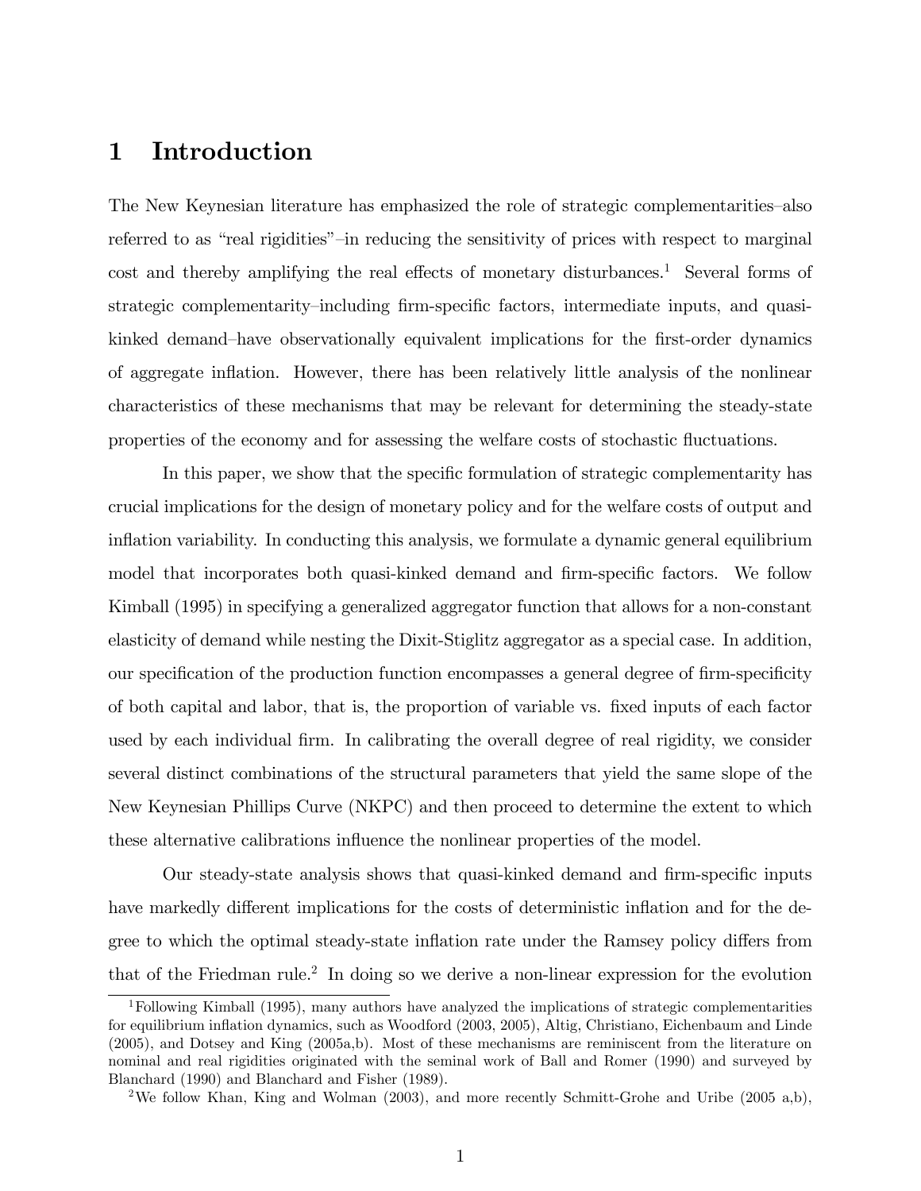# 1 Introduction

The New Keynesian literature has emphasized the role of strategic complementarities–also referred to as "real rigidities"–in reducing the sensitivity of prices with respect to marginal cost and thereby amplifying the real effects of monetary disturbances.[1] Several forms of strategic complementarity–including firm-specific factors, intermediate inputs, and quasi-kinked demand–have observationally equivalent implications for the first-order dynamics of aggregate inflation. However, there has been relatively little analysis of the nonlinear characteristics of these mechanisms that may be relevant for determining the steady-state properties of the economy and for assessing the welfare costs of stochastic fluctuations.

In this paper, we show that the specific formulation of strategic complementarity has crucial implications for the design of monetary policy and for the welfare costs of output and inflation variability. In conducting this analysis, we formulate a dynamic general equilibrium model that incorporates both quasi-kinked demand and firm-specific factors. We follow Kimball (1995) in specifying a generalized aggregator function that allows for a non-constant elasticity of demand while nesting the Dixit-Stiglitz aggregator as a special case. In addition, our specification of the production function encompasses a general degree of firm-specificity of both capital and labor, that is, the proportion of variable vs. fixed inputs of each factor used by each individual firm. In calibrating the overall degree of real rigidity, we consider several distinct combinations of the structural parameters that yield the same slope of the New Keynesian Phillips Curve (NKPC) and then proceed to determine the extent to which these alternative calibrations influence the nonlinear properties of the model.

Our steady-state analysis shows that quasi-kinked demand and firm-specific inputs have markedly different implications for the costs of deterministic inflation and for the degree to which the optimal steady-state inflation rate under the Ramsey policy differs from that of the Friedman rule.[2] In doing so we derive a non-linear expression for the evolution

[1] Following Kimball (1995), many authors have analyzed the implications of strategic complementarities for equilibrium inflation dynamics, such as Woodford (2003, 2005), Altig, Christiano, Eichenbaum and Linde (2005), and Dotsey and King (2005a,b). Most of these mechanisms are reminiscent from the literature on nominal and real rigidities originated with the seminal work of Ball and Romer (1990) and surveyed by Blanchard (1990) and Blanchard and Fisher (1989).

[2] We follow Khan, King and Wolman (2003), and more recently Schmitt-Grohe and Uribe (2005 a,b),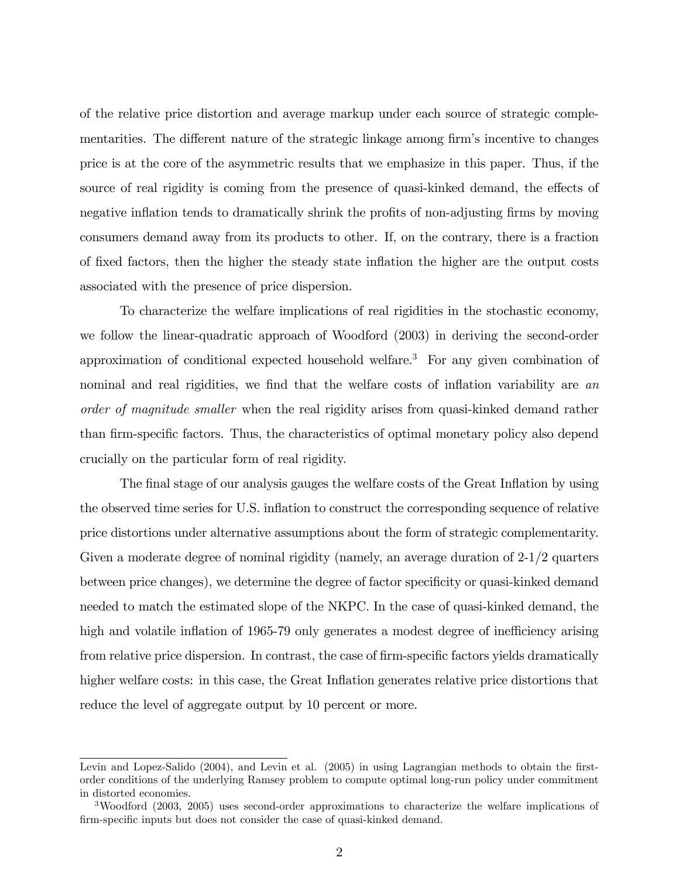of the relative price distortion and average markup under each source of strategic complementarities. The different nature of the strategic linkage among firm's incentive to changes price is at the core of the asymmetric results that we emphasize in this paper. Thus, if the source of real rigidity is coming from the presence of quasi-kinked demand, the effects of negative inflation tends to dramatically shrink the profits of non-adjusting firms by moving consumers demand away from its products to other. If, on the contrary, there is a fraction of fixed factors, then the higher the steady state inflation the higher are the output costs associated with the presence of price dispersion.

To characterize the welfare implications of real rigidities in the stochastic economy, we follow the linear-quadratic approach of Woodford (2003) in deriving the second-order approximation of conditional expected household welfare.[3] For any given combination of nominal and real rigidities, we find that the welfare costs of inflation variability are *an order of magnitude smaller* when the real rigidity arises from quasi-kinked demand rather than firm-specific factors. Thus, the characteristics of optimal monetary policy also depend crucially on the particular form of real rigidity.

The final stage of our analysis gauges the welfare costs of the Great Inflation by using the observed time series for U.S. inflation to construct the corresponding sequence of relative price distortions under alternative assumptions about the form of strategic complementarity. Given a moderate degree of nominal rigidity (namely, an average duration of 2-1/2 quarters between price changes), we determine the degree of factor specificity or quasi-kinked demand needed to match the estimated slope of the NKPC. In the case of quasi-kinked demand, the high and volatile inflation of 1965-79 only generates a modest degree of inefficiency arising from relative price dispersion. In contrast, the case of firm-specific factors yields dramatically higher welfare costs: in this case, the Great Inflation generates relative price distortions that reduce the level of aggregate output by 10 percent or more.

---

Levin and Lopez-Salido (2004), and Levin et al. (2005) in using Lagrangian methods to obtain the first-order conditions of the underlying Ramsey problem to compute optimal long-run policy under commitment in distorted economies.

[3] Woodford (2003, 2005) uses second-order approximations to characterize the welfare implications of firm-specific inputs but does not consider the case of quasi-kinked demand.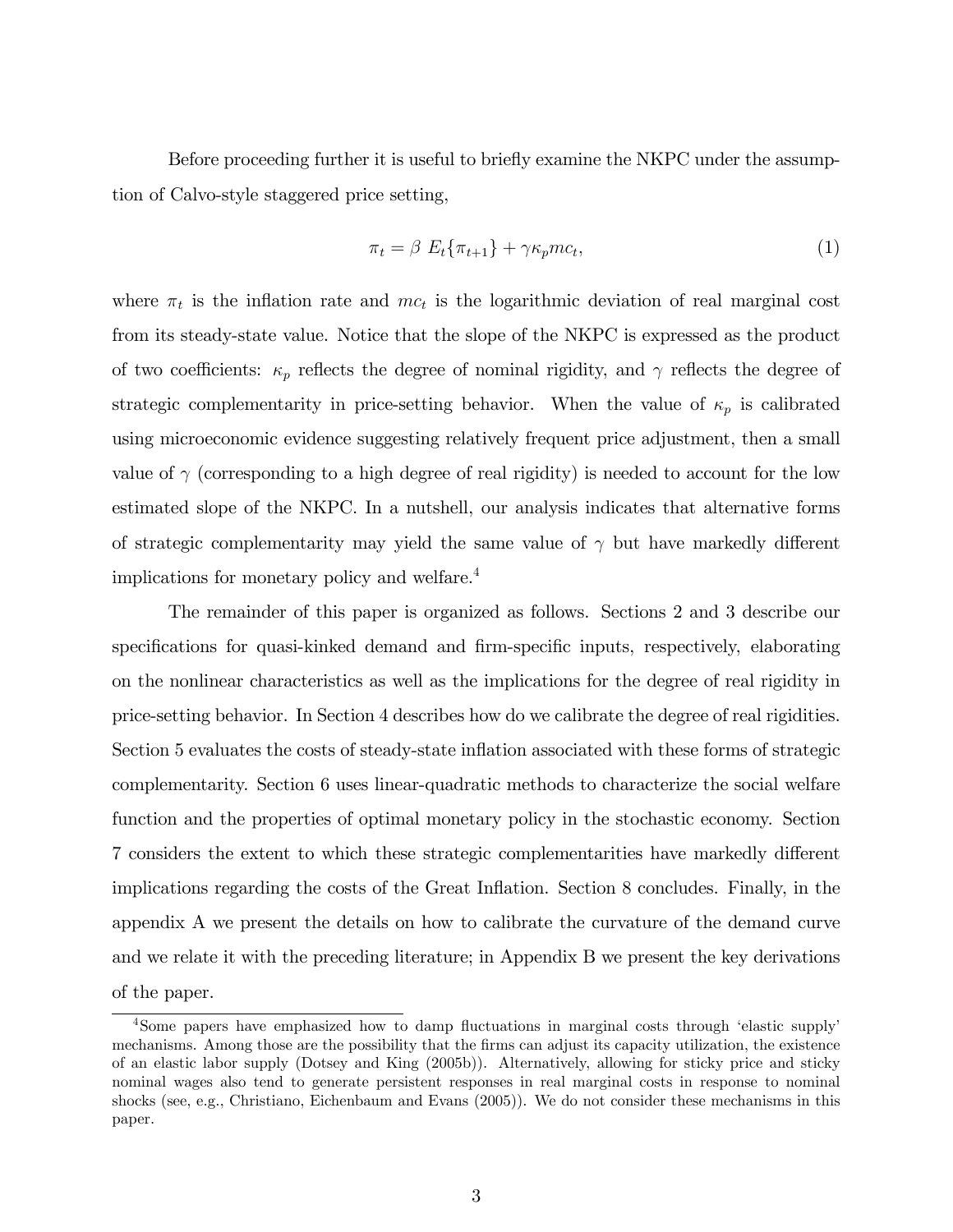Before proceeding further it is useful to briefly examine the NKPC under the assumption of Calvo-style staggered price setting,

$$\pi_t = \beta \; E_t\{\pi_{t+1}\} + \gamma \kappa_p mc_t, \tag{1}$$

where $\pi_t$ is the inflation rate and $mc_t$ is the logarithmic deviation of real marginal cost from its steady-state value. Notice that the slope of the NKPC is expressed as the product of two coefficients: $\kappa_p$ reflects the degree of nominal rigidity, and $\gamma$ reflects the degree of strategic complementarity in price-setting behavior. When the value of $\kappa_p$ is calibrated using microeconomic evidence suggesting relatively frequent price adjustment, then a small value of $\gamma$ (corresponding to a high degree of real rigidity) is needed to account for the low estimated slope of the NKPC. In a nutshell, our analysis indicates that alternative forms of strategic complementarity may yield the same value of $\gamma$ but have markedly different implications for monetary policy and welfare.[4]

The remainder of this paper is organized as follows. Sections 2 and 3 describe our specifications for quasi-kinked demand and firm-specific inputs, respectively, elaborating on the nonlinear characteristics as well as the implications for the degree of real rigidity in price-setting behavior. In Section 4 describes how do we calibrate the degree of real rigidities. Section 5 evaluates the costs of steady-state inflation associated with these forms of strategic complementarity. Section 6 uses linear-quadratic methods to characterize the social welfare function and the properties of optimal monetary policy in the stochastic economy. Section 7 considers the extent to which these strategic complementarities have markedly different implications regarding the costs of the Great Inflation. Section 8 concludes. Finally, in the appendix A we present the details on how to calibrate the curvature of the demand curve and we relate it with the preceding literature; in Appendix B we present the key derivations of the paper.

[4] Some papers have emphasized how to damp fluctuations in marginal costs through 'elastic supply' mechanisms. Among those are the possibility that the firms can adjust its capacity utilization, the existence of an elastic labor supply (Dotsey and King (2005b)). Alternatively, allowing for sticky price and sticky nominal wages also tend to generate persistent responses in real marginal costs in response to nominal shocks (see, e.g., Christiano, Eichenbaum and Evans (2005)). We do not consider these mechanisms in this paper.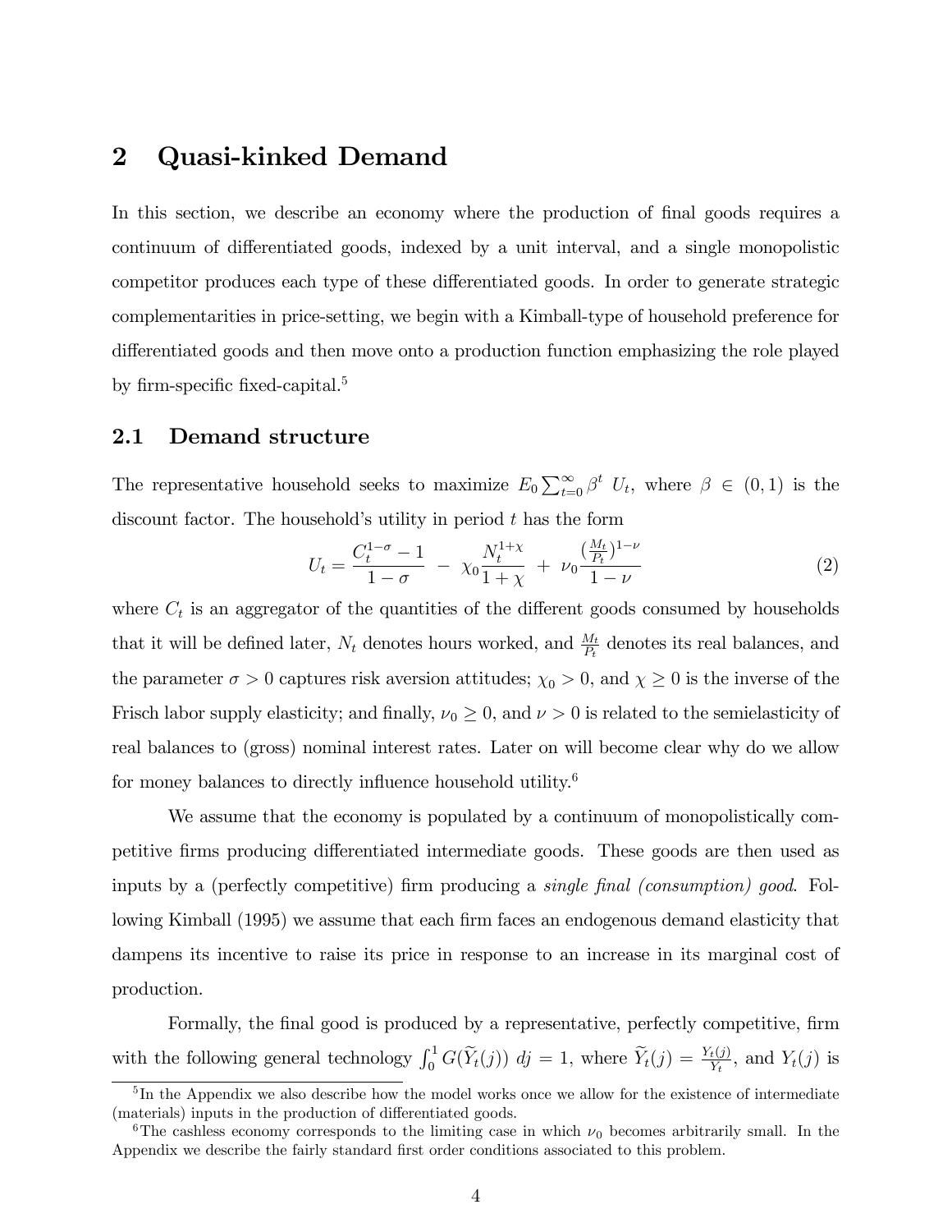# 2 Quasi-kinked Demand

In this section, we describe an economy where the production of final goods requires a continuum of differentiated goods, indexed by a unit interval, and a single monopolistic competitor produces each type of these differentiated goods. In order to generate strategic complementarities in price-setting, we begin with a Kimball-type of household preference for differentiated goods and then move onto a production function emphasizing the role played by firm-specific fixed-capital.[5]

## 2.1 Demand structure

The representative household seeks to maximize $E_0 \sum_{t=0}^{\infty} \beta^t \ U_t$, where $\beta \in (0,1)$ is the discount factor. The household's utility in period $t$ has the form

$$U_t = \frac{C_t^{1-\sigma} - 1}{1-\sigma} \ - \ \chi_0 \frac{N_t^{1+\chi}}{1+\chi} \ + \ \nu_0 \frac{(\frac{M_t}{P_t})^{1-\nu}}{1-\nu} \tag{2}$$

where $C_t$ is an aggregator of the quantities of the different goods consumed by households that it will be defined later, $N_t$ denotes hours worked, and $\frac{M_t}{P_t}$ denotes its real balances, and the parameter $\sigma > 0$ captures risk aversion attitudes; $\chi_0 > 0$, and $\chi \geq 0$ is the inverse of the Frisch labor supply elasticity; and finally, $\nu_0 \geq 0$, and $\nu > 0$ is related to the semielasticity of real balances to (gross) nominal interest rates. Later on will become clear why do we allow for money balances to directly influence household utility.[6]

We assume that the economy is populated by a continuum of monopolistically competitive firms producing differentiated intermediate goods. These goods are then used as inputs by a (perfectly competitive) firm producing a *single final (consumption) good*. Following Kimball (1995) we assume that each firm faces an endogenous demand elasticity that dampens its incentive to raise its price in response to an increase in its marginal cost of production.

Formally, the final good is produced by a representative, perfectly competitive, firm with the following general technology $\int_0^1 G(\widetilde{Y}_t(j)) \ dj = 1$, where $\widetilde{Y}_t(j) = \frac{Y_t(j)}{Y_t}$, and $Y_t(j)$ is

[5] In the Appendix we also describe how the model works once we allow for the existence of intermediate (materials) inputs in the production of differentiated goods.

[6] The cashless economy corresponds to the limiting case in which $\nu_0$ becomes arbitrarily small. In the Appendix we describe the fairly standard first order conditions associated to this problem.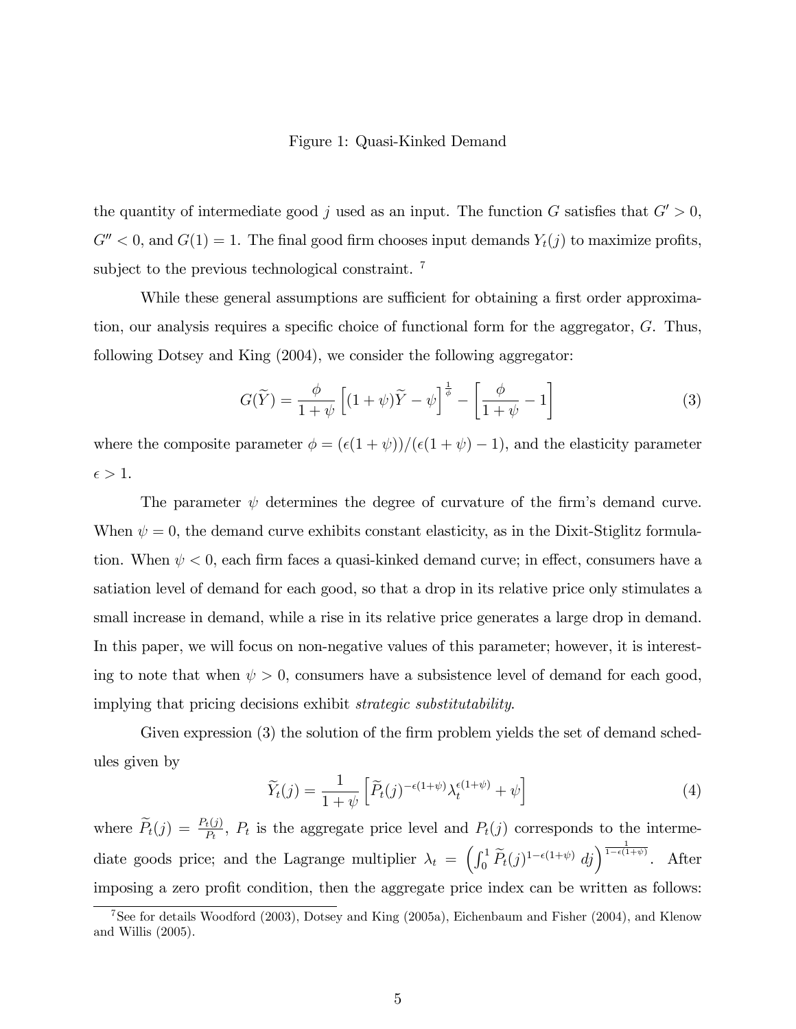Figure 1: Quasi-Kinked Demand

the quantity of intermediate good $j$ used as an input. The function $G$ satisfies that $G' > 0$, $G'' < 0$, and $G(1) = 1$. The final good firm chooses input demands $Y_t(j)$ to maximize profits, subject to the previous technological constraint. [7]

While these general assumptions are sufficient for obtaining a first order approximation, our analysis requires a specific choice of functional form for the aggregator, $G$. Thus, following Dotsey and King (2004), we consider the following aggregator:

$$G(\widetilde{Y}) = \frac{\phi}{1+\psi}\left[(1+\psi)\widetilde{Y} - \psi\right]^{\frac{1}{\phi}} - \left[\frac{\phi}{1+\psi} - 1\right] \tag{3}$$

where the composite parameter $\phi = (\epsilon(1+\psi))/(\epsilon(1+\psi)-1)$, and the elasticity parameter $\epsilon > 1$.

The parameter $\psi$ determines the degree of curvature of the firm's demand curve. When $\psi = 0$, the demand curve exhibits constant elasticity, as in the Dixit-Stiglitz formulation. When $\psi < 0$, each firm faces a quasi-kinked demand curve; in effect, consumers have a satiation level of demand for each good, so that a drop in its relative price only stimulates a small increase in demand, while a rise in its relative price generates a large drop in demand. In this paper, we will focus on non-negative values of this parameter; however, it is interesting to note that when $\psi > 0$, consumers have a subsistence level of demand for each good, implying that pricing decisions exhibit *strategic substitutability*.

Given expression (3) the solution of the firm problem yields the set of demand schedules given by

$$\widetilde{Y}_t(j) = \frac{1}{1+\psi}\left[\widetilde{P}_t(j)^{-\epsilon(1+\psi)}\lambda_t^{\epsilon(1+\psi)} + \psi\right] \tag{4}$$

where $\widetilde{P}_t(j) = \frac{P_t(j)}{P_t}$, $P_t$ is the aggregate price level and $P_t(j)$ corresponds to the intermediate goods price; and the Lagrange multiplier $\lambda_t = \left(\int_0^1 \widetilde{P}_t(j)^{1-\epsilon(1+\psi)}\, dj\right)^{\frac{1}{1-\epsilon(1+\psi)}}$. After imposing a zero profit condition, then the aggregate price index can be written as follows:

[7] See for details Woodford (2003), Dotsey and King (2005a), Eichenbaum and Fisher (2004), and Klenow and Willis (2005).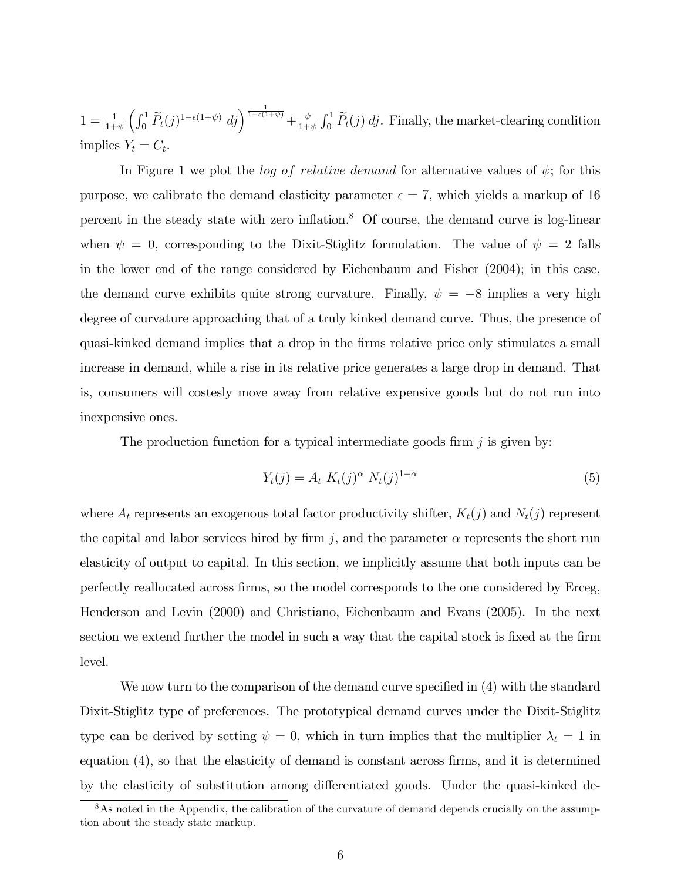$1 = \frac{1}{1+\psi} \left( \int_0^1 \widetilde{P}_t(j)^{1-\epsilon(1+\psi)} \, dj \right)^{\frac{1}{1-\epsilon(1+\psi)}} + \frac{\psi}{1+\psi} \int_0^1 \widetilde{P}_t(j) \, dj$. Finally, the market-clearing condition implies $Y_t = C_t$.

In Figure 1 we plot the *log of relative demand* for alternative values of $\psi$; for this purpose, we calibrate the demand elasticity parameter $\epsilon = 7$, which yields a markup of 16 percent in the steady state with zero inflation.[8] Of course, the demand curve is log-linear when $\psi = 0$, corresponding to the Dixit-Stiglitz formulation. The value of $\psi = 2$ falls in the lower end of the range considered by Eichenbaum and Fisher (2004); in this case, the demand curve exhibits quite strong curvature. Finally, $\psi = -8$ implies a very high degree of curvature approaching that of a truly kinked demand curve. Thus, the presence of quasi-kinked demand implies that a drop in the firms relative price only stimulates a small increase in demand, while a rise in its relative price generates a large drop in demand. That is, consumers will costesly move away from relative expensive goods but do not run into inexpensive ones.

The production function for a typical intermediate goods firm $j$ is given by:

$$Y_t(j) = A_t \; K_t(j)^{\alpha} \; N_t(j)^{1-\alpha} \tag{5}$$

where $A_t$ represents an exogenous total factor productivity shifter, $K_t(j)$ and $N_t(j)$ represent the capital and labor services hired by firm $j$, and the parameter $\alpha$ represents the short run elasticity of output to capital. In this section, we implicitly assume that both inputs can be perfectly reallocated across firms, so the model corresponds to the one considered by Erceg, Henderson and Levin (2000) and Christiano, Eichenbaum and Evans (2005). In the next section we extend further the model in such a way that the capital stock is fixed at the firm level.

We now turn to the comparison of the demand curve specified in (4) with the standard Dixit-Stiglitz type of preferences. The prototypical demand curves under the Dixit-Stiglitz type can be derived by setting $\psi = 0$, which in turn implies that the multiplier $\lambda_t = 1$ in equation (4), so that the elasticity of demand is constant across firms, and it is determined by the elasticity of substitution among differentiated goods. Under the quasi-kinked de-

[8] As noted in the Appendix, the calibration of the curvature of demand depends crucially on the assumption about the steady state markup.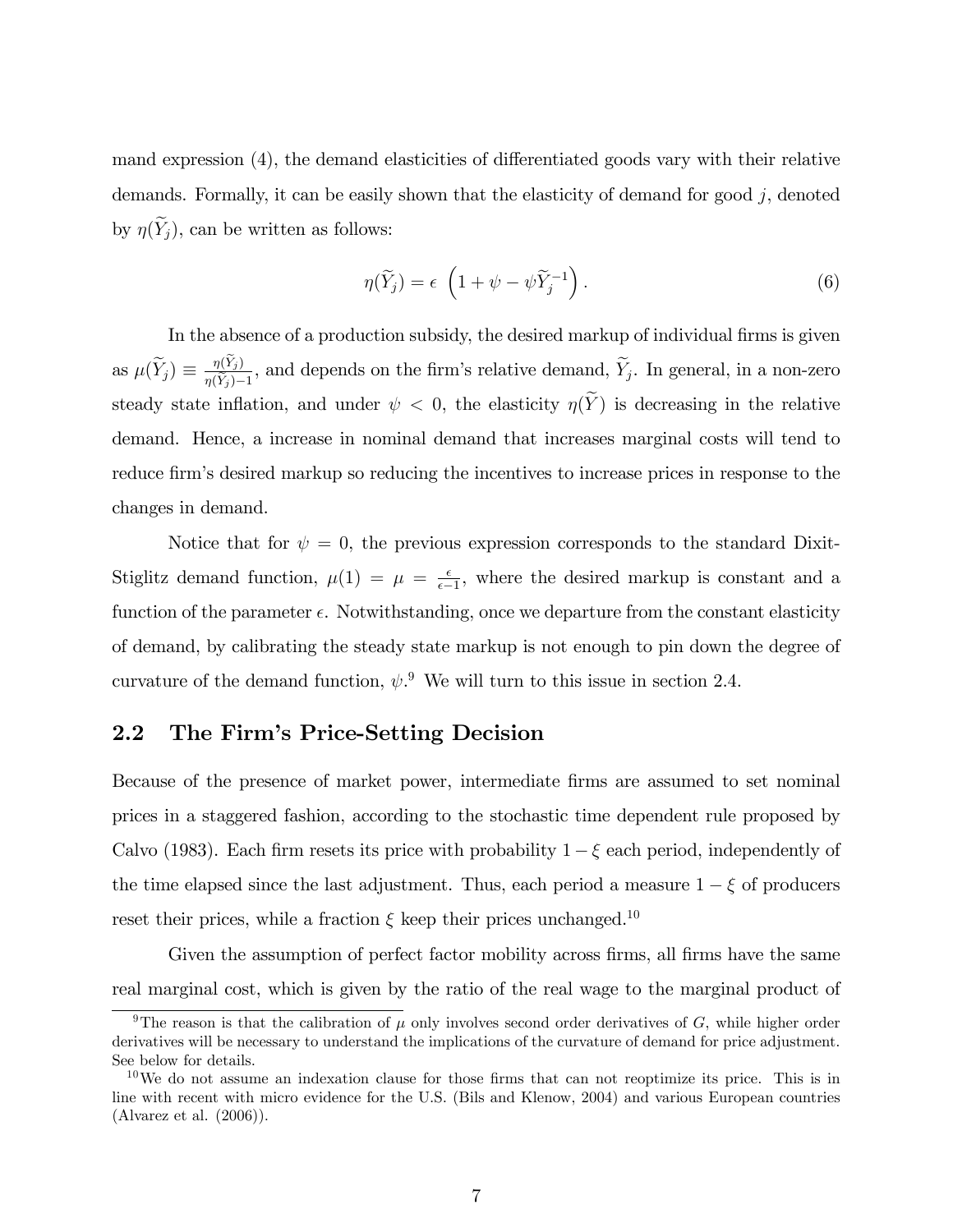mand expression (4), the demand elasticities of differentiated goods vary with their relative demands. Formally, it can be easily shown that the elasticity of demand for good $j$, denoted by $\eta(\widetilde{Y}_j)$, can be written as follows:

$$\eta(\widetilde{Y}_j) = \epsilon \left(1 + \psi - \psi \widetilde{Y}_j^{-1}\right). \tag{6}$$

In the absence of a production subsidy, the desired markup of individual firms is given as $\mu(\widetilde{Y}_j) \equiv \frac{\eta(\widetilde{Y}_j)}{\eta(\widetilde{Y}_j)-1}$, and depends on the firm's relative demand, $\widetilde{Y}_j$. In general, in a non-zero steady state inflation, and under $\psi < 0$, the elasticity $\eta(\widetilde{Y})$ is decreasing in the relative demand. Hence, a increase in nominal demand that increases marginal costs will tend to reduce firm's desired markup so reducing the incentives to increase prices in response to the changes in demand.

Notice that for $\psi = 0$, the previous expression corresponds to the standard Dixit-Stiglitz demand function, $\mu(1) = \mu = \frac{\epsilon}{\epsilon - 1}$, where the desired markup is constant and a function of the parameter $\epsilon$. Notwithstanding, once we departure from the constant elasticity of demand, by calibrating the steady state markup is not enough to pin down the degree of curvature of the demand function, $\psi$.[9] We will turn to this issue in section 2.4.

## 2.2 The Firm's Price-Setting Decision

Because of the presence of market power, intermediate firms are assumed to set nominal prices in a staggered fashion, according to the stochastic time dependent rule proposed by Calvo (1983). Each firm resets its price with probability $1 - \xi$ each period, independently of the time elapsed since the last adjustment. Thus, each period a measure $1 - \xi$ of producers reset their prices, while a fraction $\xi$ keep their prices unchanged.[10]

Given the assumption of perfect factor mobility across firms, all firms have the same real marginal cost, which is given by the ratio of the real wage to the marginal product of

[9] The reason is that the calibration of $\mu$ only involves second order derivatives of $G$, while higher order derivatives will be necessary to understand the implications of the curvature of demand for price adjustment. See below for details.

[10] We do not assume an indexation clause for those firms that can not reoptimize its price. This is in line with recent with micro evidence for the U.S. (Bils and Klenow, 2004) and various European countries (Alvarez et al. (2006)).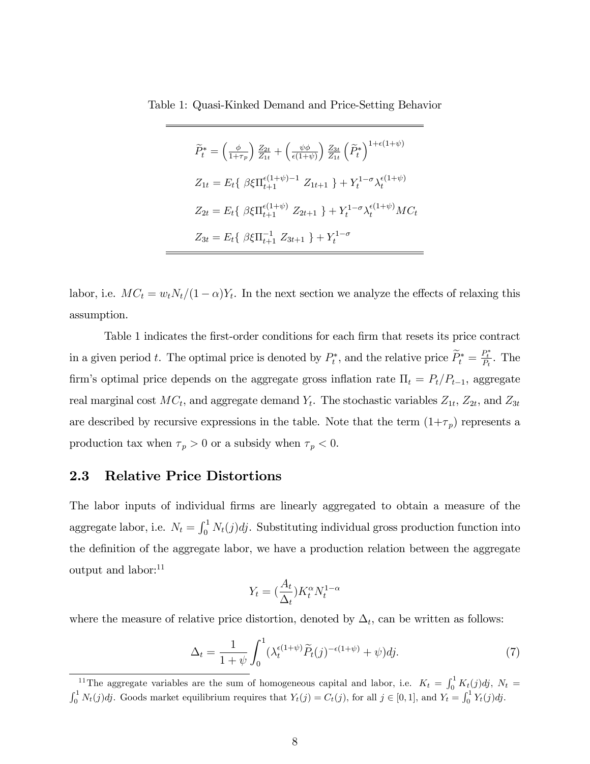Table 1: Quasi-Kinked Demand and Price-Setting Behavior

$$\widetilde{P}_t^* = \left(\frac{\phi}{1+\tau_p}\right)\frac{Z_{2t}}{Z_{1t}} + \left(\frac{\psi\phi}{\epsilon(1+\psi)}\right)\frac{Z_{3t}}{Z_{1t}}\left(\widetilde{P}_t^*\right)^{1+\epsilon(1+\psi)}$$

$$Z_{1t} = E_t\{\ \beta\xi\Pi_{t+1}^{\epsilon(1+\psi)-1}\ Z_{1t+1}\ \} + Y_t^{1-\sigma}\lambda_t^{\epsilon(1+\psi)}$$

$$Z_{2t} = E_t\{\ \beta\xi\Pi_{t+1}^{\epsilon(1+\psi)}\ Z_{2t+1}\ \} + Y_t^{1-\sigma}\lambda_t^{\epsilon(1+\psi)}MC_t$$

$$Z_{3t} = E_t\{\ \beta\xi\Pi_{t+1}^{-1}\ Z_{3t+1}\ \} + Y_t^{1-\sigma}$$

labor, i.e. $MC_t = w_t N_t/(1-\alpha)Y_t$. In the next section we analyze the effects of relaxing this assumption.

Table 1 indicates the first-order conditions for each firm that resets its price contract in a given period $t$. The optimal price is denoted by $P_t^*$, and the relative price $\widetilde{P}_t^* = \frac{P_t^*}{P_t}$. The firm's optimal price depends on the aggregate gross inflation rate $\Pi_t = P_t/P_{t-1}$, aggregate real marginal cost $MC_t$, and aggregate demand $Y_t$. The stochastic variables $Z_{1t}$, $Z_{2t}$, and $Z_{3t}$ are described by recursive expressions in the table. Note that the term $(1+\tau_p)$ represents a production tax when $\tau_p > 0$ or a subsidy when $\tau_p < 0$.

## 2.3 Relative Price Distortions

The labor inputs of individual firms are linearly aggregated to obtain a measure of the aggregate labor, i.e. $N_t = \int_0^1 N_t(j)dj$. Substituting individual gross production function into the definition of the aggregate labor, we have a production relation between the aggregate output and labor:[11]

$$Y_t = (\frac{A_t}{\Delta_t})K_t^{\alpha}N_t^{1-\alpha}$$

where the measure of relative price distortion, denoted by $\Delta_t$, can be written as follows:

$$\Delta_t = \frac{1}{1+\psi}\int_0^1 (\lambda_t^{\epsilon(1+\psi)}\widetilde{P}_t(j)^{-\epsilon(1+\psi)} + \psi)dj. \tag{7}$$

[11] The aggregate variables are the sum of homogeneous capital and labor, i.e. $K_t = \int_0^1 K_t(j)dj$, $N_t = \int_0^1 N_t(j)dj$. Goods market equilibrium requires that $Y_t(j) = C_t(j)$, for all $j \in [0,1]$, and $Y_t = \int_0^1 Y_t(j)dj$.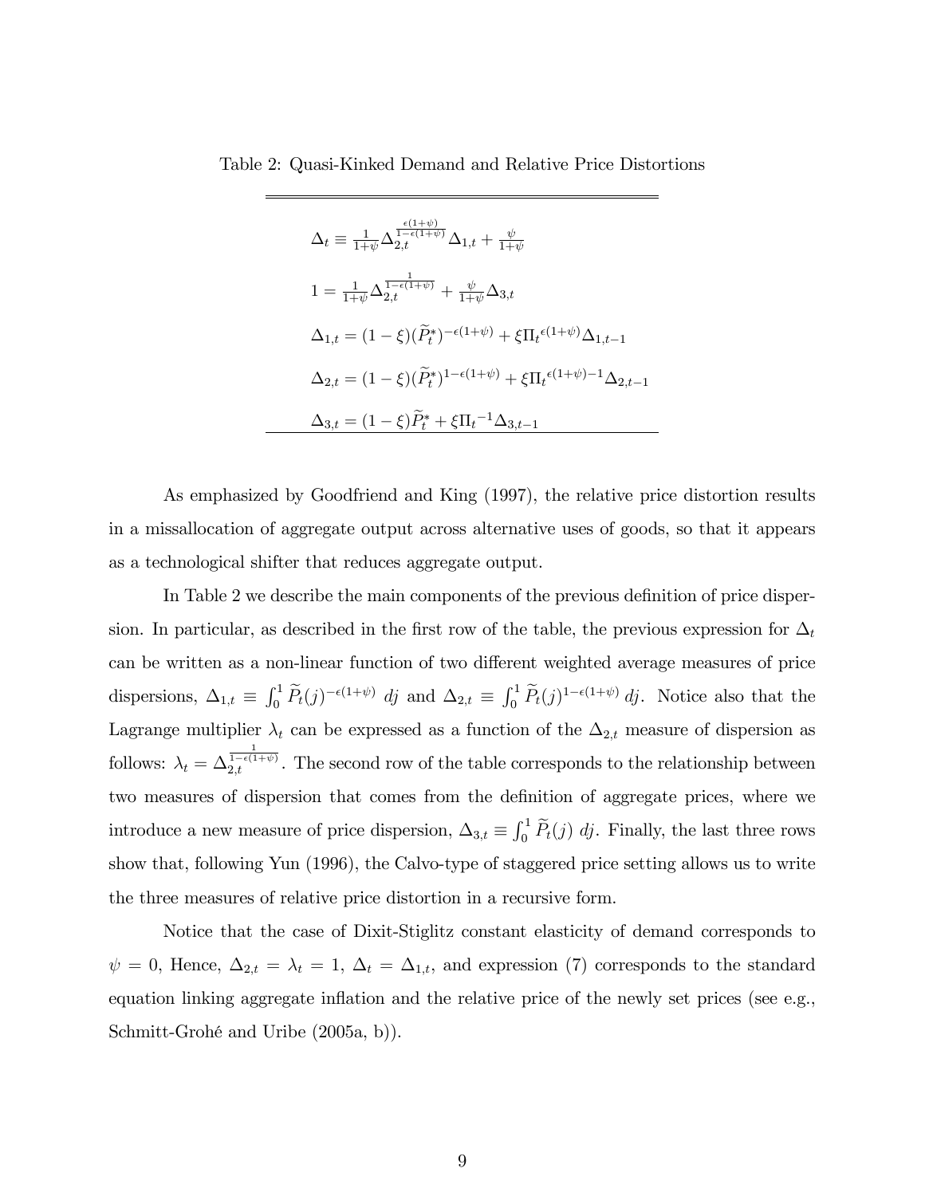Table 2: Quasi-Kinked Demand and Relative Price Distortions

$$\Delta_t \equiv \frac{1}{1+\psi}\Delta_{2,t}^{\frac{\epsilon(1+\psi)}{1-\epsilon(1+\psi)}}\Delta_{1,t} + \frac{\psi}{1+\psi}$$

$$1 = \frac{1}{1+\psi}\Delta_{2,t}^{\frac{1}{1-\epsilon(1+\psi)}} + \frac{\psi}{1+\psi}\Delta_{3,t}$$

$$\Delta_{1,t} = (1-\xi)(\widetilde{P}_t^*)^{-\epsilon(1+\psi)} + \xi {\Pi_t}^{\epsilon(1+\psi)}\Delta_{1,t-1}$$

$$\Delta_{2,t} = (1-\xi)(\widetilde{P}_t^*)^{1-\epsilon(1+\psi)} + \xi {\Pi_t}^{\epsilon(1+\psi)-1}\Delta_{2,t-1}$$

$$\Delta_{3,t} = (1-\xi)\widetilde{P}_t^* + \xi {\Pi_t}^{-1}\Delta_{3,t-1}$$

As emphasized by Goodfriend and King (1997), the relative price distortion results in a missallocation of aggregate output across alternative uses of goods, so that it appears as a technological shifter that reduces aggregate output.

In Table 2 we describe the main components of the previous definition of price dispersion. In particular, as described in the first row of the table, the previous expression for $\Delta_t$ can be written as a non-linear function of two different weighted average measures of price dispersions, $\Delta_{1,t} \equiv \int_0^1 \widetilde{P}_t(j)^{-\epsilon(1+\psi)}\, dj$ and $\Delta_{2,t} \equiv \int_0^1 \widetilde{P}_t(j)^{1-\epsilon(1+\psi)}\, dj$. Notice also that the Lagrange multiplier $\lambda_t$ can be expressed as a function of the $\Delta_{2,t}$ measure of dispersion as follows: $\lambda_t = \Delta_{2,t}^{\frac{1}{1-\epsilon(1+\psi)}}$. The second row of the table corresponds to the relationship between two measures of dispersion that comes from the definition of aggregate prices, where we introduce a new measure of price dispersion, $\Delta_{3,t} \equiv \int_0^1 \widetilde{P}_t(j)\, dj$. Finally, the last three rows show that, following Yun (1996), the Calvo-type of staggered price setting allows us to write the three measures of relative price distortion in a recursive form.

Notice that the case of Dixit-Stiglitz constant elasticity of demand corresponds to $\psi = 0$, Hence, $\Delta_{2,t} = \lambda_t = 1$, $\Delta_t = \Delta_{1,t}$, and expression (7) corresponds to the standard equation linking aggregate inflation and the relative price of the newly set prices (see e.g., Schmitt-Grohé and Uribe (2005a, b)).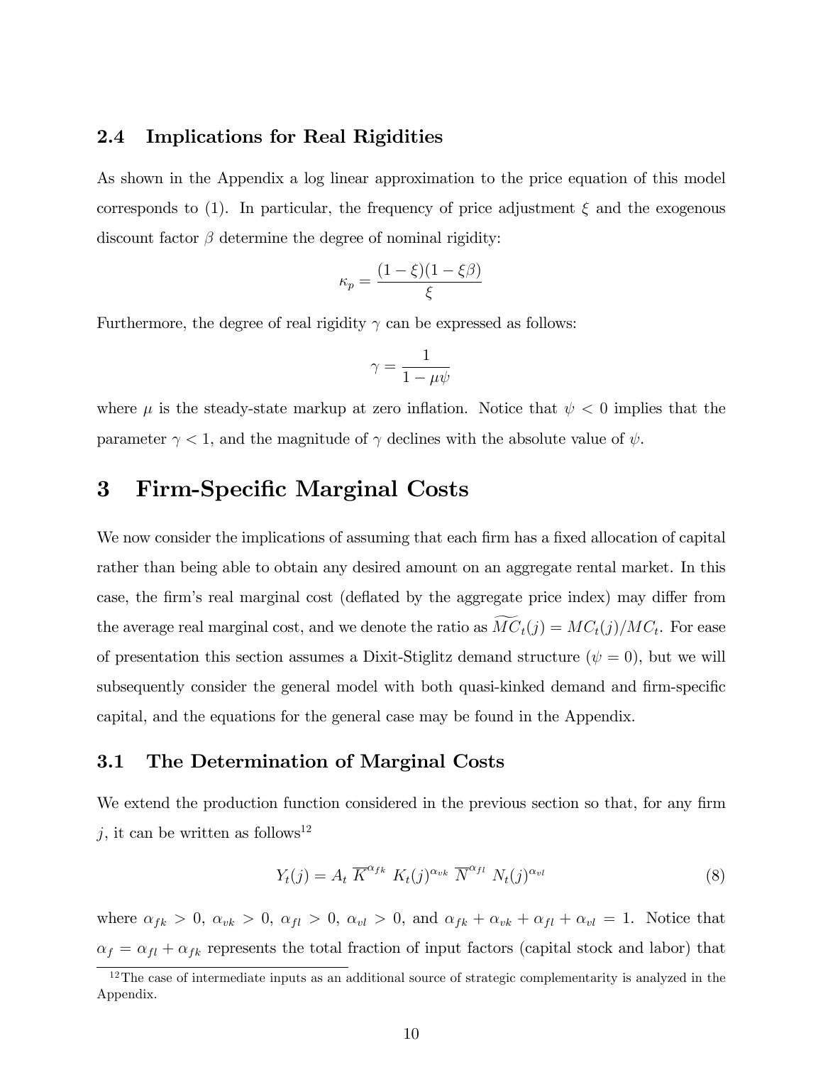### 2.4 Implications for Real Rigidities

As shown in the Appendix a log linear approximation to the price equation of this model corresponds to (1). In particular, the frequency of price adjustment $\xi$ and the exogenous discount factor $\beta$ determine the degree of nominal rigidity:

$$\kappa_p = \frac{(1-\xi)(1-\xi\beta)}{\xi}$$

Furthermore, the degree of real rigidity $\gamma$ can be expressed as follows:

$$\gamma = \frac{1}{1-\mu\psi}$$

where $\mu$ is the steady-state markup at zero inflation. Notice that $\psi < 0$ implies that the parameter $\gamma < 1$, and the magnitude of $\gamma$ declines with the absolute value of $\psi$.

# 3 Firm-Specific Marginal Costs

We now consider the implications of assuming that each firm has a fixed allocation of capital rather than being able to obtain any desired amount on an aggregate rental market. In this case, the firm's real marginal cost (deflated by the aggregate price index) may differ from the average real marginal cost, and we denote the ratio as $\widetilde{MC}_t(j) = MC_t(j)/MC_t$. For ease of presentation this section assumes a Dixit-Stiglitz demand structure ($\psi = 0$), but we will subsequently consider the general model with both quasi-kinked demand and firm-specific capital, and the equations for the general case may be found in the Appendix.

### 3.1 The Determination of Marginal Costs

We extend the production function considered in the previous section so that, for any firm $j$, it can be written as follows[12]

$$Y_t(j) = A_t \, \overline{K}^{\alpha_{fk}} \, K_t(j)^{\alpha_{vk}} \, \overline{N}^{\alpha_{fl}} \, N_t(j)^{\alpha_{vl}} \tag{8}$$

where $\alpha_{fk} > 0$, $\alpha_{vk} > 0$, $\alpha_{fl} > 0$, $\alpha_{vl} > 0$, and $\alpha_{fk} + \alpha_{vk} + \alpha_{fl} + \alpha_{vl} = 1$. Notice that $\alpha_f = \alpha_{fl} + \alpha_{fk}$ represents the total fraction of input factors (capital stock and labor) that

[12] The case of intermediate inputs as an additional source of strategic complementarity is analyzed in the Appendix.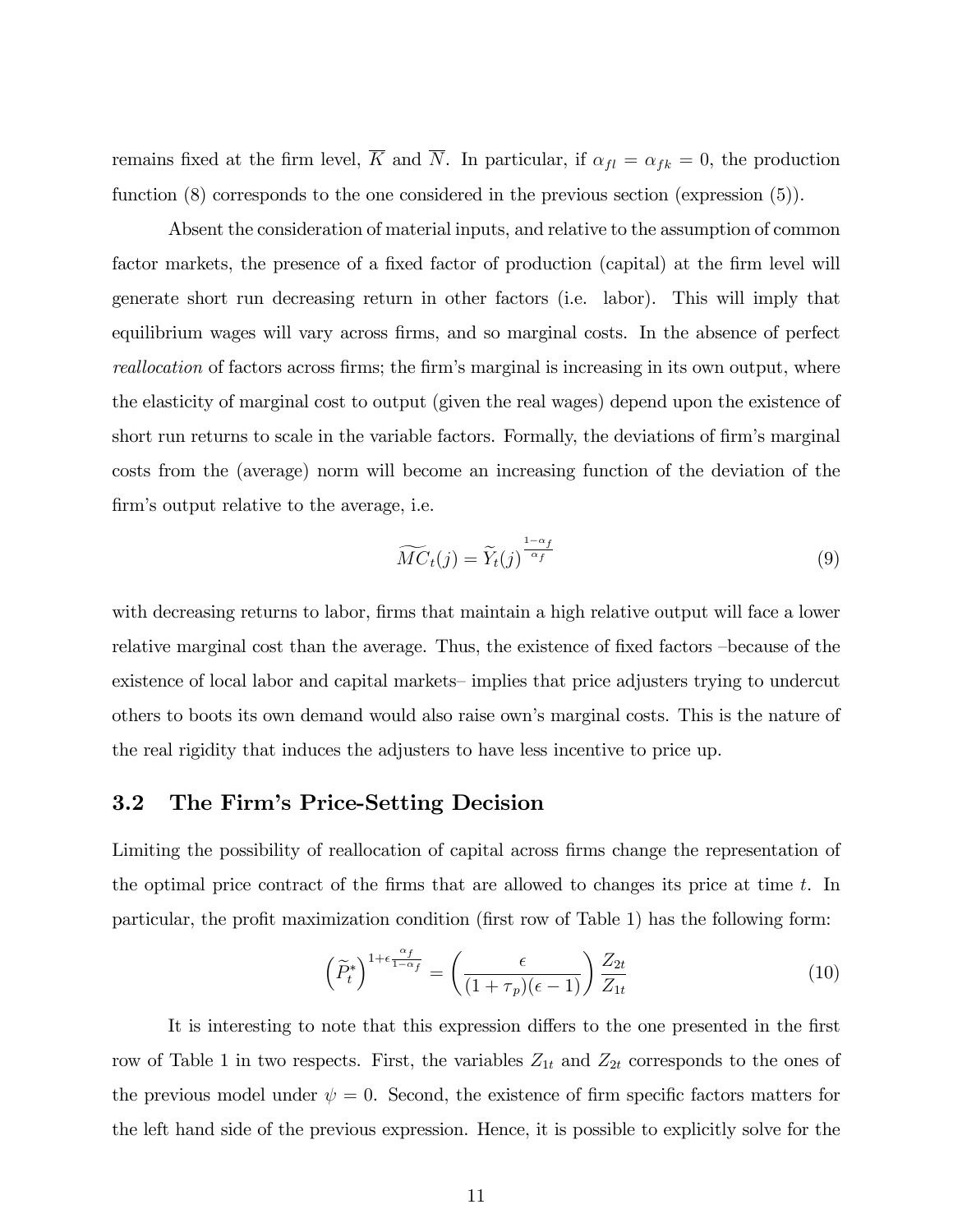remains fixed at the firm level, $\overline{K}$ and $\overline{N}$. In particular, if $\alpha_{fl} = \alpha_{fk} = 0$, the production function (8) corresponds to the one considered in the previous section (expression (5)).

Absent the consideration of material inputs, and relative to the assumption of common factor markets, the presence of a fixed factor of production (capital) at the firm level will generate short run decreasing return in other factors (i.e. labor). This will imply that equilibrium wages will vary across firms, and so marginal costs. In the absence of perfect *reallocation* of factors across firms; the firm's marginal is increasing in its own output, where the elasticity of marginal cost to output (given the real wages) depend upon the existence of short run returns to scale in the variable factors. Formally, the deviations of firm's marginal costs from the (average) norm will become an increasing function of the deviation of the firm's output relative to the average, i.e.

$$\widetilde{MC}_t(j) = \widetilde{Y}_t(j)^{\frac{1-\alpha_f}{\alpha_f}} \tag{9}$$

with decreasing returns to labor, firms that maintain a high relative output will face a lower relative marginal cost than the average. Thus, the existence of fixed factors –because of the existence of local labor and capital markets– implies that price adjusters trying to undercut others to boots its own demand would also raise own's marginal costs. This is the nature of the real rigidity that induces the adjusters to have less incentive to price up.

### 3.2 The Firm's Price-Setting Decision

Limiting the possibility of reallocation of capital across firms change the representation of the optimal price contract of the firms that are allowed to changes its price at time $t$. In particular, the profit maximization condition (first row of Table 1) has the following form:

$$\left(\widetilde{P}_t^*\right)^{1+\epsilon\frac{\alpha_f}{1-\alpha_f}} = \left(\frac{\epsilon}{(1+\tau_p)(\epsilon-1)}\right)\frac{Z_{2t}}{Z_{1t}} \tag{10}$$

It is interesting to note that this expression differs to the one presented in the first row of Table 1 in two respects. First, the variables $Z_{1t}$ and $Z_{2t}$ corresponds to the ones of the previous model under $\psi = 0$. Second, the existence of firm specific factors matters for the left hand side of the previous expression. Hence, it is possible to explicitly solve for the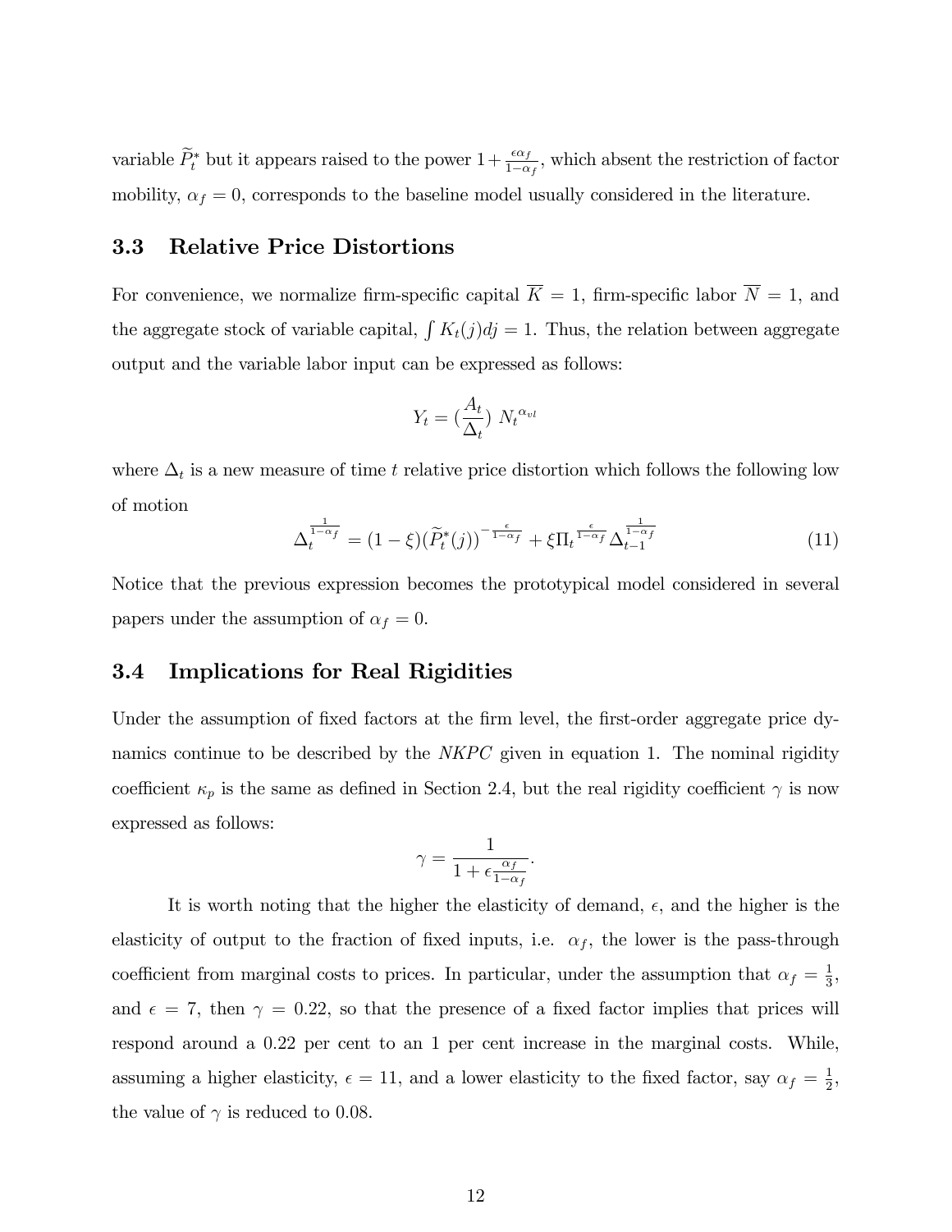variable $\widetilde{P}_t^*$ but it appears raised to the power $1+\frac{\epsilon\alpha_f}{1-\alpha_f}$, which absent the restriction of factor mobility, $\alpha_f = 0$, corresponds to the baseline model usually considered in the literature.

## 3.3 Relative Price Distortions

For convenience, we normalize firm-specific capital $\overline{K} = 1$, firm-specific labor $\overline{N} = 1$, and the aggregate stock of variable capital, $\int K_t(j)dj = 1$. Thus, the relation between aggregate output and the variable labor input can be expressed as follows:

$$Y_t = (\frac{A_t}{\Delta_t})\ N_t^{\alpha_{vl}}$$

where $\Delta_t$ is a new measure of time $t$ relative price distortion which follows the following low of motion

$$\Delta_t^{\frac{1}{1-\alpha_f}} = (1-\xi)(\widetilde{P}_t^*(j))^{-\frac{\epsilon}{1-\alpha_f}} + \xi \Pi_t^{\frac{\epsilon}{1-\alpha_f}} \Delta_{t-1}^{\frac{1}{1-\alpha_f}} \tag{11}$$

Notice that the previous expression becomes the prototypical model considered in several papers under the assumption of $\alpha_f = 0$.

## 3.4 Implications for Real Rigidities

Under the assumption of fixed factors at the firm level, the first-order aggregate price dynamics continue to be described by the *NKPC* given in equation 1. The nominal rigidity coefficient $\kappa_p$ is the same as defined in Section 2.4, but the real rigidity coefficient $\gamma$ is now expressed as follows:

$$\gamma = \frac{1}{1+\epsilon\frac{\alpha_f}{1-\alpha_f}}.$$

It is worth noting that the higher the elasticity of demand, $\epsilon$, and the higher is the elasticity of output to the fraction of fixed inputs, i.e. $\alpha_f$, the lower is the pass-through coefficient from marginal costs to prices. In particular, under the assumption that $\alpha_f = \frac{1}{3}$, and $\epsilon = 7$, then $\gamma = 0.22$, so that the presence of a fixed factor implies that prices will respond around a 0.22 per cent to an 1 per cent increase in the marginal costs. While, assuming a higher elasticity, $\epsilon = 11$, and a lower elasticity to the fixed factor, say $\alpha_f = \frac{1}{2}$, the value of $\gamma$ is reduced to 0.08.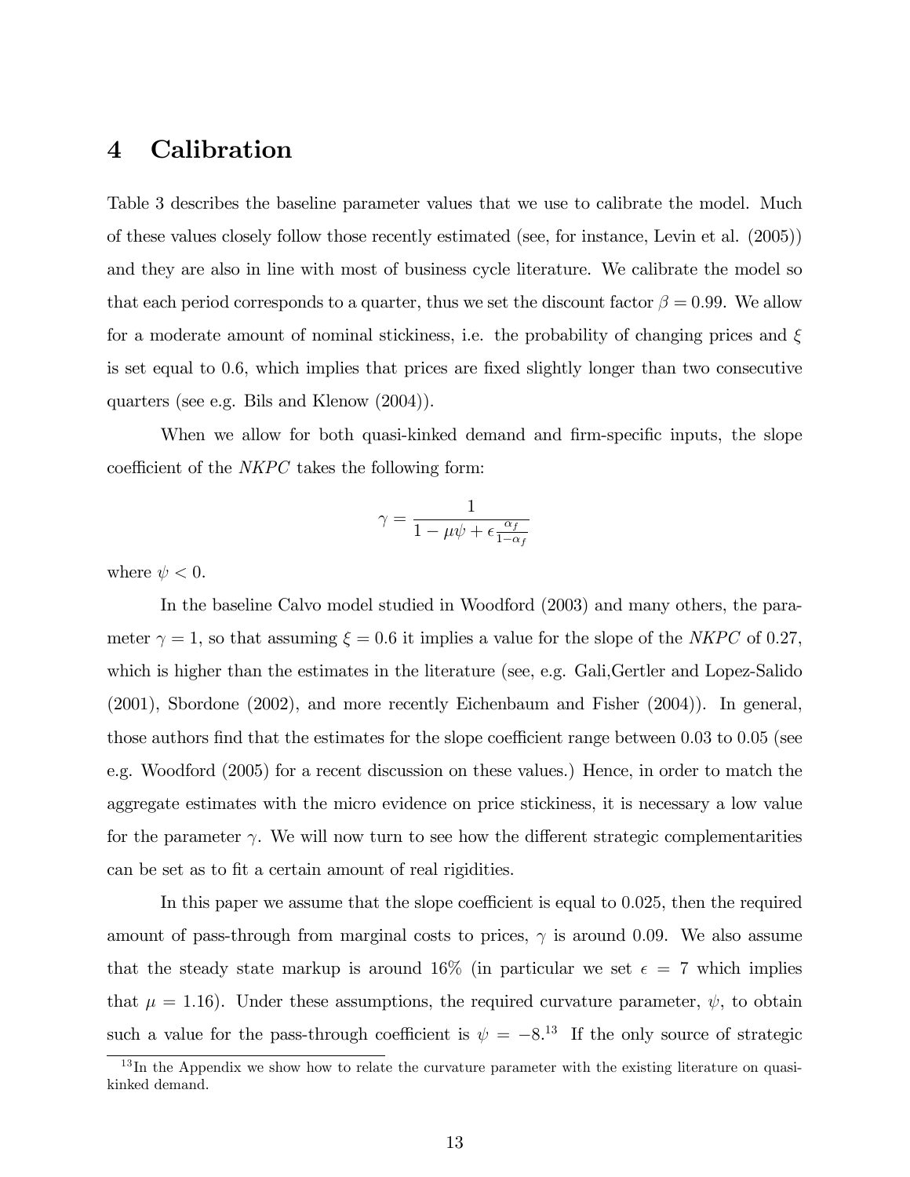# 4 Calibration

Table 3 describes the baseline parameter values that we use to calibrate the model. Much of these values closely follow those recently estimated (see, for instance, Levin et al. (2005)) and they are also in line with most of business cycle literature. We calibrate the model so that each period corresponds to a quarter, thus we set the discount factor $\beta = 0.99$. We allow for a moderate amount of nominal stickiness, i.e. the probability of changing prices and $\xi$ is set equal to 0.6, which implies that prices are fixed slightly longer than two consecutive quarters (see e.g. Bils and Klenow (2004)).

When we allow for both quasi-kinked demand and firm-specific inputs, the slope coefficient of the *NKPC* takes the following form:

$$\gamma = \frac{1}{1 - \mu\psi + \epsilon \frac{\alpha_f}{1-\alpha_f}}$$

where $\psi < 0$.

In the baseline Calvo model studied in Woodford (2003) and many others, the parameter $\gamma = 1$, so that assuming $\xi = 0.6$ it implies a value for the slope of the *NKPC* of 0.27, which is higher than the estimates in the literature (see, e.g. Gali,Gertler and Lopez-Salido (2001), Sbordone (2002), and more recently Eichenbaum and Fisher (2004)). In general, those authors find that the estimates for the slope coefficient range between 0.03 to 0.05 (see e.g. Woodford (2005) for a recent discussion on these values.) Hence, in order to match the aggregate estimates with the micro evidence on price stickiness, it is necessary a low value for the parameter $\gamma$. We will now turn to see how the different strategic complementarities can be set as to fit a certain amount of real rigidities.

In this paper we assume that the slope coefficient is equal to 0.025, then the required amount of pass-through from marginal costs to prices, $\gamma$ is around 0.09. We also assume that the steady state markup is around 16% (in particular we set $\epsilon = 7$ which implies that $\mu = 1.16$). Under these assumptions, the required curvature parameter, $\psi$, to obtain such a value for the pass-through coefficient is $\psi = -8$.[13] If the only source of strategic

[13] In the Appendix we show how to relate the curvature parameter with the existing literature on quasi-kinked demand.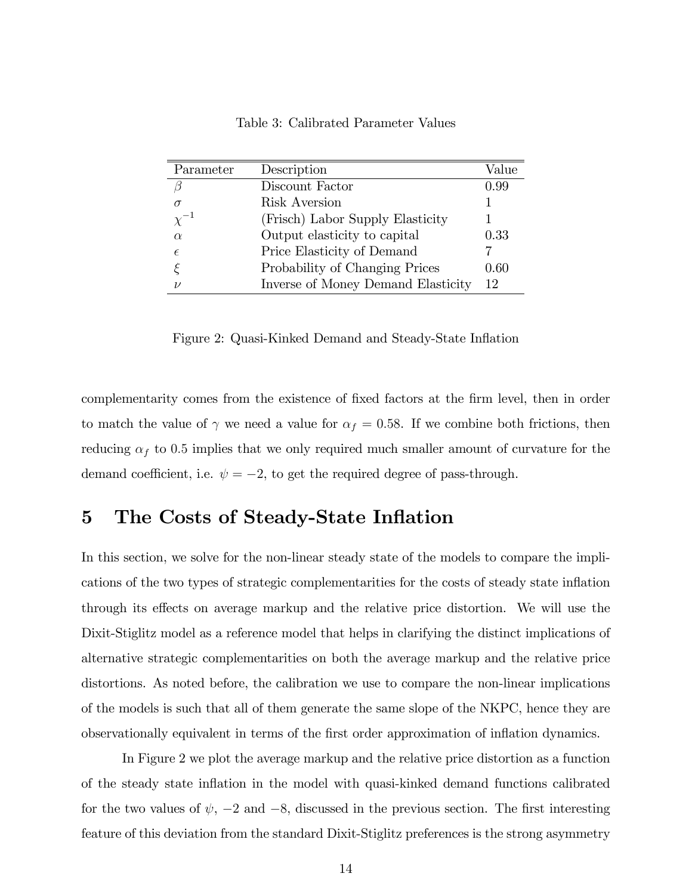Table 3: Calibrated Parameter Values

| Parameter | Description | Value |
|---|---|---|
| $\beta$ | Discount Factor | 0.99 |
| $\sigma$ | Risk Aversion | 1 |
| $\chi^{-1}$ | (Frisch) Labor Supply Elasticity | 1 |
| $\alpha$ | Output elasticity to capital | 0.33 |
| $\epsilon$ | Price Elasticity of Demand | 7 |
| $\xi$ | Probability of Changing Prices | 0.60 |
| $\nu$ | Inverse of Money Demand Elasticity | 12 |

Figure 2: Quasi-Kinked Demand and Steady-State Inflation

complementarity comes from the existence of fixed factors at the firm level, then in order to match the value of $\gamma$ we need a value for $\alpha_f = 0.58$. If we combine both frictions, then reducing $\alpha_f$ to 0.5 implies that we only required much smaller amount of curvature for the demand coefficient, i.e. $\psi = -2$, to get the required degree of pass-through.

# 5 The Costs of Steady-State Inflation

In this section, we solve for the non-linear steady state of the models to compare the implications of the two types of strategic complementarities for the costs of steady state inflation through its effects on average markup and the relative price distortion. We will use the Dixit-Stiglitz model as a reference model that helps in clarifying the distinct implications of alternative strategic complementarities on both the average markup and the relative price distortions. As noted before, the calibration we use to compare the non-linear implications of the models is such that all of them generate the same slope of the NKPC, hence they are observationally equivalent in terms of the first order approximation of inflation dynamics.

In Figure 2 we plot the average markup and the relative price distortion as a function of the steady state inflation in the model with quasi-kinked demand functions calibrated for the two values of $\psi$, $-2$ and $-8$, discussed in the previous section. The first interesting feature of this deviation from the standard Dixit-Stiglitz preferences is the strong asymmetry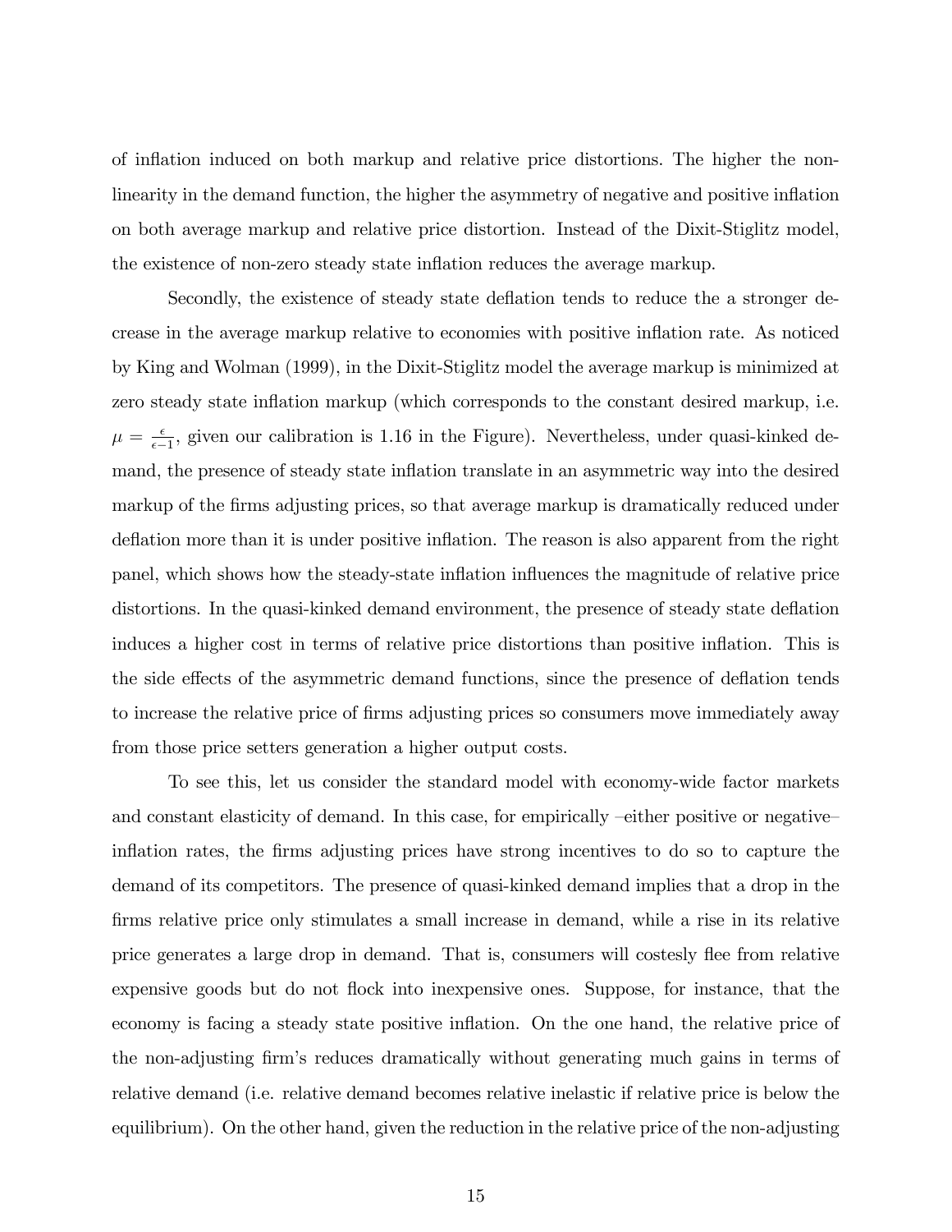of inflation induced on both markup and relative price distortions. The higher the non-linearity in the demand function, the higher the asymmetry of negative and positive inflation on both average markup and relative price distortion. Instead of the Dixit-Stiglitz model, the existence of non-zero steady state inflation reduces the average markup.

Secondly, the existence of steady state deflation tends to reduce the a stronger decrease in the average markup relative to economies with positive inflation rate. As noticed by King and Wolman (1999), in the Dixit-Stiglitz model the average markup is minimized at zero steady state inflation markup (which corresponds to the constant desired markup, i.e. $\mu = \frac{\epsilon}{\epsilon - 1}$, given our calibration is 1.16 in the Figure). Nevertheless, under quasi-kinked demand, the presence of steady state inflation translate in an asymmetric way into the desired markup of the firms adjusting prices, so that average markup is dramatically reduced under deflation more than it is under positive inflation. The reason is also apparent from the right panel, which shows how the steady-state inflation influences the magnitude of relative price distortions. In the quasi-kinked demand environment, the presence of steady state deflation induces a higher cost in terms of relative price distortions than positive inflation. This is the side effects of the asymmetric demand functions, since the presence of deflation tends to increase the relative price of firms adjusting prices so consumers move immediately away from those price setters generation a higher output costs.

To see this, let us consider the standard model with economy-wide factor markets and constant elasticity of demand. In this case, for empirically –either positive or negative– inflation rates, the firms adjusting prices have strong incentives to do so to capture the demand of its competitors. The presence of quasi-kinked demand implies that a drop in the firms relative price only stimulates a small increase in demand, while a rise in its relative price generates a large drop in demand. That is, consumers will costesly flee from relative expensive goods but do not flock into inexpensive ones. Suppose, for instance, that the economy is facing a steady state positive inflation. On the one hand, the relative price of the non-adjusting firm's reduces dramatically without generating much gains in terms of relative demand (i.e. relative demand becomes relative inelastic if relative price is below the equilibrium). On the other hand, given the reduction in the relative price of the non-adjusting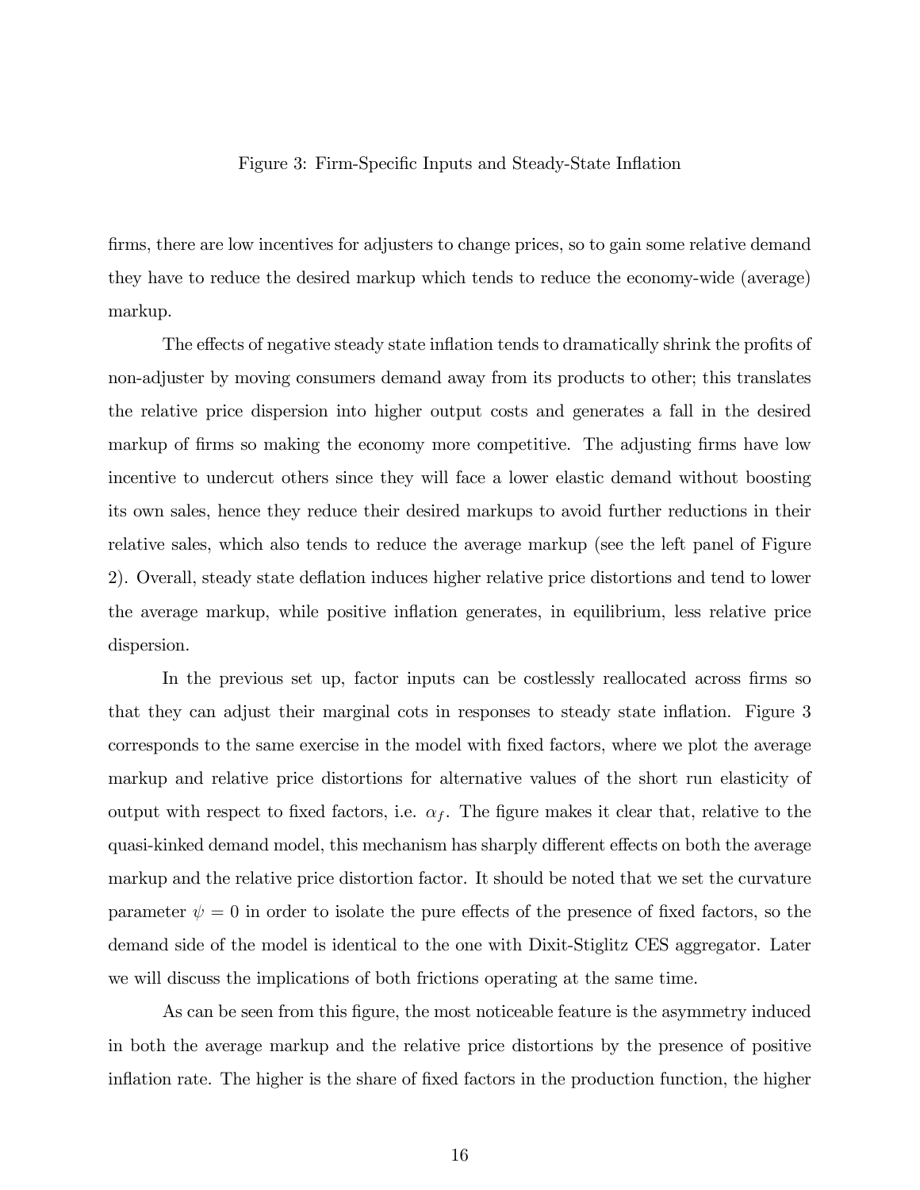Figure 3: Firm-Specific Inputs and Steady-State Inflation

firms, there are low incentives for adjusters to change prices, so to gain some relative demand they have to reduce the desired markup which tends to reduce the economy-wide (average) markup.

The effects of negative steady state inflation tends to dramatically shrink the profits of non-adjuster by moving consumers demand away from its products to other; this translates the relative price dispersion into higher output costs and generates a fall in the desired markup of firms so making the economy more competitive. The adjusting firms have low incentive to undercut others since they will face a lower elastic demand without boosting its own sales, hence they reduce their desired markups to avoid further reductions in their relative sales, which also tends to reduce the average markup (see the left panel of Figure 2). Overall, steady state deflation induces higher relative price distortions and tend to lower the average markup, while positive inflation generates, in equilibrium, less relative price dispersion.

In the previous set up, factor inputs can be costlessly reallocated across firms so that they can adjust their marginal cots in responses to steady state inflation. Figure 3 corresponds to the same exercise in the model with fixed factors, where we plot the average markup and relative price distortions for alternative values of the short run elasticity of output with respect to fixed factors, i.e. $\alpha_f$. The figure makes it clear that, relative to the quasi-kinked demand model, this mechanism has sharply different effects on both the average markup and the relative price distortion factor. It should be noted that we set the curvature parameter $\psi = 0$ in order to isolate the pure effects of the presence of fixed factors, so the demand side of the model is identical to the one with Dixit-Stiglitz CES aggregator. Later we will discuss the implications of both frictions operating at the same time.

As can be seen from this figure, the most noticeable feature is the asymmetry induced in both the average markup and the relative price distortions by the presence of positive inflation rate. The higher is the share of fixed factors in the production function, the higher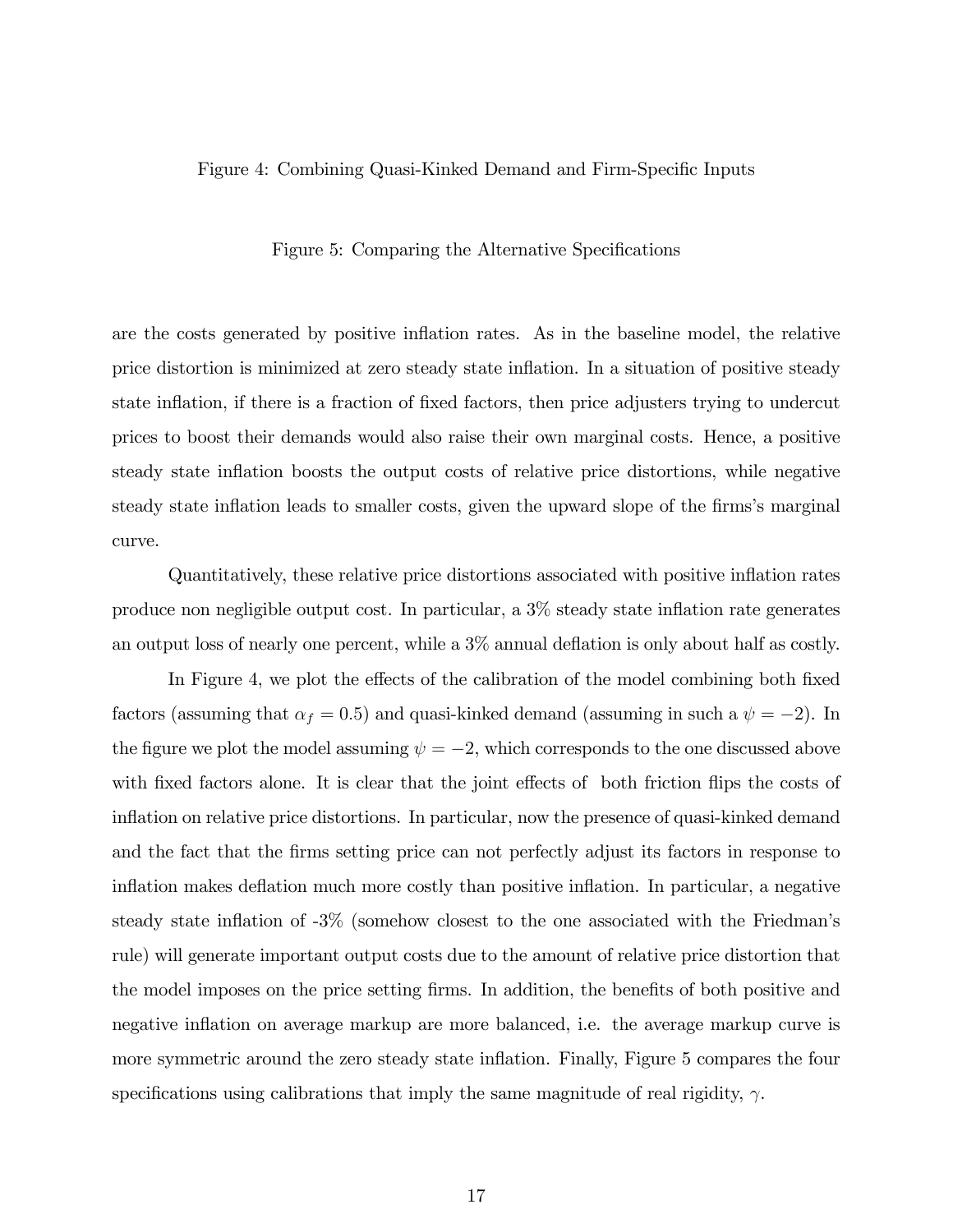Figure 4: Combining Quasi-Kinked Demand and Firm-Specific Inputs

Figure 5: Comparing the Alternative Specifications

are the costs generated by positive inflation rates. As in the baseline model, the relative price distortion is minimized at zero steady state inflation. In a situation of positive steady state inflation, if there is a fraction of fixed factors, then price adjusters trying to undercut prices to boost their demands would also raise their own marginal costs. Hence, a positive steady state inflation boosts the output costs of relative price distortions, while negative steady state inflation leads to smaller costs, given the upward slope of the firms's marginal curve.

Quantitatively, these relative price distortions associated with positive inflation rates produce non negligible output cost. In particular, a 3% steady state inflation rate generates an output loss of nearly one percent, while a 3% annual deflation is only about half as costly.

In Figure 4, we plot the effects of the calibration of the model combining both fixed factors (assuming that $\alpha_f = 0.5$) and quasi-kinked demand (assuming in such a $\psi = -2$). In the figure we plot the model assuming $\psi = -2$, which corresponds to the one discussed above with fixed factors alone. It is clear that the joint effects of both friction flips the costs of inflation on relative price distortions. In particular, now the presence of quasi-kinked demand and the fact that the firms setting price can not perfectly adjust its factors in response to inflation makes deflation much more costly than positive inflation. In particular, a negative steady state inflation of -3% (somehow closest to the one associated with the Friedman's rule) will generate important output costs due to the amount of relative price distortion that the model imposes on the price setting firms. In addition, the benefits of both positive and negative inflation on average markup are more balanced, i.e. the average markup curve is more symmetric around the zero steady state inflation. Finally, Figure 5 compares the four specifications using calibrations that imply the same magnitude of real rigidity, $\gamma$.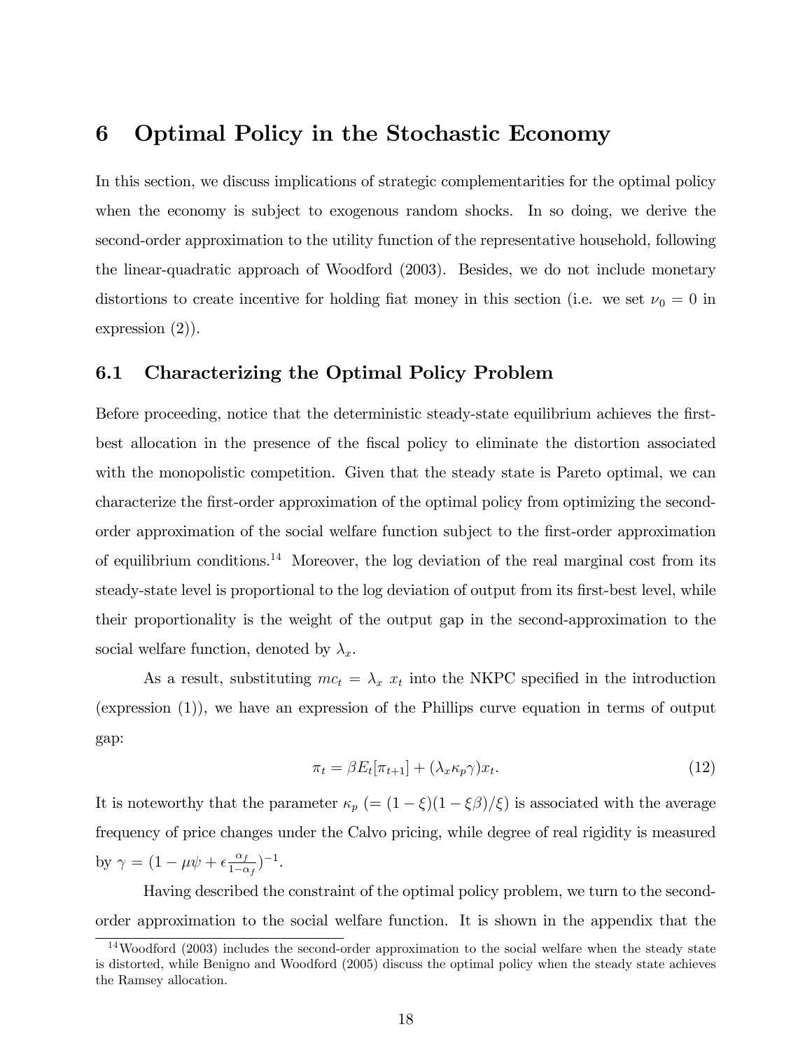# 6 Optimal Policy in the Stochastic Economy

In this section, we discuss implications of strategic complementarities for the optimal policy when the economy is subject to exogenous random shocks. In so doing, we derive the second-order approximation to the utility function of the representative household, following the linear-quadratic approach of Woodford (2003). Besides, we do not include monetary distortions to create incentive for holding fiat money in this section (i.e. we set $\nu_0 = 0$ in expression (2)).

## 6.1 Characterizing the Optimal Policy Problem

Before proceeding, notice that the deterministic steady-state equilibrium achieves the first-best allocation in the presence of the fiscal policy to eliminate the distortion associated with the monopolistic competition. Given that the steady state is Pareto optimal, we can characterize the first-order approximation of the optimal policy from optimizing the second-order approximation of the social welfare function subject to the first-order approximation of equilibrium conditions.[14] Moreover, the log deviation of the real marginal cost from its steady-state level is proportional to the log deviation of output from its first-best level, while their proportionality is the weight of the output gap in the second-approximation to the social welfare function, denoted by $\lambda_x$.

As a result, substituting $mc_t = \lambda_x \; x_t$ into the NKPC specified in the introduction (expression (1)), we have an expression of the Phillips curve equation in terms of output gap:

$$\pi_t = \beta E_t[\pi_{t+1}] + (\lambda_x \kappa_p \gamma) x_t. \tag{12}$$

It is noteworthy that the parameter $\kappa_p$ ($= (1-\xi)(1-\xi\beta)/\xi$) is associated with the average frequency of price changes under the Calvo pricing, while degree of real rigidity is measured by $\gamma = (1 - \mu\psi + \epsilon\frac{\alpha_f}{1-\alpha_f})^{-1}$.

Having described the constraint of the optimal policy problem, we turn to the second-order approximation to the social welfare function. It is shown in the appendix that the

[14] Woodford (2003) includes the second-order approximation to the social welfare when the steady state is distorted, while Benigno and Woodford (2005) discuss the optimal policy when the steady state achieves the Ramsey allocation.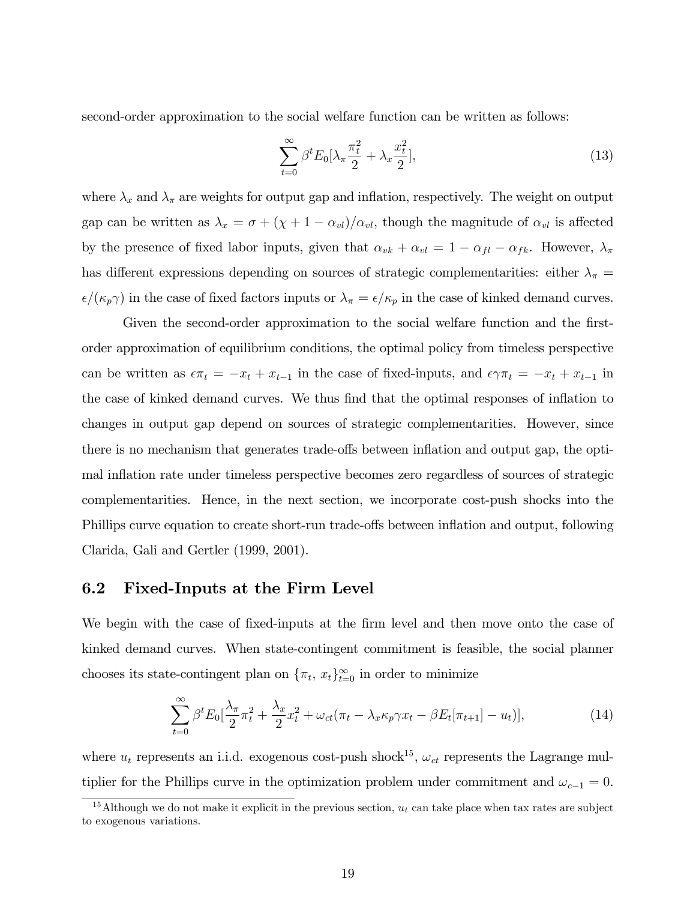second-order approximation to the social welfare function can be written as follows:

$$\sum_{t=0}^{\infty} \beta^t E_0[\lambda_\pi \frac{\pi_t^2}{2} + \lambda_x \frac{x_t^2}{2}], \tag{13}$$

where $\lambda_x$ and $\lambda_\pi$ are weights for output gap and inflation, respectively. The weight on output gap can be written as $\lambda_x = \sigma + (\chi + 1 - \alpha_{vl})/\alpha_{vl}$, though the magnitude of $\alpha_{vl}$ is affected by the presence of fixed labor inputs, given that $\alpha_{vk} + \alpha_{vl} = 1 - \alpha_{fl} - \alpha_{fk}$. However, $\lambda_\pi$ has different expressions depending on sources of strategic complementarities: either $\lambda_\pi = \epsilon/(\kappa_p \gamma)$ in the case of fixed factors inputs or $\lambda_\pi = \epsilon/\kappa_p$ in the case of kinked demand curves.

Given the second-order approximation to the social welfare function and the first-order approximation of equilibrium conditions, the optimal policy from timeless perspective can be written as $\epsilon \pi_t = -x_t + x_{t-1}$ in the case of fixed-inputs, and $\epsilon \gamma \pi_t = -x_t + x_{t-1}$ in the case of kinked demand curves. We thus find that the optimal responses of inflation to changes in output gap depend on sources of strategic complementarities. However, since there is no mechanism that generates trade-offs between inflation and output gap, the optimal inflation rate under timeless perspective becomes zero regardless of sources of strategic complementarities. Hence, in the next section, we incorporate cost-push shocks into the Phillips curve equation to create short-run trade-offs between inflation and output, following Clarida, Gali and Gertler (1999, 2001).

## 6.2 Fixed-Inputs at the Firm Level

We begin with the case of fixed-inputs at the firm level and then move onto the case of kinked demand curves. When state-contingent commitment is feasible, the social planner chooses its state-contingent plan on $\{\pi_t,\, x_t\}_{t=0}^{\infty}$ in order to minimize

$$\sum_{t=0}^{\infty} \beta^t E_0[\frac{\lambda_\pi}{2}\pi_t^2 + \frac{\lambda_x}{2}x_t^2 + \omega_{ct}(\pi_t - \lambda_x \kappa_p \gamma x_t - \beta E_t[\pi_{t+1}] - u_t)], \tag{14}$$

where $u_t$ represents an i.i.d. exogenous cost-push shock[15], $\omega_{ct}$ represents the Lagrange multiplier for the Phillips curve in the optimization problem under commitment and $\omega_{c-1} = 0$.

[15] Although we do not make it explicit in the previous section, $u_t$ can take place when tax rates are subject to exogenous variations.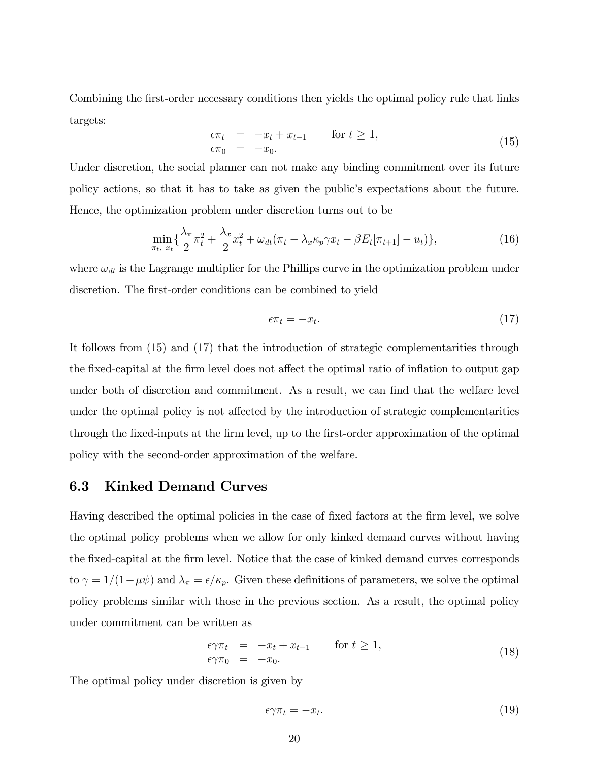Combining the first-order necessary conditions then yields the optimal policy rule that links targets:

$$
\begin{array}{rcll}
\epsilon\pi_t & = & -x_t + x_{t-1} & \text{for } t \geq 1, \\
\epsilon\pi_0 & = & -x_0. &
\end{array} \tag{15}
$$

Under discretion, the social planner can not make any binding commitment over its future policy actions, so that it has to take as given the public's expectations about the future. Hence, the optimization problem under discretion turns out to be

$$
\min_{\pi_t,\ x_t} \{ \frac{\lambda_\pi}{2}\pi_t^2 + \frac{\lambda_x}{2}x_t^2 + \omega_{dt}(\pi_t - \lambda_x\kappa_p\gamma x_t - \beta E_t[\pi_{t+1}] - u_t) \}, \tag{16}
$$

where $\omega_{dt}$ is the Lagrange multiplier for the Phillips curve in the optimization problem under discretion. The first-order conditions can be combined to yield

$$
\epsilon\pi_t = -x_t. \tag{17}
$$

It follows from (15) and (17) that the introduction of strategic complementarities through the fixed-capital at the firm level does not affect the optimal ratio of inflation to output gap under both of discretion and commitment. As a result, we can find that the welfare level under the optimal policy is not affected by the introduction of strategic complementarities through the fixed-inputs at the firm level, up to the first-order approximation of the optimal policy with the second-order approximation of the welfare.

## 6.3 Kinked Demand Curves

Having described the optimal policies in the case of fixed factors at the firm level, we solve the optimal policy problems when we allow for only kinked demand curves without having the fixed-capital at the firm level. Notice that the case of kinked demand curves corresponds to $\gamma = 1/(1-\mu\psi)$ and $\lambda_\pi = \epsilon/\kappa_p$. Given these definitions of parameters, we solve the optimal policy problems similar with those in the previous section. As a result, the optimal policy under commitment can be written as

$$
\begin{array}{rcll}
\epsilon\gamma\pi_t & = & -x_t + x_{t-1} & \text{for } t \geq 1, \\
\epsilon\gamma\pi_0 & = & -x_0. &
\end{array} \tag{18}
$$

The optimal policy under discretion is given by

$$
\epsilon\gamma\pi_t = -x_t. \tag{19}
$$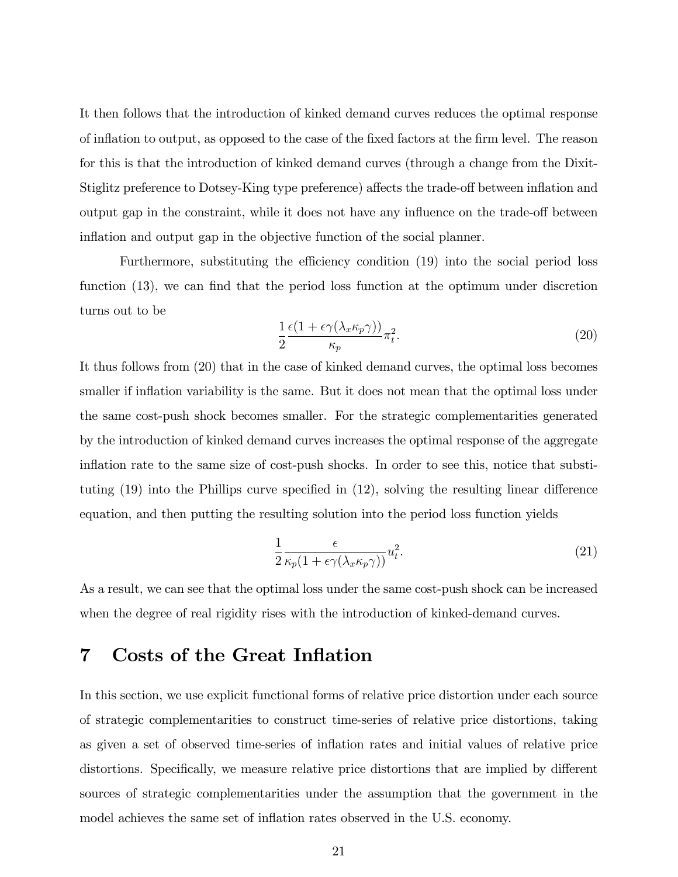It then follows that the introduction of kinked demand curves reduces the optimal response of inflation to output, as opposed to the case of the fixed factors at the firm level. The reason for this is that the introduction of kinked demand curves (through a change from the Dixit-Stiglitz preference to Dotsey-King type preference) affects the trade-off between inflation and output gap in the constraint, while it does not have any influence on the trade-off between inflation and output gap in the objective function of the social planner.

Furthermore, substituting the efficiency condition (19) into the social period loss function (13), we can find that the period loss function at the optimum under discretion turns out to be

$$\frac{1}{2}\frac{\epsilon(1+\epsilon\gamma(\lambda_x\kappa_p\gamma))}{\kappa_p}\pi_t^2. \tag{20}$$

It thus follows from (20) that in the case of kinked demand curves, the optimal loss becomes smaller if inflation variability is the same. But it does not mean that the optimal loss under the same cost-push shock becomes smaller. For the strategic complementarities generated by the introduction of kinked demand curves increases the optimal response of the aggregate inflation rate to the same size of cost-push shocks. In order to see this, notice that substituting (19) into the Phillips curve specified in (12), solving the resulting linear difference equation, and then putting the resulting solution into the period loss function yields

$$\frac{1}{2}\frac{\epsilon}{\kappa_p(1+\epsilon\gamma(\lambda_x\kappa_p\gamma))}u_t^2. \tag{21}$$

As a result, we can see that the optimal loss under the same cost-push shock can be increased when the degree of real rigidity rises with the introduction of kinked-demand curves.

# 7 Costs of the Great Inflation

In this section, we use explicit functional forms of relative price distortion under each source of strategic complementarities to construct time-series of relative price distortions, taking as given a set of observed time-series of inflation rates and initial values of relative price distortions. Specifically, we measure relative price distortions that are implied by different sources of strategic complementarities under the assumption that the government in the model achieves the same set of inflation rates observed in the U.S. economy.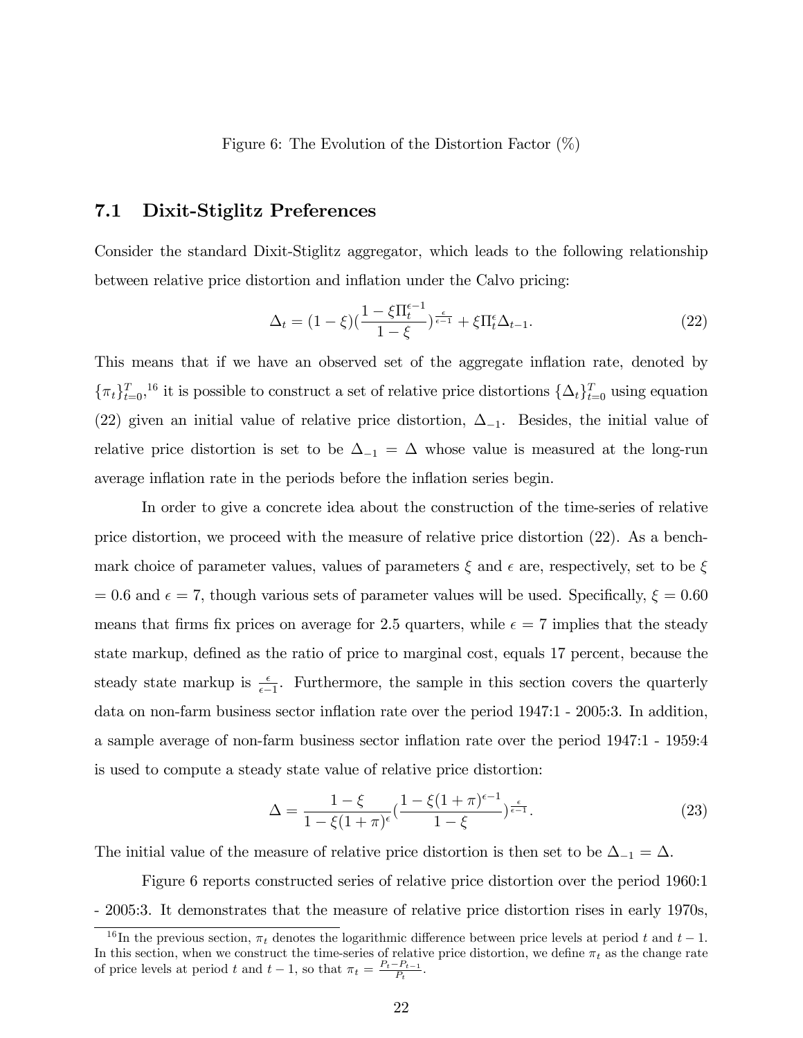Figure 6: The Evolution of the Distortion Factor (%)

### 7.1 Dixit-Stiglitz Preferences

Consider the standard Dixit-Stiglitz aggregator, which leads to the following relationship between relative price distortion and inflation under the Calvo pricing:

$$\Delta_t = (1-\xi)\left(\frac{1-\xi\Pi_t^{\epsilon-1}}{1-\xi}\right)^{\frac{\epsilon}{\epsilon-1}} + \xi\Pi_t^{\epsilon}\Delta_{t-1}. \tag{22}$$

This means that if we have an observed set of the aggregate inflation rate, denoted by $\{\pi_t\}_{t=0}^{T}$,[16] it is possible to construct a set of relative price distortions $\{\Delta_t\}_{t=0}^{T}$ using equation (22) given an initial value of relative price distortion, $\Delta_{-1}$. Besides, the initial value of relative price distortion is set to be $\Delta_{-1} = \Delta$ whose value is measured at the long-run average inflation rate in the periods before the inflation series begin.

In order to give a concrete idea about the construction of the time-series of relative price distortion, we proceed with the measure of relative price distortion (22). As a benchmark choice of parameter values, values of parameters $\xi$ and $\epsilon$ are, respectively, set to be $\xi = 0.6$ and $\epsilon = 7$, though various sets of parameter values will be used. Specifically, $\xi = 0.60$ means that firms fix prices on average for 2.5 quarters, while $\epsilon = 7$ implies that the steady state markup, defined as the ratio of price to marginal cost, equals 17 percent, because the steady state markup is $\frac{\epsilon}{\epsilon-1}$. Furthermore, the sample in this section covers the quarterly data on non-farm business sector inflation rate over the period 1947:1 - 2005:3. In addition, a sample average of non-farm business sector inflation rate over the period 1947:1 - 1959:4 is used to compute a steady state value of relative price distortion:

$$\Delta = \frac{1-\xi}{1-\xi(1+\pi)^{\epsilon}}\left(\frac{1-\xi(1+\pi)^{\epsilon-1}}{1-\xi}\right)^{\frac{\epsilon}{\epsilon-1}}. \tag{23}$$

The initial value of the measure of relative price distortion is then set to be $\Delta_{-1} = \Delta$.

Figure 6 reports constructed series of relative price distortion over the period 1960:1 - 2005:3. It demonstrates that the measure of relative price distortion rises in early 1970s,

[16] In the previous section, $\pi_t$ denotes the logarithmic difference between price levels at period $t$ and $t-1$. In this section, when we construct the time-series of relative price distortion, we define $\pi_t$ as the change rate of price levels at period $t$ and $t-1$, so that $\pi_t = \frac{P_t - P_{t-1}}{P_t}$.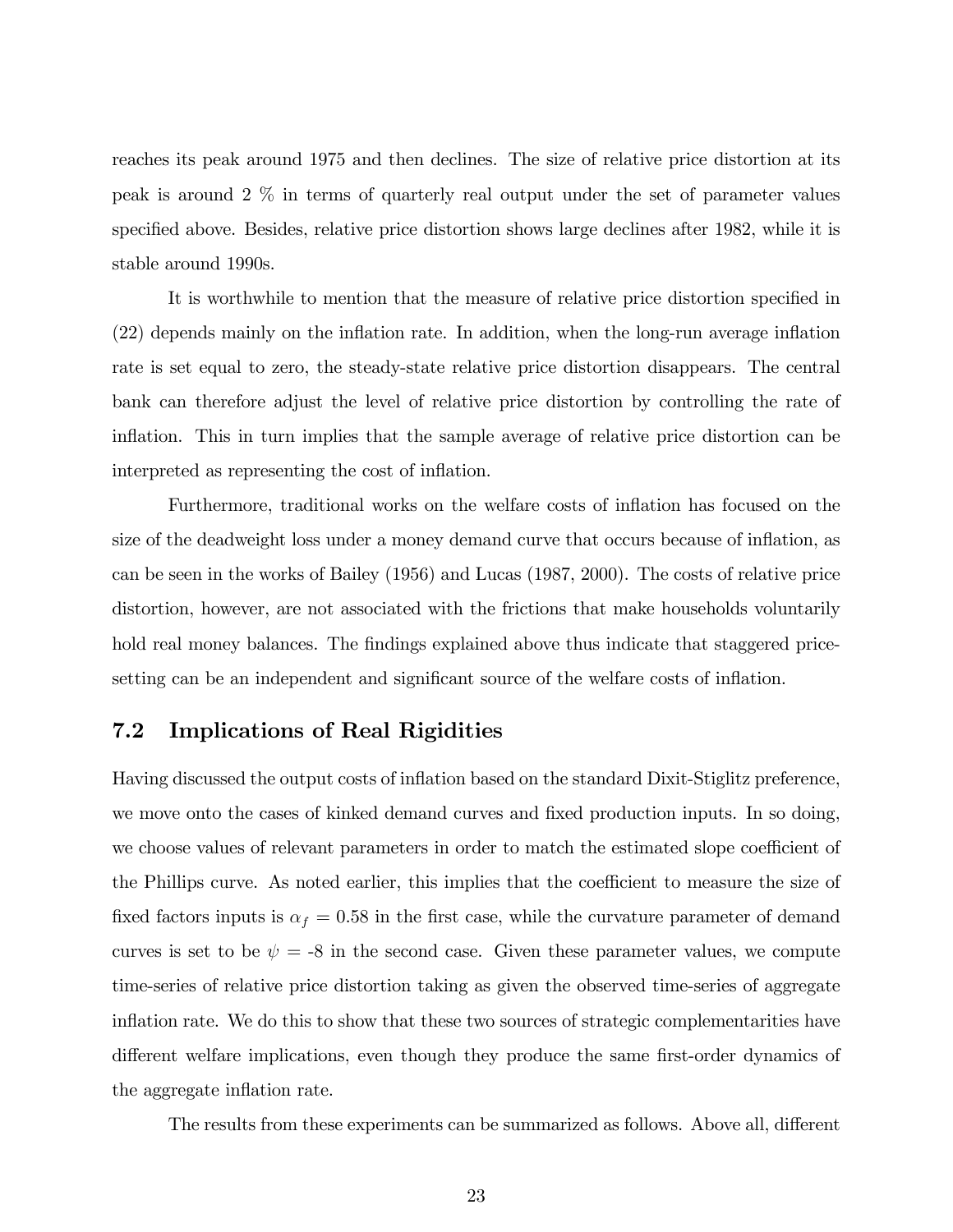reaches its peak around 1975 and then declines. The size of relative price distortion at its peak is around 2 % in terms of quarterly real output under the set of parameter values specified above. Besides, relative price distortion shows large declines after 1982, while it is stable around 1990s.

It is worthwhile to mention that the measure of relative price distortion specified in (22) depends mainly on the inflation rate. In addition, when the long-run average inflation rate is set equal to zero, the steady-state relative price distortion disappears. The central bank can therefore adjust the level of relative price distortion by controlling the rate of inflation. This in turn implies that the sample average of relative price distortion can be interpreted as representing the cost of inflation.

Furthermore, traditional works on the welfare costs of inflation has focused on the size of the deadweight loss under a money demand curve that occurs because of inflation, as can be seen in the works of Bailey (1956) and Lucas (1987, 2000). The costs of relative price distortion, however, are not associated with the frictions that make households voluntarily hold real money balances. The findings explained above thus indicate that staggered price-setting can be an independent and significant source of the welfare costs of inflation.

## 7.2 Implications of Real Rigidities

Having discussed the output costs of inflation based on the standard Dixit-Stiglitz preference, we move onto the cases of kinked demand curves and fixed production inputs. In so doing, we choose values of relevant parameters in order to match the estimated slope coefficient of the Phillips curve. As noted earlier, this implies that the coefficient to measure the size of fixed factors inputs is $\alpha_f = 0.58$ in the first case, while the curvature parameter of demand curves is set to be $\psi$ = -8 in the second case. Given these parameter values, we compute time-series of relative price distortion taking as given the observed time-series of aggregate inflation rate. We do this to show that these two sources of strategic complementarities have different welfare implications, even though they produce the same first-order dynamics of the aggregate inflation rate.

The results from these experiments can be summarized as follows. Above all, different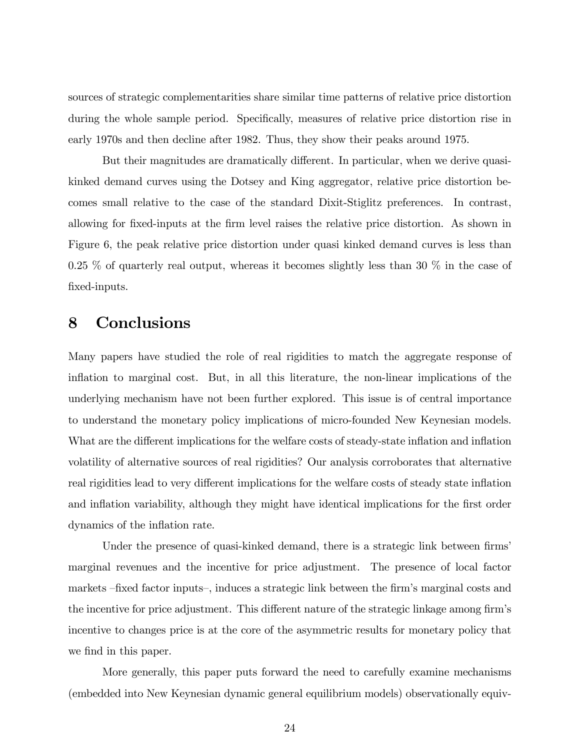sources of strategic complementarities share similar time patterns of relative price distortion during the whole sample period. Specifically, measures of relative price distortion rise in early 1970s and then decline after 1982. Thus, they show their peaks around 1975.

But their magnitudes are dramatically different. In particular, when we derive quasi-kinked demand curves using the Dotsey and King aggregator, relative price distortion becomes small relative to the case of the standard Dixit-Stiglitz preferences. In contrast, allowing for fixed-inputs at the firm level raises the relative price distortion. As shown in Figure 6, the peak relative price distortion under quasi kinked demand curves is less than 0.25 % of quarterly real output, whereas it becomes slightly less than 30 % in the case of fixed-inputs.

# 8 Conclusions

Many papers have studied the role of real rigidities to match the aggregate response of inflation to marginal cost. But, in all this literature, the non-linear implications of the underlying mechanism have not been further explored. This issue is of central importance to understand the monetary policy implications of micro-founded New Keynesian models. What are the different implications for the welfare costs of steady-state inflation and inflation volatility of alternative sources of real rigidities? Our analysis corroborates that alternative real rigidities lead to very different implications for the welfare costs of steady state inflation and inflation variability, although they might have identical implications for the first order dynamics of the inflation rate.

Under the presence of quasi-kinked demand, there is a strategic link between firms' marginal revenues and the incentive for price adjustment. The presence of local factor markets –fixed factor inputs–, induces a strategic link between the firm's marginal costs and the incentive for price adjustment. This different nature of the strategic linkage among firm's incentive to changes price is at the core of the asymmetric results for monetary policy that we find in this paper.

More generally, this paper puts forward the need to carefully examine mechanisms (embedded into New Keynesian dynamic general equilibrium models) observationally equiv-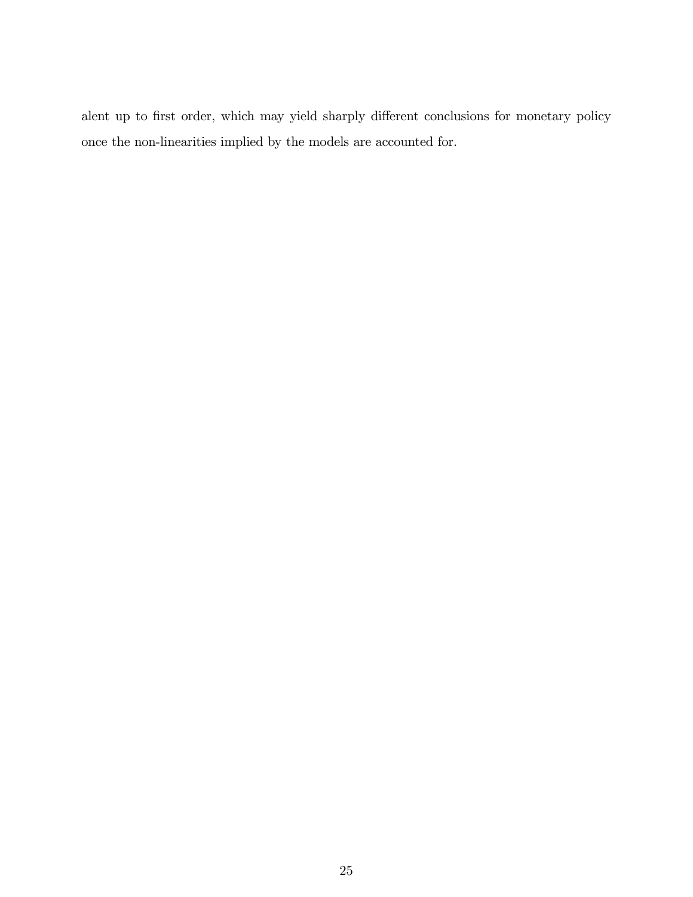alent up to first order, which may yield sharply different conclusions for monetary policy once the non-linearities implied by the models are accounted for.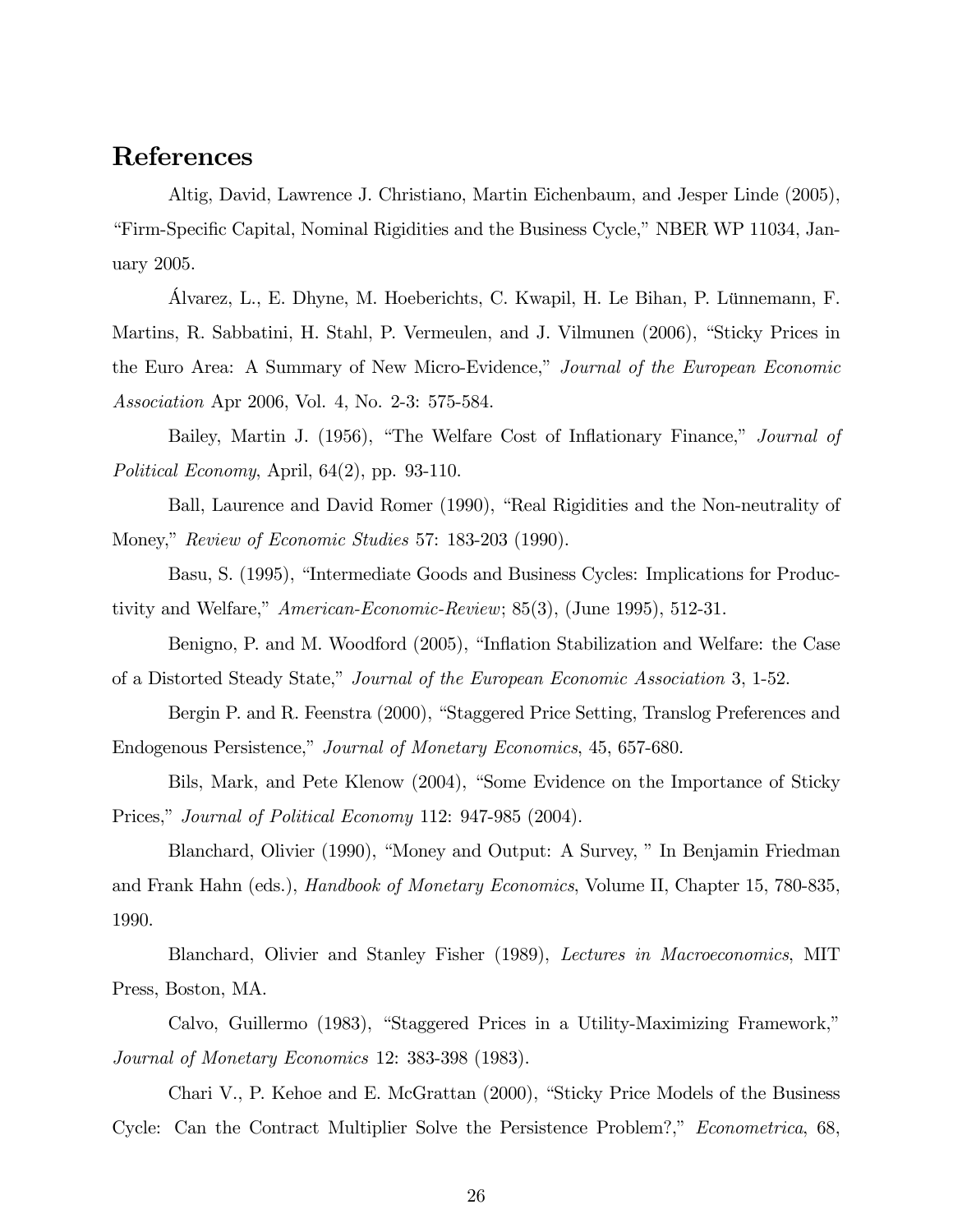## References

Altig, David, Lawrence J. Christiano, Martin Eichenbaum, and Jesper Linde (2005), "Firm-Specific Capital, Nominal Rigidities and the Business Cycle," NBER WP 11034, January 2005.

Álvarez, L., E. Dhyne, M. Hoeberichts, C. Kwapil, H. Le Bihan, P. Lünnemann, F. Martins, R. Sabbatini, H. Stahl, P. Vermeulen, and J. Vilmunen (2006), "Sticky Prices in the Euro Area: A Summary of New Micro-Evidence," *Journal of the European Economic Association* Apr 2006, Vol. 4, No. 2-3: 575-584.

Bailey, Martin J. (1956), "The Welfare Cost of Inflationary Finance," *Journal of Political Economy*, April, 64(2), pp. 93-110.

Ball, Laurence and David Romer (1990), "Real Rigidities and the Non-neutrality of Money," *Review of Economic Studies* 57: 183-203 (1990).

Basu, S. (1995), "Intermediate Goods and Business Cycles: Implications for Productivity and Welfare," *American-Economic-Review*; 85(3), (June 1995), 512-31.

Benigno, P. and M. Woodford (2005), "Inflation Stabilization and Welfare: the Case of a Distorted Steady State," *Journal of the European Economic Association* 3, 1-52.

Bergin P. and R. Feenstra (2000), "Staggered Price Setting, Translog Preferences and Endogenous Persistence," *Journal of Monetary Economics*, 45, 657-680.

Bils, Mark, and Pete Klenow (2004), "Some Evidence on the Importance of Sticky Prices," *Journal of Political Economy* 112: 947-985 (2004).

Blanchard, Olivier (1990), "Money and Output: A Survey, " In Benjamin Friedman and Frank Hahn (eds.), *Handbook of Monetary Economics*, Volume II, Chapter 15, 780-835, 1990.

Blanchard, Olivier and Stanley Fisher (1989), *Lectures in Macroeconomics*, MIT Press, Boston, MA.

Calvo, Guillermo (1983), "Staggered Prices in a Utility-Maximizing Framework," *Journal of Monetary Economics* 12: 383-398 (1983).

Chari V., P. Kehoe and E. McGrattan (2000), "Sticky Price Models of the Business Cycle: Can the Contract Multiplier Solve the Persistence Problem?," *Econometrica*, 68,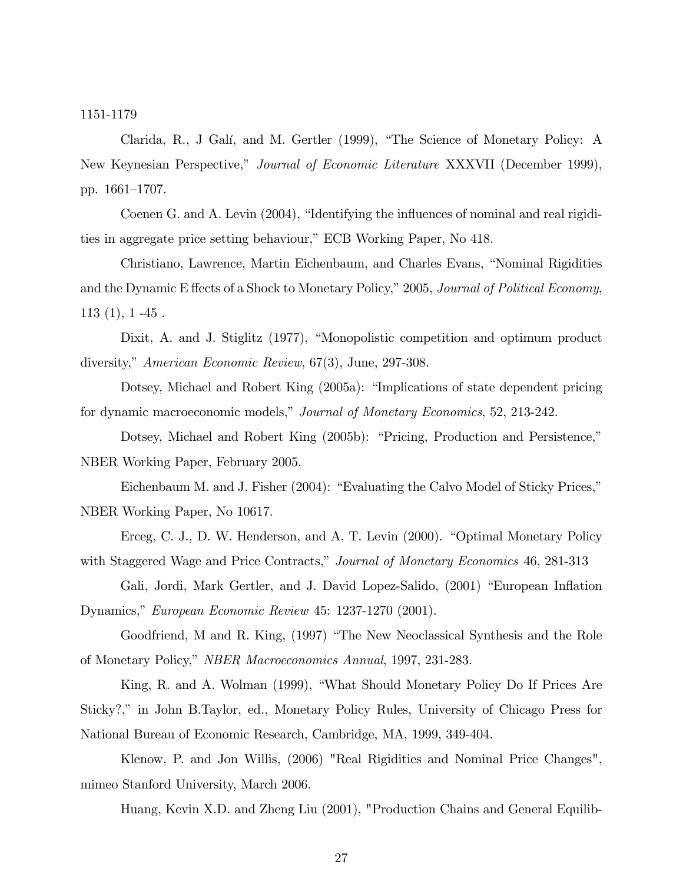1151-1179

Clarida, R., J Galí, and M. Gertler (1999), "The Science of Monetary Policy: A New Keynesian Perspective," *Journal of Economic Literature* XXXVII (December 1999), pp. 1661–1707.

Coenen G. and A. Levin (2004), "Identifying the influences of nominal and real rigidities in aggregate price setting behaviour," ECB Working Paper, No 418.

Christiano, Lawrence, Martin Eichenbaum, and Charles Evans, "Nominal Rigidities and the Dynamic E ffects of a Shock to Monetary Policy," 2005, *Journal of Political Economy*, 113 (1), 1 -45 .

Dixit, A. and J. Stiglitz (1977), "Monopolistic competition and optimum product diversity," *American Economic Review*, 67(3), June, 297-308.

Dotsey, Michael and Robert King (2005a): "Implications of state dependent pricing for dynamic macroeconomic models," *Journal of Monetary Economics*, 52, 213-242.

Dotsey, Michael and Robert King (2005b): "Pricing, Production and Persistence," NBER Working Paper, February 2005.

Eichenbaum M. and J. Fisher (2004): "Evaluating the Calvo Model of Sticky Prices," NBER Working Paper, No 10617.

Erceg, C. J., D. W. Henderson, and A. T. Levin (2000). "Optimal Monetary Policy with Staggered Wage and Price Contracts," *Journal of Monetary Economics* 46, 281-313

Gali, Jordi, Mark Gertler, and J. David Lopez-Salido, (2001) "European Inflation Dynamics," *European Economic Review* 45: 1237-1270 (2001).

Goodfriend, M and R. King, (1997) "The New Neoclassical Synthesis and the Role of Monetary Policy," *NBER Macroeconomics Annual*, 1997, 231-283.

King, R. and A. Wolman (1999), "What Should Monetary Policy Do If Prices Are Sticky?," in John B.Taylor, ed., Monetary Policy Rules, University of Chicago Press for National Bureau of Economic Research, Cambridge, MA, 1999, 349-404.

Klenow, P. and Jon Willis, (2006) "Real Rigidities and Nominal Price Changes", mimeo Stanford University, March 2006.

Huang, Kevin X.D. and Zheng Liu (2001), "Production Chains and General Equilib-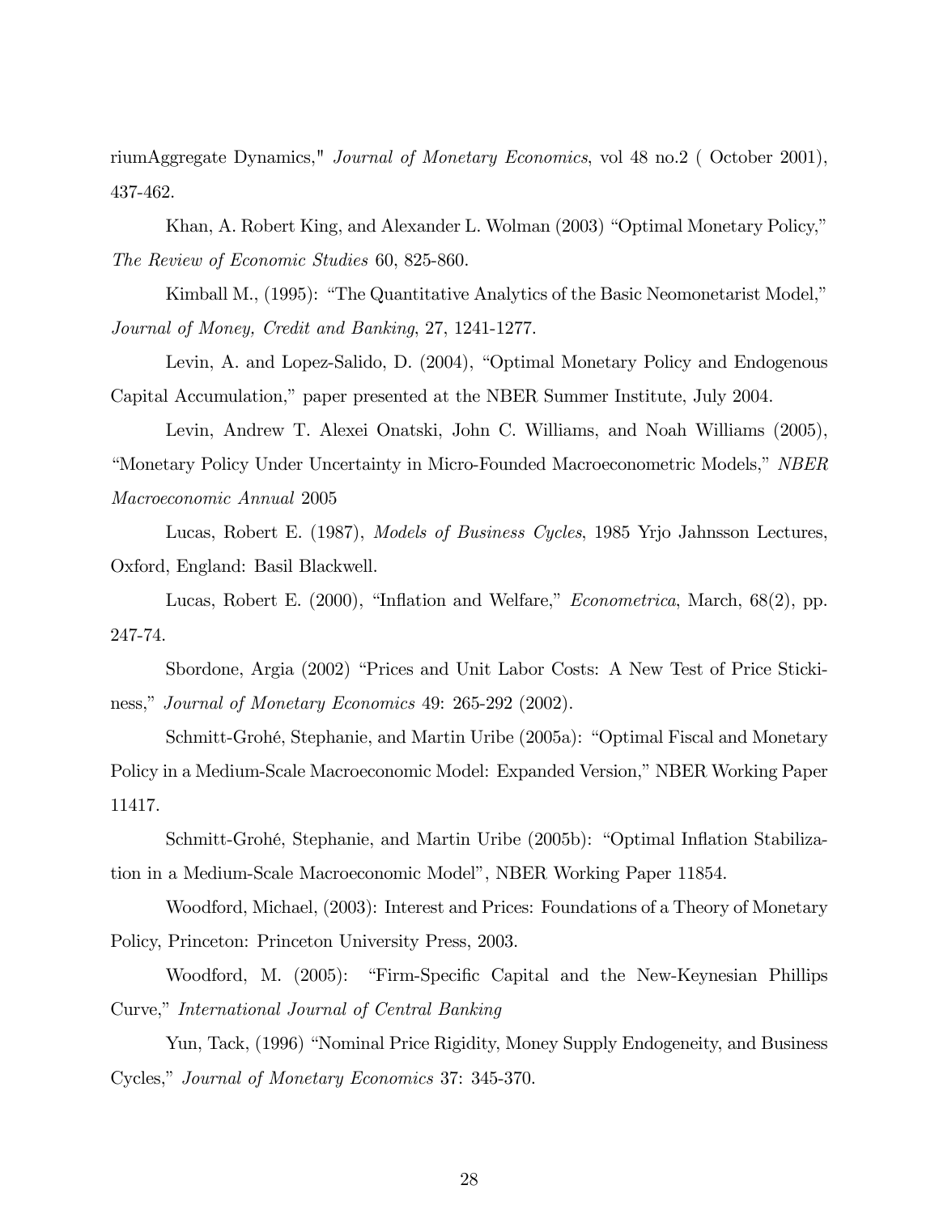riumAggregate Dynamics," *Journal of Monetary Economics*, vol 48 no.2 ( October 2001), 437-462.

Khan, A. Robert King, and Alexander L. Wolman (2003) "Optimal Monetary Policy," *The Review of Economic Studies* 60, 825-860.

Kimball M., (1995): "The Quantitative Analytics of the Basic Neomonetarist Model," *Journal of Money, Credit and Banking*, 27, 1241-1277.

Levin, A. and Lopez-Salido, D. (2004), "Optimal Monetary Policy and Endogenous Capital Accumulation," paper presented at the NBER Summer Institute, July 2004.

Levin, Andrew T. Alexei Onatski, John C. Williams, and Noah Williams (2005), "Monetary Policy Under Uncertainty in Micro-Founded Macroeconometric Models," *NBER Macroeconomic Annual* 2005

Lucas, Robert E. (1987), *Models of Business Cycles*, 1985 Yrjo Jahnsson Lectures, Oxford, England: Basil Blackwell.

Lucas, Robert E. (2000), "Inflation and Welfare," *Econometrica*, March, 68(2), pp. 247-74.

Sbordone, Argia (2002) "Prices and Unit Labor Costs: A New Test of Price Stickiness," *Journal of Monetary Economics* 49: 265-292 (2002).

Schmitt-Grohé, Stephanie, and Martin Uribe (2005a): "Optimal Fiscal and Monetary Policy in a Medium-Scale Macroeconomic Model: Expanded Version," NBER Working Paper 11417.

Schmitt-Grohé, Stephanie, and Martin Uribe (2005b): "Optimal Inflation Stabilization in a Medium-Scale Macroeconomic Model", NBER Working Paper 11854.

Woodford, Michael, (2003): Interest and Prices: Foundations of a Theory of Monetary Policy, Princeton: Princeton University Press, 2003.

Woodford, M. (2005): "Firm-Specific Capital and the New-Keynesian Phillips Curve," *International Journal of Central Banking*

Yun, Tack, (1996) "Nominal Price Rigidity, Money Supply Endogeneity, and Business Cycles," *Journal of Monetary Economics* 37: 345-370.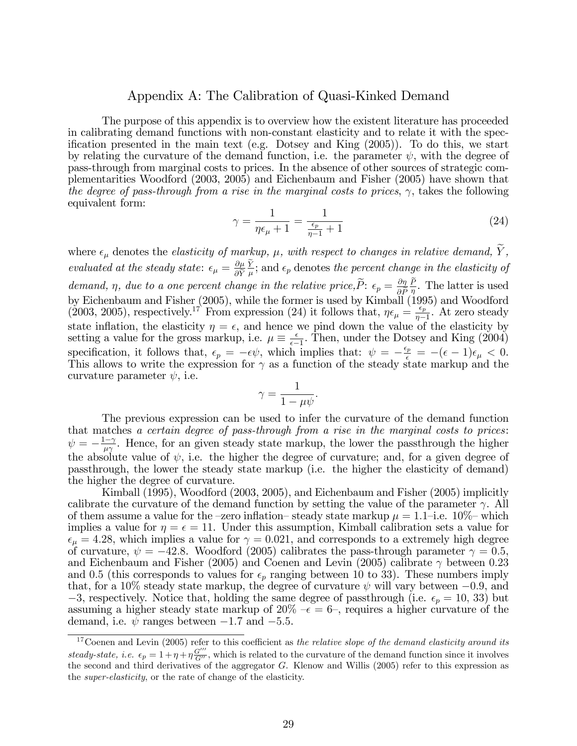## Appendix A: The Calibration of Quasi-Kinked Demand

The purpose of this appendix is to overview how the existent literature has proceeded in calibrating demand functions with non-constant elasticity and to relate it with the specification presented in the main text (e.g. Dotsey and King (2005)). To do this, we start by relating the curvature of the demand function, i.e. the parameter $\psi$, with the degree of pass-through from marginal costs to prices. In the absence of other sources of strategic complementarities Woodford (2003, 2005) and Eichenbaum and Fisher (2005) have shown that *the degree of pass-through from a rise in the marginal costs to prices*, $\gamma$, takes the following equivalent form:

$$\gamma = \frac{1}{\eta\epsilon_\mu + 1} = \frac{1}{\frac{\epsilon_p}{\eta - 1} + 1} \tag{24}$$

where $\epsilon_\mu$ denotes the *elasticity of markup, $\mu$, with respect to changes in relative demand, $\widetilde{Y}$, evaluated at the steady state*: $\epsilon_\mu = \frac{\partial \mu}{\partial \widetilde{Y}} \frac{\widetilde{Y}}{\mu}$; and $\epsilon_p$ denotes *the percent change in the elasticity of demand, $\eta$, due to a one percent change in the relative price,$\widetilde{P}$*: $\epsilon_p = \frac{\partial \eta}{\partial \widetilde{P}} \frac{\widetilde{P}}{\eta}$. The latter is used by Eichenbaum and Fisher (2005), while the former is used by Kimball (1995) and Woodford (2003, 2005), respectively.[17] From expression (24) it follows that, $\eta\epsilon_\mu = \frac{\epsilon_p}{\eta-1}$. At zero steady state inflation, the elasticity $\eta = \epsilon$, and hence we pind down the value of the elasticity by setting a value for the gross markup, i.e. $\mu \equiv \frac{\epsilon}{\epsilon - 1}$. Then, under the Dotsey and King (2004) specification, it follows that, $\epsilon_p = -\epsilon\psi$, which implies that: $\psi = -\frac{\epsilon_p}{\epsilon} = -(\epsilon - 1)\epsilon_\mu < 0$. This allows to write the expression for $\gamma$ as a function of the steady state markup and the curvature parameter $\psi$, i.e.

$$\gamma = \frac{1}{1 - \mu\psi}.$$

The previous expression can be used to infer the curvature of the demand function that matches *a certain degree of pass-through from a rise in the marginal costs to prices*: $\psi = -\frac{1-\gamma}{\mu\gamma}$. Hence, for an given steady state markup, the lower the passthrough the higher the absolute value of $\psi$, i.e. the higher the degree of curvature; and, for a given degree of passthrough, the lower the steady state markup (i.e. the higher the elasticity of demand) the higher the degree of curvature.

Kimball (1995), Woodford (2003, 2005), and Eichenbaum and Fisher (2005) implicitly calibrate the curvature of the demand function by setting the value of the parameter $\gamma$. All of them assume a value for the –zero inflation– steady state markup $\mu = 1.1$–i.e. 10%– which implies a value for $\eta = \epsilon = 11$. Under this assumption, Kimball calibration sets a value for $\epsilon_\mu = 4.28$, which implies a value for $\gamma = 0.021$, and corresponds to a extremely high degree of curvature, $\psi = -42.8$. Woodford (2005) calibrates the pass-through parameter $\gamma = 0.5$, and Eichenbaum and Fisher (2005) and Coenen and Levin (2005) calibrate $\gamma$ between 0.23 and 0.5 (this corresponds to values for $\epsilon_p$ ranging between 10 to 33). These numbers imply that, for a 10% steady state markup, the degree of curvature $\psi$ will vary between $-0.9$, and $-3$, respectively. Notice that, holding the same degree of passthrough (i.e. $\epsilon_p = 10$, 33) but assuming a higher steady state markup of 20% –$\epsilon = 6$–, requires a higher curvature of the demand, i.e. $\psi$ ranges between $-1.7$ and $-5.5$.

---

[17] Coenen and Levin (2005) refer to this coefficient as *the relative slope of the demand elasticity around its steady-state, i.e.* $\epsilon_p = 1 + \eta + \eta\frac{G'''}{G''}$, which is related to the curvature of the demand function since it involves the second and third derivatives of the aggregator $G$. Klenow and Willis (2005) refer to this expression as the *super-elasticity*, or the rate of change of the elasticity.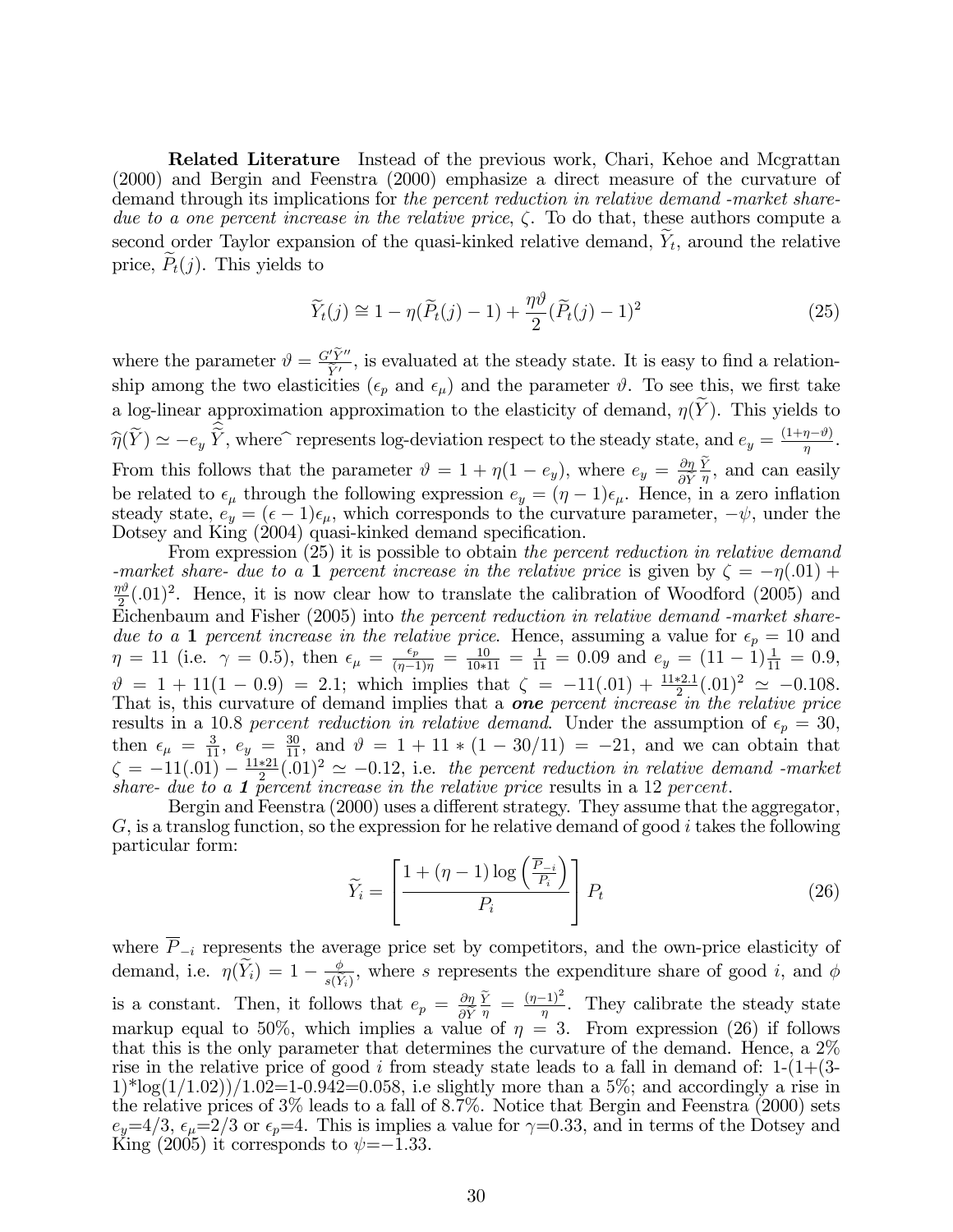**Related Literature** Instead of the previous work, Chari, Kehoe and Mcgrattan (2000) and Bergin and Feenstra (2000) emphasize a direct measure of the curvature of demand through its implications for *the percent reduction in relative demand -market share- due to a one percent increase in the relative price*, $\zeta$. To do that, these authors compute a second order Taylor expansion of the quasi-kinked relative demand, $\widetilde{Y}_t$, around the relative price, $\widetilde{P}_t(j)$. This yields to

$$\widetilde{Y}_t(j) \cong 1 - \eta(\widetilde{P}_t(j) - 1) + \frac{\eta\vartheta}{2}(\widetilde{P}_t(j) - 1)^2 \tag{25}$$

where the parameter $\vartheta = \frac{G'\widetilde{Y}''}{\widetilde{Y}'}$, is evaluated at the steady state. It is easy to find a relationship among the two elasticities ($\epsilon_p$ and $\epsilon_\mu$) and the parameter $\vartheta$. To see this, we first take a log-linear approximation approximation to the elasticity of demand, $\eta(\widetilde{Y})$. This yields to $\widehat{\eta}(\widetilde{Y}) \simeq -e_y \widehat{\widetilde{Y}}$, where $\widehat{}$ represents log-deviation respect to the steady state, and $e_y = \frac{(1+\eta-\vartheta)}{\eta}$. From this follows that the parameter $\vartheta = 1 + \eta(1 - e_y)$, where $e_y = \frac{\partial\eta}{\partial\widetilde{Y}}\frac{\widetilde{Y}}{\eta}$, and can easily be related to $\epsilon_\mu$ through the following expression $e_y = (\eta - 1)\epsilon_\mu$. Hence, in a zero inflation steady state, $e_y = (\epsilon - 1)\epsilon_\mu$, which corresponds to the curvature parameter, $-\psi$, under the Dotsey and King (2004) quasi-kinked demand specification.

From expression (25) it is possible to obtain *the percent reduction in relative demand -market share- due to a* **1** *percent increase in the relative price* is given by $\zeta = -\eta(.01) + \frac{\eta\vartheta}{2}(.01)^2$. Hence, it is now clear how to translate the calibration of Woodford (2005) and Eichenbaum and Fisher (2005) into *the percent reduction in relative demand -market share- due to a* **1** *percent increase in the relative price*. Hence, assuming a value for $\epsilon_p = 10$ and $\eta = 11$ (i.e. $\gamma = 0.5$), then $\epsilon_\mu = \frac{\epsilon_p}{(\eta-1)\eta} = \frac{10}{10*11} = \frac{1}{11} = 0.09$ and $e_y = (11-1)\frac{1}{11} = 0.9$, $\vartheta = 1 + 11(1 - 0.9) = 2.1$; which implies that $\zeta = -11(.01) + \frac{11*2.1}{2}(.01)^2 \simeq -0.108$. That is, this curvature of demand implies that a ***one*** *percent increase in the relative price* results in a 10.8 *percent reduction in relative demand*. Under the assumption of $\epsilon_p = 30$, then $\epsilon_\mu = \frac{3}{11}$, $e_y = \frac{30}{11}$, and $\vartheta = 1 + 11 * (1 - 30/11) = -21$, and we can obtain that $\zeta = -11(.01) - \frac{11*21}{2}(.01)^2 \simeq -0.12$, i.e. *the percent reduction in relative demand -market share- due to a* ***1*** *percent increase in the relative price* results in a 12 *percent*.

Bergin and Feenstra (2000) uses a different strategy. They assume that the aggregator, $G$, is a translog function, so the expression for he relative demand of good $i$ takes the following particular form:

$$\widetilde{Y}_i = \left[\frac{1 + (\eta - 1)\log\left(\frac{\overline{P}_{-i}}{P_i}\right)}{P_i}\right] P_t \tag{26}$$

where $\overline{P}_{-i}$ represents the average price set by competitors, and the own-price elasticity of demand, i.e. $\eta(\widetilde{Y}_i) = 1 - \frac{\phi}{s(\widetilde{Y}_i)}$, where $s$ represents the expenditure share of good $i$, and $\phi$ is a constant. Then, it follows that $e_p = \frac{\partial\eta}{\partial\widetilde{Y}}\frac{\widetilde{Y}}{\eta} = \frac{(\eta-1)^2}{\eta}$. They calibrate the steady state markup equal to 50%, which implies a value of $\eta = 3$. From expression (26) if follows that this is the only parameter that determines the curvature of the demand. Hence, a 2% rise in the relative price of good $i$ from steady state leads to a fall in demand of: 1-(1+(3-1)*log(1/1.02))/1.02=1-0.942=0.058, i.e slightly more than a 5%; and accordingly a rise in the relative prices of 3% leads to a fall of 8.7%. Notice that Bergin and Feenstra (2000) sets $e_y$=4/3, $\epsilon_\mu$=2/3 or $\epsilon_p$=4. This is implies a value for $\gamma$=0.33, and in terms of the Dotsey and King (2005) it corresponds to $\psi$=−1.33.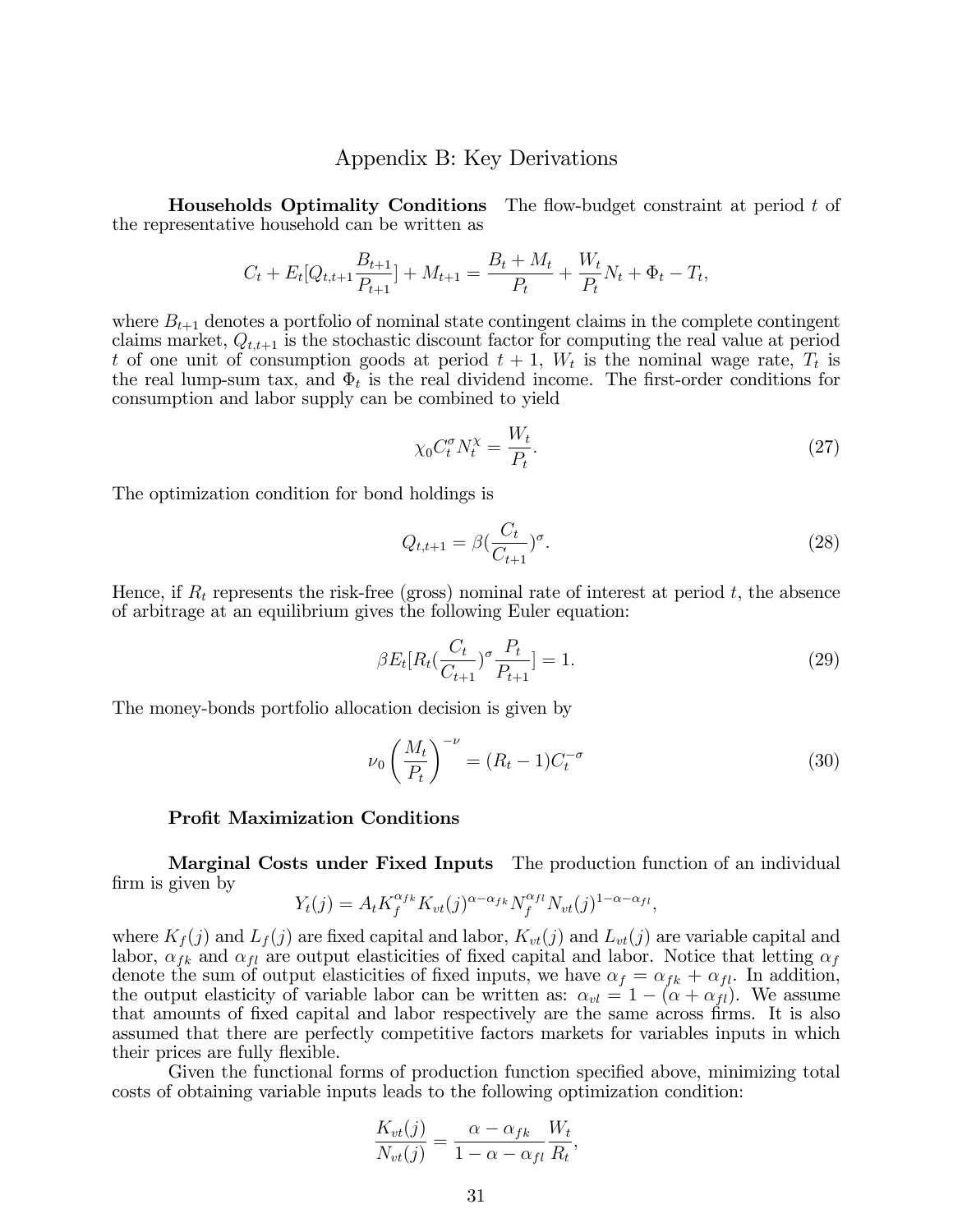## Appendix B: Key Derivations

**Households Optimality Conditions** The flow-budget constraint at period $t$ of the representative household can be written as

$$C_t + E_t[Q_{t,t+1}\frac{B_{t+1}}{P_{t+1}}] + M_{t+1} = \frac{B_t + M_t}{P_t} + \frac{W_t}{P_t}N_t + \Phi_t - T_t,$$

where $B_{t+1}$ denotes a portfolio of nominal state contingent claims in the complete contingent claims market, $Q_{t,t+1}$ is the stochastic discount factor for computing the real value at period $t$ of one unit of consumption goods at period $t+1$, $W_t$ is the nominal wage rate, $T_t$ is the real lump-sum tax, and $\Phi_t$ is the real dividend income. The first-order conditions for consumption and labor supply can be combined to yield

$$\chi_0 C_t^{\sigma} N_t^{\chi} = \frac{W_t}{P_t}. \tag{27}$$

The optimization condition for bond holdings is

$$Q_{t,t+1} = \beta(\frac{C_t}{C_{t+1}})^{\sigma}. \tag{28}$$

Hence, if $R_t$ represents the risk-free (gross) nominal rate of interest at period $t$, the absence of arbitrage at an equilibrium gives the following Euler equation:

$$\beta E_t[R_t(\frac{C_t}{C_{t+1}})^{\sigma}\frac{P_t}{P_{t+1}}] = 1. \tag{29}$$

The money-bonds portfolio allocation decision is given by

$$\nu_0\left(\frac{M_t}{P_t}\right)^{-\nu} = (R_t - 1)C_t^{-\sigma} \tag{30}$$

**Profit Maximization Conditions**

**Marginal Costs under Fixed Inputs** The production function of an individual firm is given by

$$Y_t(j) = A_t K_f^{\alpha_{fk}} K_{vt}(j)^{\alpha-\alpha_{fk}} N_f^{\alpha_{fl}} N_{vt}(j)^{1-\alpha-\alpha_{fl}},$$

where $K_f(j)$ and $L_f(j)$ are fixed capital and labor, $K_{vt}(j)$ and $L_{vt}(j)$ are variable capital and labor, $\alpha_{fk}$ and $\alpha_{fl}$ are output elasticities of fixed capital and labor. Notice that letting $\alpha_f$ denote the sum of output elasticities of fixed inputs, we have $\alpha_f = \alpha_{fk} + \alpha_{fl}$. In addition, the output elasticity of variable labor can be written as: $\alpha_{vl} = 1 - (\alpha + \alpha_{fl})$. We assume that amounts of fixed capital and labor respectively are the same across firms. It is also assumed that there are perfectly competitive factors markets for variables inputs in which their prices are fully flexible.

Given the functional forms of production function specified above, minimizing total costs of obtaining variable inputs leads to the following optimization condition:

$$\frac{K_{vt}(j)}{N_{vt}(j)} = \frac{\alpha - \alpha_{fk}}{1 - \alpha - \alpha_{fl}}\frac{W_t}{R_t},$$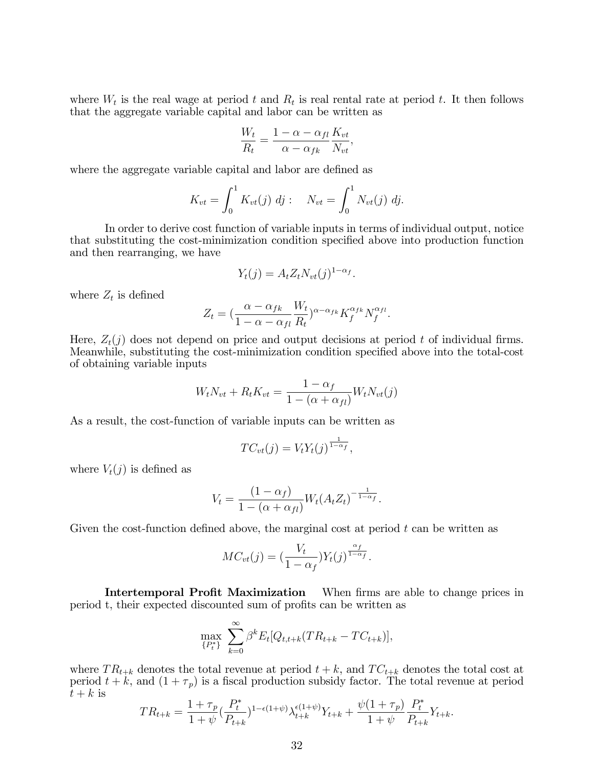where $W_t$ is the real wage at period $t$ and $R_t$ is real rental rate at period $t$. It then follows that the aggregate variable capital and labor can be written as

$$\frac{W_t}{R_t} = \frac{1-\alpha-\alpha_{fl}}{\alpha-\alpha_{fk}}\frac{K_{vt}}{N_{vt}},$$

where the aggregate variable capital and labor are defined as

$$K_{vt} = \int_0^1 K_{vt}(j)\ dj: \quad N_{vt} = \int_0^1 N_{vt}(j)\ dj.$$

In order to derive cost function of variable inputs in terms of individual output, notice that substituting the cost-minimization condition specified above into production function and then rearranging, we have

$$Y_t(j) = A_t Z_t N_{vt}(j)^{1-\alpha_f}.$$

where $Z_t$ is defined

$$Z_t = (\frac{\alpha-\alpha_{fk}}{1-\alpha-\alpha_{fl}}\frac{W_t}{R_t})^{\alpha-\alpha_{fk}} K_f^{\alpha_{fk}} N_f^{\alpha_{fl}}.$$

Here, $Z_t(j)$ does not depend on price and output decisions at period $t$ of individual firms. Meanwhile, substituting the cost-minimization condition specified above into the total-cost of obtaining variable inputs

$$W_t N_{vt} + R_t K_{vt} = \frac{1-\alpha_f}{1-(\alpha+\alpha_{fl})} W_t N_{vt}(j)$$

As a result, the cost-function of variable inputs can be written as

$$TC_{vt}(j) = V_t Y_t(j)^{\frac{1}{1-\alpha_f}},$$

where $V_t(j)$ is defined as

$$V_t = \frac{(1-\alpha_f)}{1-(\alpha+\alpha_{fl})} W_t (A_t Z_t)^{-\frac{1}{1-\alpha_f}}.$$

Given the cost-function defined above, the marginal cost at period $t$ can be written as

$$MC_{vt}(j) = (\frac{V_t}{1-\alpha_f}) Y_t(j)^{\frac{\alpha_f}{1-\alpha_f}}.$$

**Intertemporal Profit Maximization** When firms are able to change prices in period t, their expected discounted sum of profits can be written as

$$\max_{\{P_t^*\}} \sum_{k=0}^{\infty} \beta^k E_t[Q_{t,t+k}(TR_{t+k} - TC_{t+k})],$$

where $TR_{t+k}$ denotes the total revenue at period $t+k$, and $TC_{t+k}$ denotes the total cost at period $t+k$, and $(1+\tau_p)$ is a fiscal production subsidy factor. The total revenue at period $t+k$ is

$$TR_{t+k} = \frac{1+\tau_p}{1+\psi}(\frac{P_t^*}{P_{t+k}})^{1-\epsilon(1+\psi)} \lambda_{t+k}^{\epsilon(1+\psi)} Y_{t+k} + \frac{\psi(1+\tau_p)}{1+\psi}\frac{P_t^*}{P_{t+k}} Y_{t+k}.$$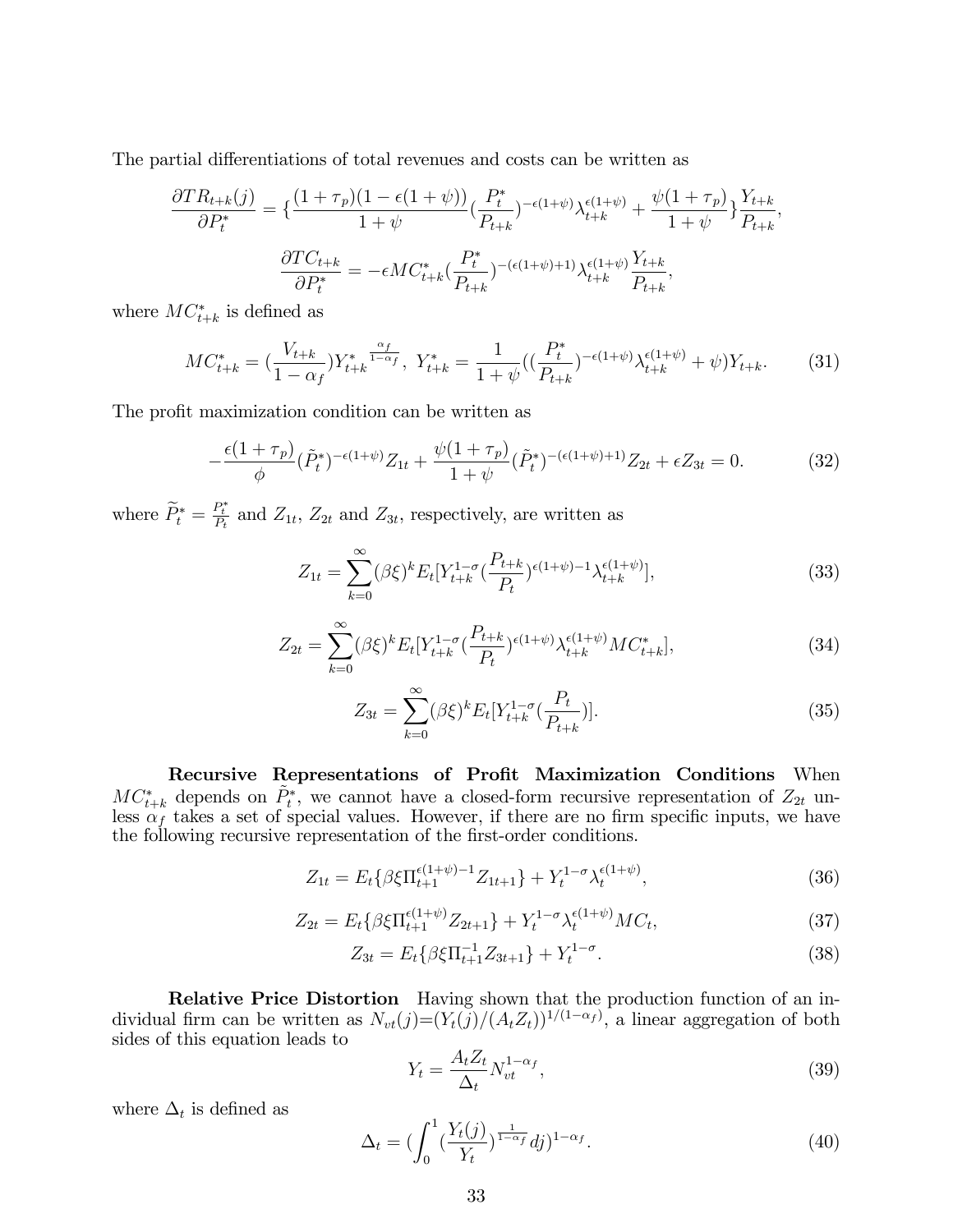The partial differentiations of total revenues and costs can be written as

$$\frac{\partial TR_{t+k}(j)}{\partial P_t^*} = \{\frac{(1+\tau_p)(1-\epsilon(1+\psi))}{1+\psi}(\frac{P_t^*}{P_{t+k}})^{-\epsilon(1+\psi)}\lambda_{t+k}^{\epsilon(1+\psi)} + \frac{\psi(1+\tau_p)}{1+\psi}\}\frac{Y_{t+k}}{P_{t+k}},$$

$$\frac{\partial TC_{t+k}}{\partial P_t^*} = -\epsilon MC_{t+k}^*(\frac{P_t^*}{P_{t+k}})^{-(\epsilon(1+\psi)+1)}\lambda_{t+k}^{\epsilon(1+\psi)}\frac{Y_{t+k}}{P_{t+k}},$$

where $MC_{t+k}^*$ is defined as

$$MC_{t+k}^* = (\frac{V_{t+k}}{1-\alpha_f})Y_{t+k}^{*\frac{\alpha_f}{1-\alpha_f}},\ Y_{t+k}^* = \frac{1}{1+\psi}((\frac{P_t^*}{P_{t+k}})^{-\epsilon(1+\psi)}\lambda_{t+k}^{\epsilon(1+\psi)} + \psi)Y_{t+k}. \tag{31}$$

The profit maximization condition can be written as

$$-\frac{\epsilon(1+\tau_p)}{\phi}(\tilde{P}_t^*)^{-\epsilon(1+\psi)}Z_{1t} + \frac{\psi(1+\tau_p)}{1+\psi}(\tilde{P}_t^*)^{-(\epsilon(1+\psi)+1)}Z_{2t} + \epsilon Z_{3t} = 0. \tag{32}$$

where $\widetilde{P}_t^* = \frac{P_t^*}{P_t}$ and $Z_{1t}$, $Z_{2t}$ and $Z_{3t}$, respectively, are written as

$$Z_{1t} = \sum_{k=0}^{\infty}(\beta\xi)^k E_t[Y_{t+k}^{1-\sigma}(\frac{P_{t+k}}{P_t})^{\epsilon(1+\psi)-1}\lambda_{t+k}^{\epsilon(1+\psi)}], \tag{33}$$

$$Z_{2t} = \sum_{k=0}^{\infty}(\beta\xi)^k E_t[Y_{t+k}^{1-\sigma}(\frac{P_{t+k}}{P_t})^{\epsilon(1+\psi)}\lambda_{t+k}^{\epsilon(1+\psi)}MC_{t+k}^*], \tag{34}$$

$$Z_{3t} = \sum_{k=0}^{\infty}(\beta\xi)^k E_t[Y_{t+k}^{1-\sigma}(\frac{P_t}{P_{t+k}})]. \tag{35}$$

**Recursive Representations of Profit Maximization Conditions** When $MC_{t+k}^*$ depends on $\tilde{P}_t^*$, we cannot have a closed-form recursive representation of $Z_{2t}$ unless $\alpha_f$ takes a set of special values. However, if there are no firm specific inputs, we have the following recursive representation of the first-order conditions.

$$Z_{1t} = E_t\{\beta\xi\Pi_{t+1}^{\epsilon(1+\psi)-1}Z_{1t+1}\} + Y_t^{1-\sigma}\lambda_t^{\epsilon(1+\psi)}, \tag{36}$$

$$Z_{2t} = E_t\{\beta\xi\Pi_{t+1}^{\epsilon(1+\psi)}Z_{2t+1}\} + Y_t^{1-\sigma}\lambda_t^{\epsilon(1+\psi)}MC_t, \tag{37}$$

$$Z_{3t} = E_t\{\beta\xi\Pi_{t+1}^{-1}Z_{3t+1}\} + Y_t^{1-\sigma}. \tag{38}$$

**Relative Price Distortion** Having shown that the production function of an individual firm can be written as $N_{vt}(j)=(Y_t(j)/(A_tZ_t))^{1/(1-\alpha_f)}$, a linear aggregation of both sides of this equation leads to

$$Y_t = \frac{A_tZ_t}{\Delta_t}N_{vt}^{1-\alpha_f}, \tag{39}$$

where $\Delta_t$ is defined as

$$\Delta_t = (\int_0^1(\frac{Y_t(j)}{Y_t})^{\frac{1}{1-\alpha_f}}dj)^{1-\alpha_f}. \tag{40}$$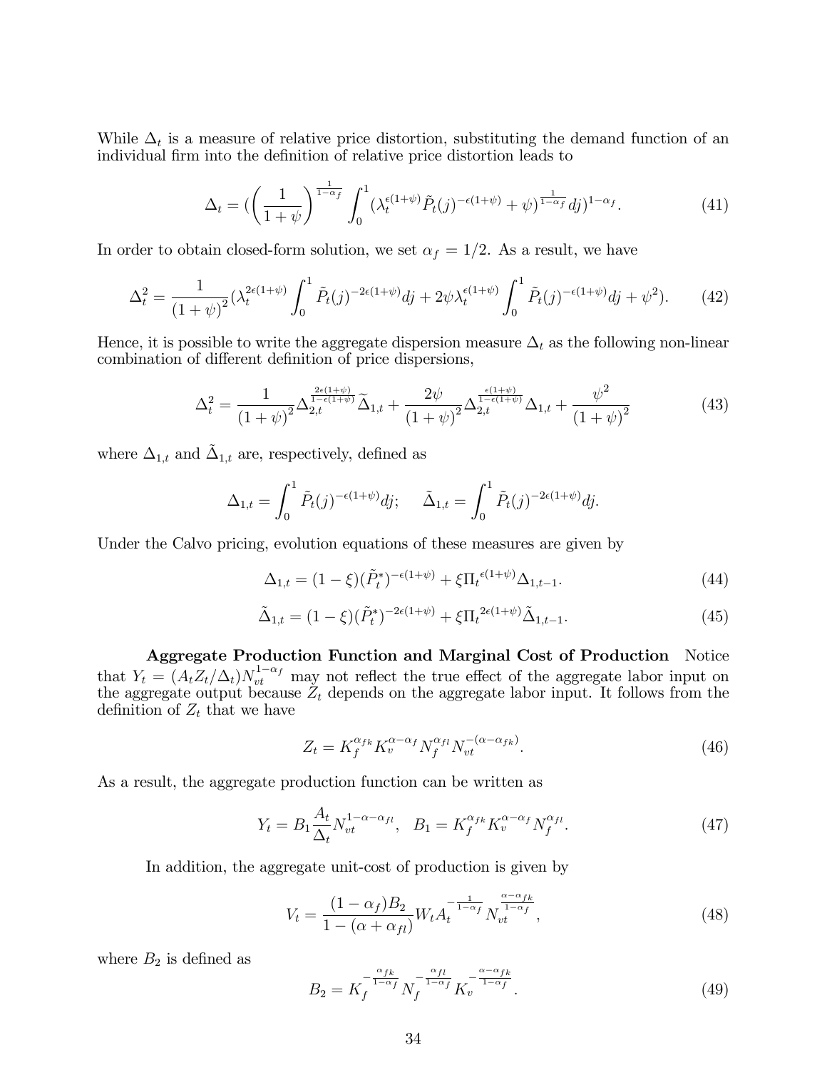While $\Delta_t$ is a measure of relative price distortion, substituting the demand function of an individual firm into the definition of relative price distortion leads to

$$\Delta_t = (\left(\frac{1}{1+\psi}\right)^{\frac{1}{1-\alpha_f}} \int_0^1 (\lambda_t^{\epsilon(1+\psi)} \tilde{P}_t(j)^{-\epsilon(1+\psi)} + \psi)^{\frac{1}{1-\alpha_f}} dj)^{1-\alpha_f}. \tag{41}$$

In order to obtain closed-form solution, we set $\alpha_f = 1/2$. As a result, we have

$$\Delta_t^2 = \frac{1}{(1+\psi)^2} (\lambda_t^{2\epsilon(1+\psi)} \int_0^1 \tilde{P}_t(j)^{-2\epsilon(1+\psi)} dj + 2\psi \lambda_t^{\epsilon(1+\psi)} \int_0^1 \tilde{P}_t(j)^{-\epsilon(1+\psi)} dj + \psi^2). \tag{42}$$

Hence, it is possible to write the aggregate dispersion measure $\Delta_t$ as the following non-linear combination of different definition of price dispersions,

$$\Delta_t^2 = \frac{1}{(1+\psi)^2} \Delta_{2,t}^{\frac{2\epsilon(1+\psi)}{1-\epsilon(1+\psi)}} \widetilde{\Delta}_{1,t} + \frac{2\psi}{(1+\psi)^2} \Delta_{2,t}^{\frac{\epsilon(1+\psi)}{1-\epsilon(1+\psi)}} \Delta_{1,t} + \frac{\psi^2}{(1+\psi)^2} \tag{43}$$

where $\Delta_{1,t}$ and $\tilde{\Delta}_{1,t}$ are, respectively, defined as

$$\Delta_{1,t} = \int_0^1 \tilde{P}_t(j)^{-\epsilon(1+\psi)} dj; \quad \tilde{\Delta}_{1,t} = \int_0^1 \tilde{P}_t(j)^{-2\epsilon(1+\psi)} dj.$$

Under the Calvo pricing, evolution equations of these measures are given by

$$\Delta_{1,t} = (1-\xi)(\tilde{P}_t^*)^{-\epsilon(1+\psi)} + \xi \Pi_t^{\epsilon(1+\psi)} \Delta_{1,t-1}. \tag{44}$$

$$\tilde{\Delta}_{1,t} = (1-\xi)(\tilde{P}_t^*)^{-2\epsilon(1+\psi)} + \xi \Pi_t^{2\epsilon(1+\psi)} \tilde{\Delta}_{1,t-1}. \tag{45}$$

**Aggregate Production Function and Marginal Cost of Production** Notice that $Y_t = (A_t Z_t / \Delta_t) N_{vt}^{1-\alpha_f}$ may not reflect the true effect of the aggregate labor input on the aggregate output because $Z_t$ depends on the aggregate labor input. It follows from the definition of $Z_t$ that we have

$$Z_t = K_f^{\alpha_{fk}} K_v^{\alpha-\alpha_f} N_f^{\alpha_{fl}} N_{vt}^{-(\alpha-\alpha_{fk})}. \tag{46}$$

As a result, the aggregate production function can be written as

$$Y_t = B_1 \frac{A_t}{\Delta_t} N_{vt}^{1-\alpha-\alpha_{fl}}, \quad B_1 = K_f^{\alpha_{fk}} K_v^{\alpha-\alpha_f} N_f^{\alpha_{fl}}. \tag{47}$$

In addition, the aggregate unit-cost of production is given by

$$V_t = \frac{(1-\alpha_f) B_2}{1-(\alpha+\alpha_{fl})} W_t A_t^{-\frac{1}{1-\alpha_f}} N_{vt}^{\frac{\alpha-\alpha_{fk}}{1-\alpha_f}}, \tag{48}$$

where $B_2$ is defined as

$$B_2 = K_f^{-\frac{\alpha_{fk}}{1-\alpha_f}} N_f^{-\frac{\alpha_{fl}}{1-\alpha_f}} K_v^{-\frac{\alpha-\alpha_{fk}}{1-\alpha_f}}. \tag{49}$$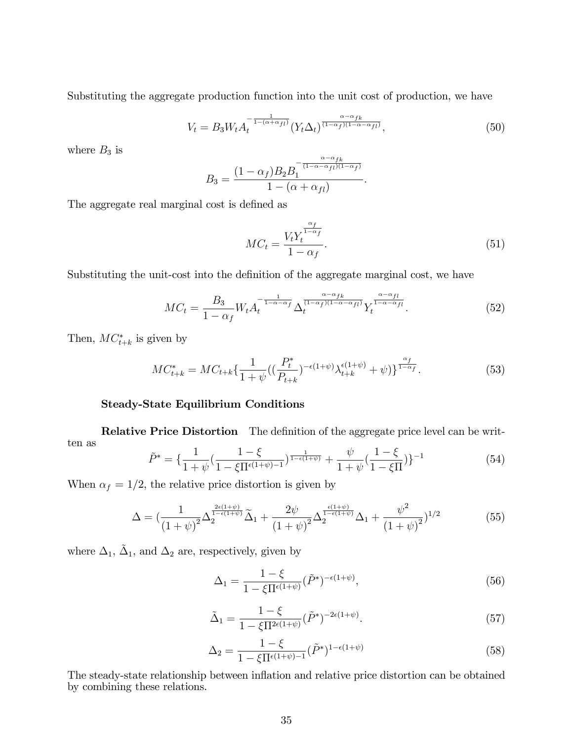Substituting the aggregate production function into the unit cost of production, we have

$$V_t = B_3 W_t A_t^{-\frac{1}{1-(\alpha+\alpha_{fl})}} (Y_t \Delta_t)^{\frac{\alpha-\alpha_{fk}}{(1-\alpha_f)(1-\alpha-\alpha_{fl})}}, \tag{50}$$

where $B_3$ is

$$B_3 = \frac{(1-\alpha_f) B_2 B_1^{-\frac{\alpha-\alpha_{fk}}{(1-\alpha-\alpha_{fl})(1-\alpha_f)}}}{1-(\alpha+\alpha_{fl})}.$$

The aggregate real marginal cost is defined as

$$MC_t = \frac{V_t Y_t^{\frac{\alpha_f}{1-\alpha_f}}}{1-\alpha_f}. \tag{51}$$

Substituting the unit-cost into the definition of the aggregate marginal cost, we have

$$MC_t = \frac{B_3}{1-\alpha_f} W_t A_t^{-\frac{1}{1-\alpha-\alpha_f}} \Delta_t^{\frac{\alpha-\alpha_{fk}}{(1-\alpha_f)(1-\alpha-\alpha_{fl})}} Y_t^{\frac{\alpha-\alpha_{fl}}{1-\alpha-\alpha_{fl}}}. \tag{52}$$

Then, $MC^*_{t+k}$ is given by

$$MC^*_{t+k} = MC_{t+k} \{ \frac{1}{1+\psi} ((\frac{P^*_t}{P_{t+k}})^{-\epsilon(1+\psi)} \lambda_{t+k}^{\epsilon(1+\psi)} + \psi) \}^{\frac{\alpha_f}{1-\alpha_f}}. \tag{53}$$

### Steady-State Equilibrium Conditions

**Relative Price Distortion** The definition of the aggregate price level can be written as

$$\tilde{P}^* = \{ \frac{1}{1+\psi} (\frac{1-\xi}{1-\xi \Pi^{\epsilon(1+\psi)-1}})^{\frac{1}{1-\epsilon(1+\psi)}} + \frac{\psi}{1+\psi} (\frac{1-\xi}{1-\xi \Pi}) \}^{-1} \tag{54}$$

When $\alpha_f = 1/2$, the relative price distortion is given by

$$\Delta = (\frac{1}{(1+\psi)^2} \Delta_2^{\frac{2\epsilon(1+\psi)}{1-\epsilon(1+\psi)}} \tilde{\Delta}_1 + \frac{2\psi}{(1+\psi)^2} \Delta_2^{\frac{\epsilon(1+\psi)}{1-\epsilon(1+\psi)}} \Delta_1 + \frac{\psi^2}{(1+\psi)^2})^{1/2} \tag{55}$$

where $\Delta_1$, $\tilde{\Delta}_1$, and $\Delta_2$ are, respectively, given by

$$\Delta_1 = \frac{1-\xi}{1-\xi \Pi^{\epsilon(1+\psi)}} (\tilde{P}^*)^{-\epsilon(1+\psi)}, \tag{56}$$

$$\tilde{\Delta}_1 = \frac{1-\xi}{1-\xi \Pi^{2\epsilon(1+\psi)}} (\tilde{P}^*)^{-2\epsilon(1+\psi)}. \tag{57}$$

$$\Delta_2 = \frac{1-\xi}{1-\xi \Pi^{\epsilon(1+\psi)-1}} (\tilde{P}^*)^{1-\epsilon(1+\psi)} \tag{58}$$

The steady-state relationship between inflation and relative price distortion can be obtained by combining these relations.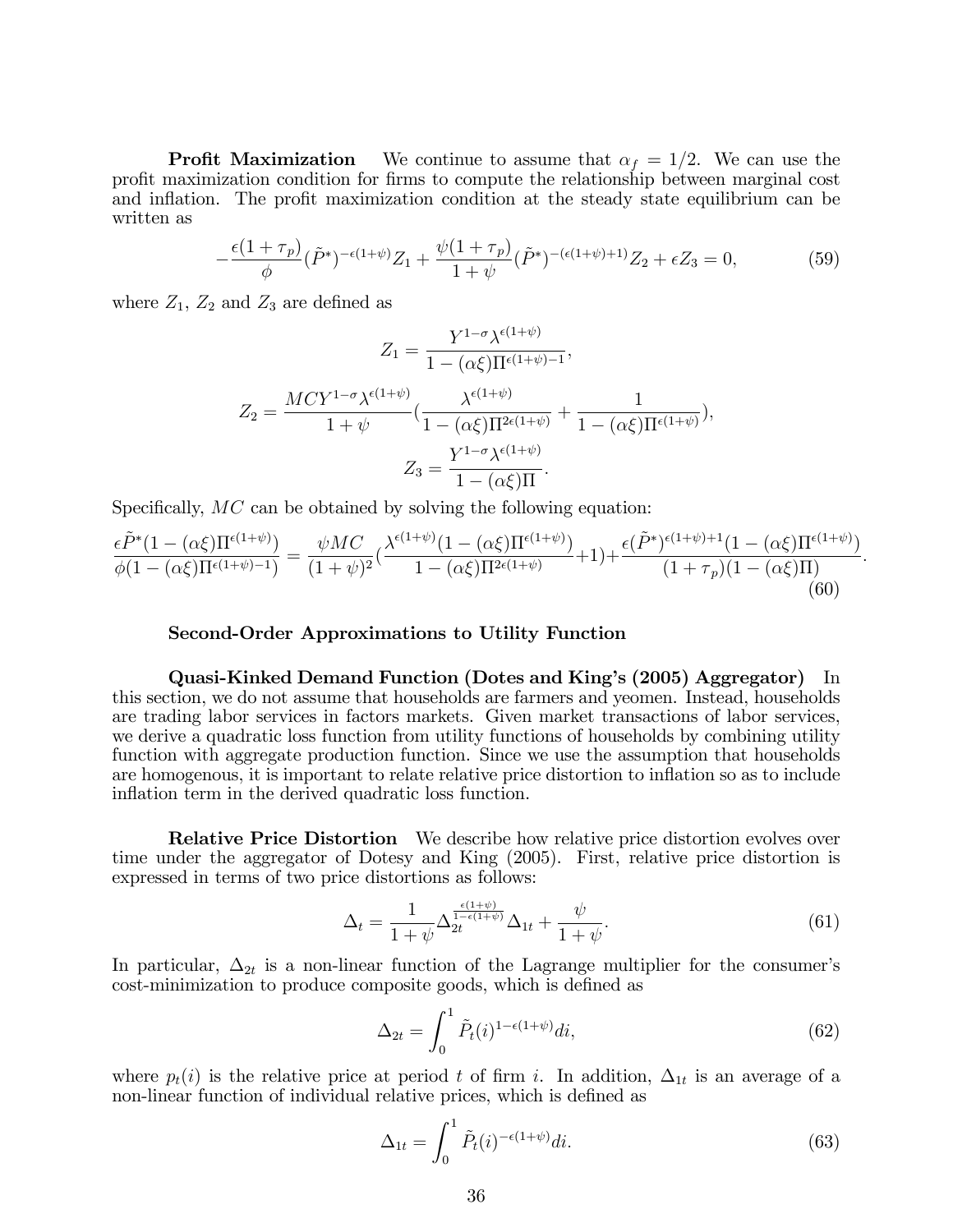**Profit Maximization** We continue to assume that $\alpha_f = 1/2$. We can use the profit maximization condition for firms to compute the relationship between marginal cost and inflation. The profit maximization condition at the steady state equilibrium can be written as

$$-\frac{\epsilon(1+\tau_p)}{\phi}(\tilde{P}^*)^{-\epsilon(1+\psi)}Z_1 + \frac{\psi(1+\tau_p)}{1+\psi}(\tilde{P}^*)^{-(\epsilon(1+\psi)+1)}Z_2 + \epsilon Z_3 = 0, \tag{59}$$

where $Z_1$, $Z_2$ and $Z_3$ are defined as

$$Z_1 = \frac{Y^{1-\sigma}\lambda^{\epsilon(1+\psi)}}{1-(\alpha\xi)\Pi^{\epsilon(1+\psi)-1}},$$

$$Z_2 = \frac{MCY^{1-\sigma}\lambda^{\epsilon(1+\psi)}}{1+\psi}\left(\frac{\lambda^{\epsilon(1+\psi)}}{1-(\alpha\xi)\Pi^{2\epsilon(1+\psi)}} + \frac{1}{1-(\alpha\xi)\Pi^{\epsilon(1+\psi)}}\right),$$

$$Z_3 = \frac{Y^{1-\sigma}\lambda^{\epsilon(1+\psi)}}{1-(\alpha\xi)\Pi}.$$

Specifically, $MC$ can be obtained by solving the following equation:

$$\frac{\epsilon\tilde{P}^*(1-(\alpha\xi)\Pi^{\epsilon(1+\psi)})}{\phi(1-(\alpha\xi)\Pi^{\epsilon(1+\psi)-1})} = \frac{\psi MC}{(1+\psi)^2}\left(\frac{\lambda^{\epsilon(1+\psi)}(1-(\alpha\xi)\Pi^{\epsilon(1+\psi)})}{1-(\alpha\xi)\Pi^{2\epsilon(1+\psi)}}+1\right)+\frac{\epsilon(\tilde{P}^*)^{\epsilon(1+\psi)+1}(1-(\alpha\xi)\Pi^{\epsilon(1+\psi)})}{(1+\tau_p)(1-(\alpha\xi)\Pi)}. \tag{60}$$

### Second-Order Approximations to Utility Function

**Quasi-Kinked Demand Function (Dotes and King's (2005) Aggregator)** In this section, we do not assume that households are farmers and yeomen. Instead, households are trading labor services in factors markets. Given market transactions of labor services, we derive a quadratic loss function from utility functions of households by combining utility function with aggregate production function. Since we use the assumption that households are homogenous, it is important to relate relative price distortion to inflation so as to include inflation term in the derived quadratic loss function.

**Relative Price Distortion** We describe how relative price distortion evolves over time under the aggregator of Dotesy and King (2005). First, relative price distortion is expressed in terms of two price distortions as follows:

$$\Delta_t = \frac{1}{1+\psi}\Delta_{2t}^{\frac{\epsilon(1+\psi)}{1-\epsilon(1+\psi)}}\Delta_{1t} + \frac{\psi}{1+\psi}. \tag{61}$$

In particular, $\Delta_{2t}$ is a non-linear function of the Lagrange multiplier for the consumer's cost-minimization to produce composite goods, which is defined as

$$\Delta_{2t} = \int_0^1 \tilde{P}_t(i)^{1-\epsilon(1+\psi)}di, \tag{62}$$

where $p_t(i)$ is the relative price at period $t$ of firm $i$. In addition, $\Delta_{1t}$ is an average of a non-linear function of individual relative prices, which is defined as

$$\Delta_{1t} = \int_0^1 \tilde{P}_t(i)^{-\epsilon(1+\psi)}di. \tag{63}$$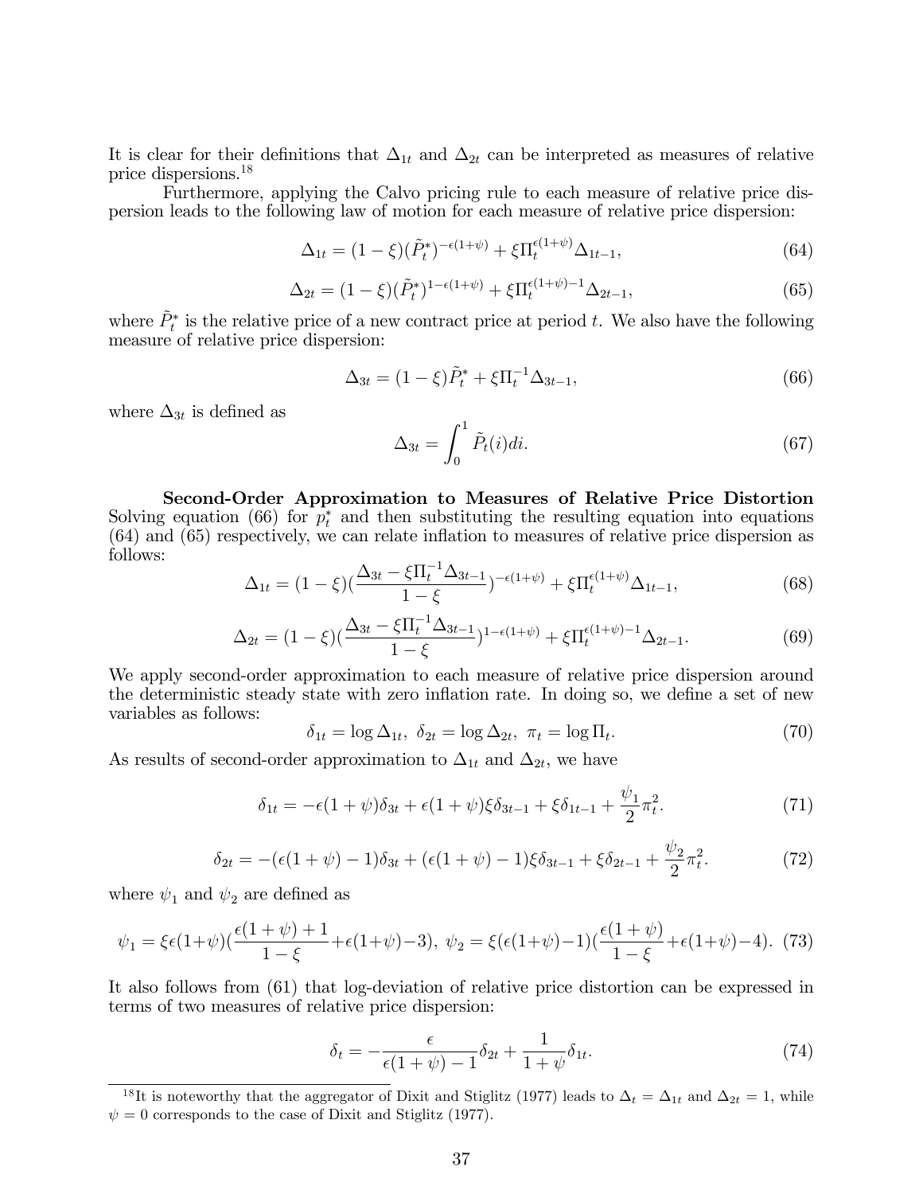It is clear for their definitions that $\Delta_{1t}$ and $\Delta_{2t}$ can be interpreted as measures of relative price dispersions.[18]

Furthermore, applying the Calvo pricing rule to each measure of relative price dispersion leads to the following law of motion for each measure of relative price dispersion:

$$\Delta_{1t} = (1-\xi)(\tilde{P}_t^*)^{-\epsilon(1+\psi)} + \xi \Pi_t^{\epsilon(1+\psi)} \Delta_{1t-1}, \tag{64}$$

$$\Delta_{2t} = (1-\xi)(\tilde{P}_t^*)^{1-\epsilon(1+\psi)} + \xi \Pi_t^{\epsilon(1+\psi)-1} \Delta_{2t-1}, \tag{65}$$

where $\tilde{P}_t^*$ is the relative price of a new contract price at period $t$. We also have the following measure of relative price dispersion:

$$\Delta_{3t} = (1-\xi)\tilde{P}_t^* + \xi \Pi_t^{-1} \Delta_{3t-1}, \tag{66}$$

where $\Delta_{3t}$ is defined as

$$\Delta_{3t} = \int_0^1 \tilde{P}_t(i) di. \tag{67}$$

**Second-Order Approximation to Measures of Relative Price Distortion** Solving equation (66) for $p_t^*$ and then substituting the resulting equation into equations (64) and (65) respectively, we can relate inflation to measures of relative price dispersion as follows:

$$\Delta_{1t} = (1-\xi)(\frac{\Delta_{3t} - \xi \Pi_t^{-1} \Delta_{3t-1}}{1-\xi})^{-\epsilon(1+\psi)} + \xi \Pi_t^{\epsilon(1+\psi)} \Delta_{1t-1}, \tag{68}$$

$$\Delta_{2t} = (1-\xi)(\frac{\Delta_{3t} - \xi \Pi_t^{-1} \Delta_{3t-1}}{1-\xi})^{1-\epsilon(1+\psi)} + \xi \Pi_t^{\epsilon(1+\psi)-1} \Delta_{2t-1}. \tag{69}$$

We apply second-order approximation to each measure of relative price dispersion around the deterministic steady state with zero inflation rate. In doing so, we define a set of new variables as follows:

$$\delta_{1t} = \log \Delta_{1t}, \ \delta_{2t} = \log \Delta_{2t}, \ \pi_t = \log \Pi_t. \tag{70}$$

As results of second-order approximation to $\Delta_{1t}$ and $\Delta_{2t}$, we have

$$\delta_{1t} = -\epsilon(1+\psi)\delta_{3t} + \epsilon(1+\psi)\xi\delta_{3t-1} + \xi\delta_{1t-1} + \frac{\psi_1}{2}\pi_t^2. \tag{71}$$

$$\delta_{2t} = -(\epsilon(1+\psi)-1)\delta_{3t} + (\epsilon(1+\psi)-1)\xi\delta_{3t-1} + \xi\delta_{2t-1} + \frac{\psi_2}{2}\pi_t^2. \tag{72}$$

where $\psi_1$ and $\psi_2$ are defined as

$$\psi_1 = \xi\epsilon(1+\psi)(\frac{\epsilon(1+\psi)+1}{1-\xi} + \epsilon(1+\psi) - 3), \ \psi_2 = \xi(\epsilon(1+\psi)-1)(\frac{\epsilon(1+\psi)}{1-\xi} + \epsilon(1+\psi) - 4). \tag{73}$$

It also follows from (61) that log-deviation of relative price distortion can be expressed in terms of two measures of relative price dispersion:

$$\delta_t = -\frac{\epsilon}{\epsilon(1+\psi)-1}\delta_{2t} + \frac{1}{1+\psi}\delta_{1t}. \tag{74}$$

[18] It is noteworthy that the aggregator of Dixit and Stiglitz (1977) leads to $\Delta_t = \Delta_{1t}$ and $\Delta_{2t} = 1$, while $\psi = 0$ corresponds to the case of Dixit and Stiglitz (1977).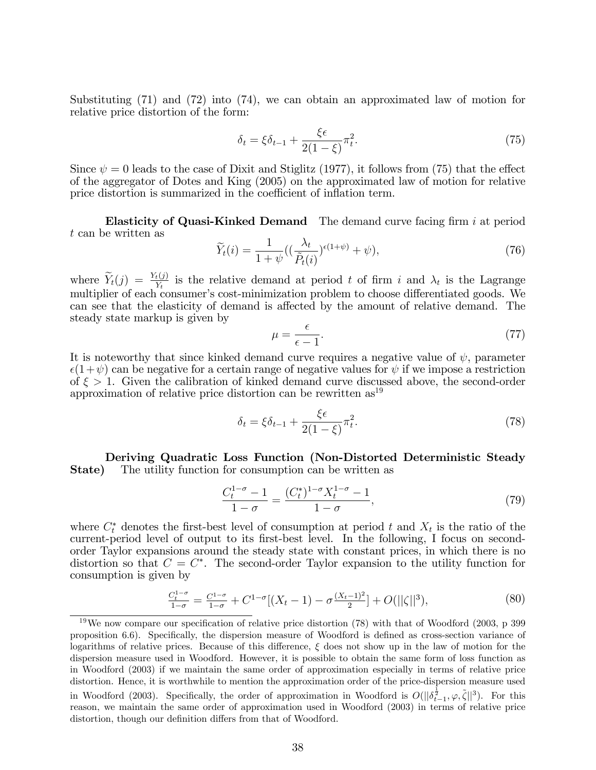Substituting (71) and (72) into (74), we can obtain an approximated law of motion for relative price distortion of the form:

$$\delta_t = \xi \delta_{t-1} + \frac{\xi \epsilon}{2(1-\xi)} \pi_t^2. \tag{75}$$

Since $\psi = 0$ leads to the case of Dixit and Stiglitz (1977), it follows from (75) that the effect of the aggregator of Dotes and King (2005) on the approximated law of motion for relative price distortion is summarized in the coefficient of inflation term.

**Elasticity of Quasi-Kinked Demand** The demand curve facing firm $i$ at period $t$ can be written as

$$\widetilde{Y}_t(i) = \frac{1}{1+\psi}\left(\left(\frac{\lambda_t}{\tilde{P}_t(i)}\right)^{\epsilon(1+\psi)} + \psi\right), \tag{76}$$

where $\widetilde{Y}_t(j) = \frac{Y_t(j)}{Y_t}$ is the relative demand at period $t$ of firm $i$ and $\lambda_t$ is the Lagrange multiplier of each consumer's cost-minimization problem to choose differentiated goods. We can see that the elasticity of demand is affected by the amount of relative demand. The steady state markup is given by

$$\mu = \frac{\epsilon}{\epsilon - 1}. \tag{77}$$

It is noteworthy that since kinked demand curve requires a negative value of $\psi$, parameter $\epsilon(1+\psi)$ can be negative for a certain range of negative values for $\psi$ if we impose a restriction of $\xi > 1$. Given the calibration of kinked demand curve discussed above, the second-order approximation of relative price distortion can be rewritten as[19]

$$\delta_t = \xi \delta_{t-1} + \frac{\xi \epsilon}{2(1-\xi)} \pi_t^2. \tag{78}$$

**Deriving Quadratic Loss Function (Non-Distorted Deterministic Steady State)** The utility function for consumption can be written as

$$\frac{C_t^{1-\sigma} - 1}{1-\sigma} = \frac{(C_t^*)^{1-\sigma} X_t^{1-\sigma} - 1}{1-\sigma}, \tag{79}$$

where $C_t^*$ denotes the first-best level of consumption at period $t$ and $X_t$ is the ratio of the current-period level of output to its first-best level. In the following, I focus on second-order Taylor expansions around the steady state with constant prices, in which there is no distortion so that $C = C^*$. The second-order Taylor expansion to the utility function for consumption is given by

$$\frac{C_t^{1-\sigma}}{1-\sigma} = \frac{C^{1-\sigma}}{1-\sigma} + C^{1-\sigma}\left[(X_t - 1) - \sigma \frac{(X_t-1)^2}{2}\right] + O(||\zeta||^3), \tag{80}$$

[19] We now compare our specification of relative price distortion (78) with that of Woodford (2003, p 399 proposition 6.6). Specifically, the dispersion measure of Woodford is defined as cross-section variance of logarithms of relative prices. Because of this difference, $\xi$ does not show up in the law of motion for the dispersion measure used in Woodford. However, it is possible to obtain the same form of loss function as in Woodford (2003) if we maintain the same order of approximation especially in terms of relative price distortion. Hence, it is worthwhile to mention the approximation order of the price-dispersion measure used in Woodford (2003). Specifically, the order of approximation in Woodford is $O(||\delta_{t-1}^{\frac{1}{2}}, \varphi, \tilde{\zeta}||^3)$. For this reason, we maintain the same order of approximation used in Woodford (2003) in terms of relative price distortion, though our definition differs from that of Woodford.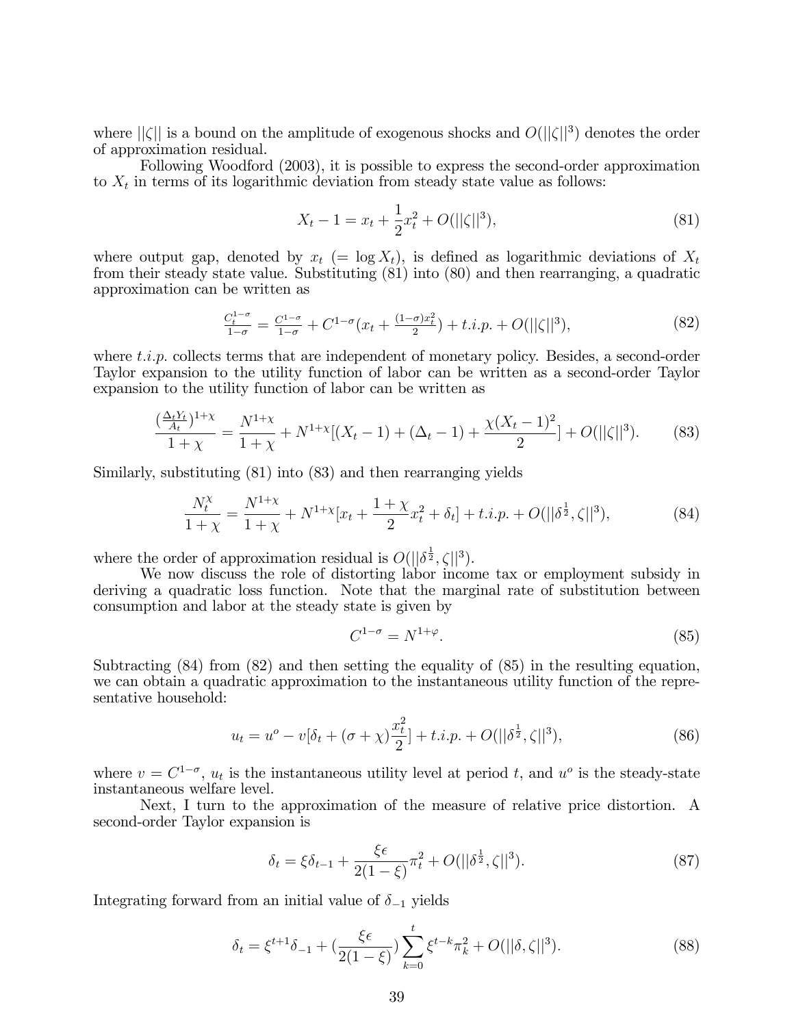where $||\zeta||$ is a bound on the amplitude of exogenous shocks and $O(||\zeta||^3)$ denotes the order of approximation residual.

Following Woodford (2003), it is possible to express the second-order approximation to $X_t$ in terms of its logarithmic deviation from steady state value as follows:

$$X_t - 1 = x_t + \frac{1}{2}x_t^2 + O(||\zeta||^3), \tag{81}$$

where output gap, denoted by $x_t$ $(= \log X_t)$, is defined as logarithmic deviations of $X_t$ from their steady state value. Substituting (81) into (80) and then rearranging, a quadratic approximation can be written as

$$\frac{C_t^{1-\sigma}}{1-\sigma} = \frac{C^{1-\sigma}}{1-\sigma} + C^{1-\sigma}(x_t + \frac{(1-\sigma)x_t^2}{2}) + t.i.p. + O(||\zeta||^3), \tag{82}$$

where $t.i.p.$ collects terms that are independent of monetary policy. Besides, a second-order Taylor expansion to the utility function of labor can be written as a second-order Taylor expansion to the utility function of labor can be written as

$$\frac{(\frac{\Delta_t Y_t}{A_t})^{1+\chi}}{1+\chi} = \frac{N^{1+\chi}}{1+\chi} + N^{1+\chi}[(X_t - 1) + (\Delta_t - 1) + \frac{\chi(X_t-1)^2}{2}] + O(||\zeta||^3). \tag{83}$$

Similarly, substituting (81) into (83) and then rearranging yields

$$\frac{N_t^{\chi}}{1+\chi} = \frac{N^{1+\chi}}{1+\chi} + N^{1+\chi}[x_t + \frac{1+\chi}{2}x_t^2 + \delta_t] + t.i.p. + O(||\delta^{\frac{1}{2}}, \zeta||^3), \tag{84}$$

where the order of approximation residual is $O(||\delta^{\frac{1}{2}}, \zeta||^3)$.

We now discuss the role of distorting labor income tax or employment subsidy in deriving a quadratic loss function. Note that the marginal rate of substitution between consumption and labor at the steady state is given by

$$C^{1-\sigma} = N^{1+\varphi}. \tag{85}$$

Subtracting (84) from (82) and then setting the equality of (85) in the resulting equation, we can obtain a quadratic approximation to the instantaneous utility function of the representative household:

$$u_t = u^o - v[\delta_t + (\sigma + \chi)\frac{x_t^2}{2}] + t.i.p. + O(||\delta^{\frac{1}{2}}, \zeta||^3), \tag{86}$$

where $v = C^{1-\sigma}$, $u_t$ is the instantaneous utility level at period $t$, and $u^o$ is the steady-state instantaneous welfare level.

Next, I turn to the approximation of the measure of relative price distortion. A second-order Taylor expansion is

$$\delta_t = \xi\delta_{t-1} + \frac{\xi\epsilon}{2(1-\xi)}\pi_t^2 + O(||\delta^{\frac{1}{2}}, \zeta||^3). \tag{87}$$

Integrating forward from an initial value of $\delta_{-1}$ yields

$$\delta_t = \xi^{t+1}\delta_{-1} + (\frac{\xi\epsilon}{2(1-\xi)})\sum_{k=0}^{t}\xi^{t-k}\pi_k^2 + O(||\delta, \zeta||^3). \tag{88}$$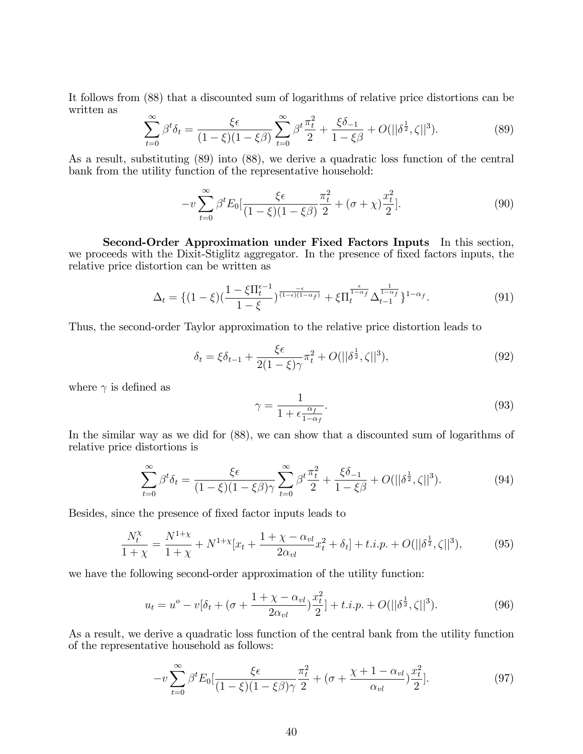It follows from (88) that a discounted sum of logarithms of relative price distortions can be written as

$$\sum_{t=0}^{\infty}\beta^t\delta_t = \frac{\xi\epsilon}{(1-\xi)(1-\xi\beta)}\sum_{t=0}^{\infty}\beta^t\frac{\pi_t^2}{2} + \frac{\xi\delta_{-1}}{1-\xi\beta} + O(||\delta^{\frac{1}{2}},\zeta||^3). \tag{89}$$

As a result, substituting (89) into (88), we derive a quadratic loss function of the central bank from the utility function of the representative household:

$$-v\sum_{t=0}^{\infty}\beta^t E_0[\frac{\xi\epsilon}{(1-\xi)(1-\xi\beta)}\frac{\pi_t^2}{2} + (\sigma+\chi)\frac{x_t^2}{2}]. \tag{90}$$

**Second-Order Approximation under Fixed Factors Inputs** In this section, we proceeds with the Dixit-Stiglitz aggregator. In the presence of fixed factors inputs, the relative price distortion can be written as

$$\Delta_t = \{(1-\xi)(\frac{1-\xi\Pi_t^{\epsilon-1}}{1-\xi})^{\frac{-\epsilon}{(1-\epsilon)(1-\alpha_f)}} + \xi\Pi_t^{\frac{\epsilon}{1-\alpha_f}}\Delta_{t-1}^{\frac{1}{1-\alpha_f}}\}^{1-\alpha_f}. \tag{91}$$

Thus, the second-order Taylor approximation to the relative price distortion leads to

$$\delta_t = \xi\delta_{t-1} + \frac{\xi\epsilon}{2(1-\xi)\gamma}\pi_t^2 + O(||\delta^{\frac{1}{2}},\zeta||^3), \tag{92}$$

where $\gamma$ is defined as

$$\gamma = \frac{1}{1+\epsilon\frac{\alpha_f}{1-\alpha_f}}. \tag{93}$$

In the similar way as we did for (88), we can show that a discounted sum of logarithms of relative price distortions is

$$\sum_{t=0}^{\infty}\beta^t\delta_t = \frac{\xi\epsilon}{(1-\xi)(1-\xi\beta)\gamma}\sum_{t=0}^{\infty}\beta^t\frac{\pi_t^2}{2} + \frac{\xi\delta_{-1}}{1-\xi\beta} + O(||\delta^{\frac{1}{2}},\zeta||^3). \tag{94}$$

Besides, since the presence of fixed factor inputs leads to

$$\frac{N_t^{\chi}}{1+\chi} = \frac{N^{1+\chi}}{1+\chi} + N^{1+\chi}[x_t + \frac{1+\chi-\alpha_{vl}}{2\alpha_{vl}}x_t^2 + \delta_t] + t.i.p. + O(||\delta^{\frac{1}{2}},\zeta||^3), \tag{95}$$

we have the following second-order approximation of the utility function:

$$u_t = u^o - v[\delta_t + (\sigma + \frac{1+\chi-\alpha_{vl}}{2\alpha_{vl}})\frac{x_t^2}{2}] + t.i.p. + O(||\delta^{\frac{1}{2}},\zeta||^3). \tag{96}$$

As a result, we derive a quadratic loss function of the central bank from the utility function of the representative household as follows:

$$-v\sum_{t=0}^{\infty}\beta^t E_0[\frac{\xi\epsilon}{(1-\xi)(1-\xi\beta)\gamma}\frac{\pi_t^2}{2} + (\sigma + \frac{\chi+1-\alpha_{vl}}{\alpha_{vl}})\frac{x_t^2}{2}]. \tag{97}$$